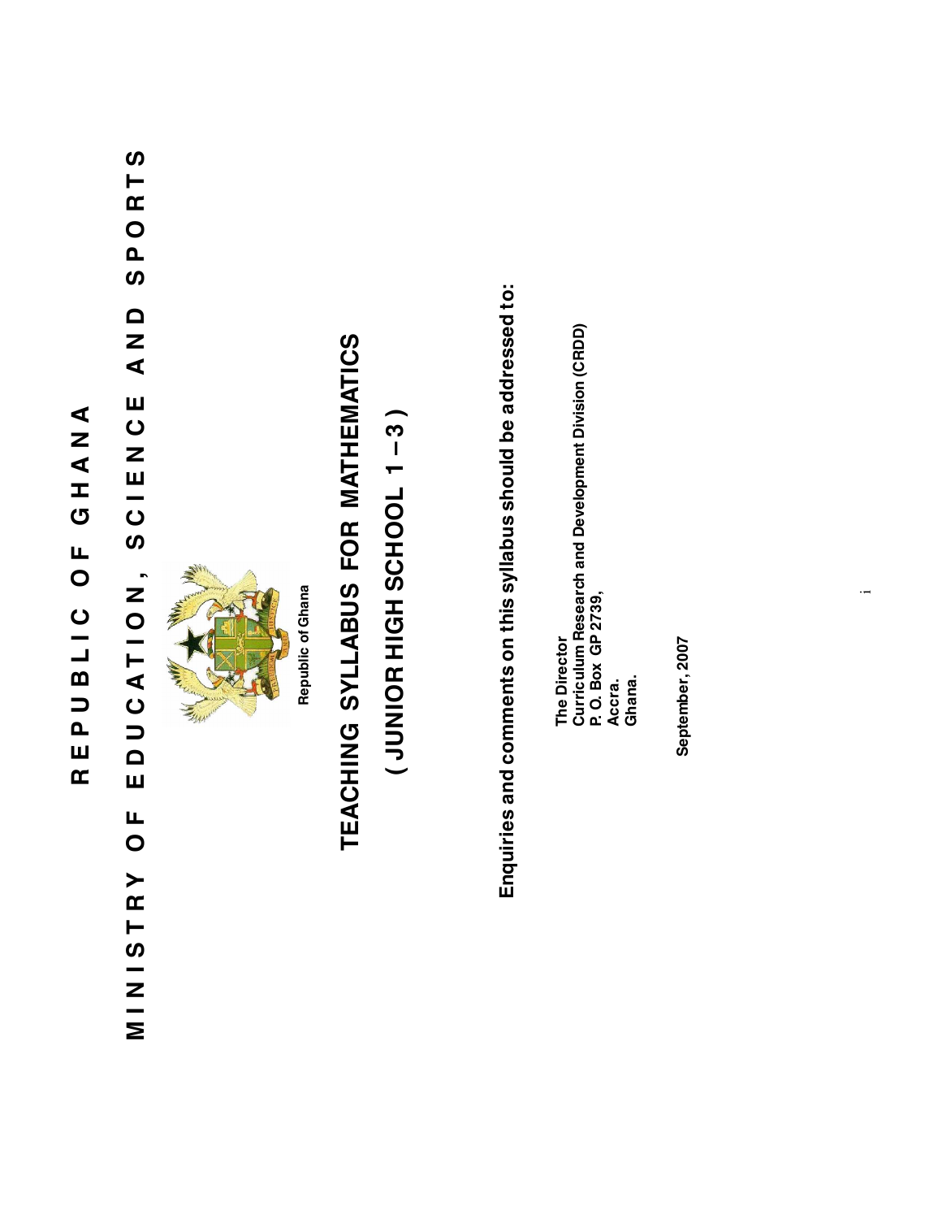# REPUBLIC OF GHANA

# MINISTRY OF EDUCATION, SCIENCE AND SPORTS

Republic of Ghana

## TEACHING SYLLABUS FOR MATHEMATICS

## ( JUNIOR HIGH SCHOOL 1 – 3 )

**Enquiries and comments on this syllabus should be addressed to:**

**The Director**
**Curriculum Research and Development Division (CRDD)**
**P. O. Box GP 2739,**
**Accra.**
**Ghana.**

**September, 2007**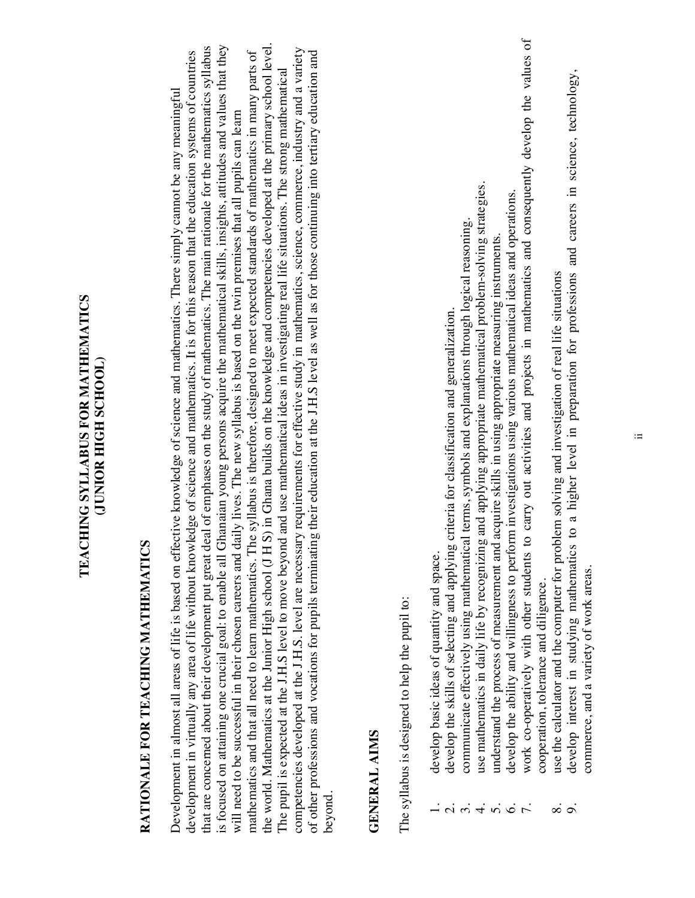# TEACHING SYLLABUS FOR MATHEMATICS
## (JUNIOR HIGH SCHOOL)

## RATIONALE FOR TEACHING MATHEMATICS

Development in almost all areas of life is based on effective knowledge of science and mathematics. There simply cannot be any meaningful development in virtually any area of life without knowledge of science and mathematics. It is for this reason that the education systems of countries that are concerned about their development put great deal of emphases on the study of mathematics. The main rationale for the mathematics syllabus is focused on attaining one crucial goal: to enable all Ghanaian young persons acquire the mathematical skills, insights, attitudes and values that they will need to be successful in their chosen careers and daily lives. The new syllabus is based on the twin premises that all pupils can learn mathematics and that all need to learn mathematics. The syllabus is therefore, designed to meet expected standards of mathematics in many parts of the world. Mathematics at the Junior High school (J H S) in Ghana builds on the knowledge and competencies developed at the primary school level. The pupil is expected at the J.H.S level to move beyond and use mathematical ideas in investigating real life situations. The strong mathematical competencies developed at the J.H.S. level are necessary requirements for effective study in mathematics, science, commerce, industry and a variety of other professions and vocations for pupils terminating their education at the J.H.S level as well as for those continuing into tertiary education and beyond.

## GENERAL AIMS

The syllabus is designed to help the pupil to:

1. develop basic ideas of quantity and space.
2. develop the skills of selecting and applying criteria for classification and generalization.
3. communicate effectively using mathematical terms, symbols and explanations through logical reasoning.
4. use mathematics in daily life by recognizing and applying appropriate mathematical problem-solving strategies.
5. understand the process of measurement and acquire skills in using appropriate measuring instruments.
6. develop the ability and willingness to perform investigations using various mathematical ideas and operations.
7. work co-operatively with other students to carry out activities and projects in mathematics and consequently develop the values of cooperation, tolerance and diligence.
8. use the calculator and the computer for problem solving and investigation of real life situations
9. develop interest in studying mathematics to a higher level in preparation for professions and careers in science, technology, commerce, and a variety of work areas.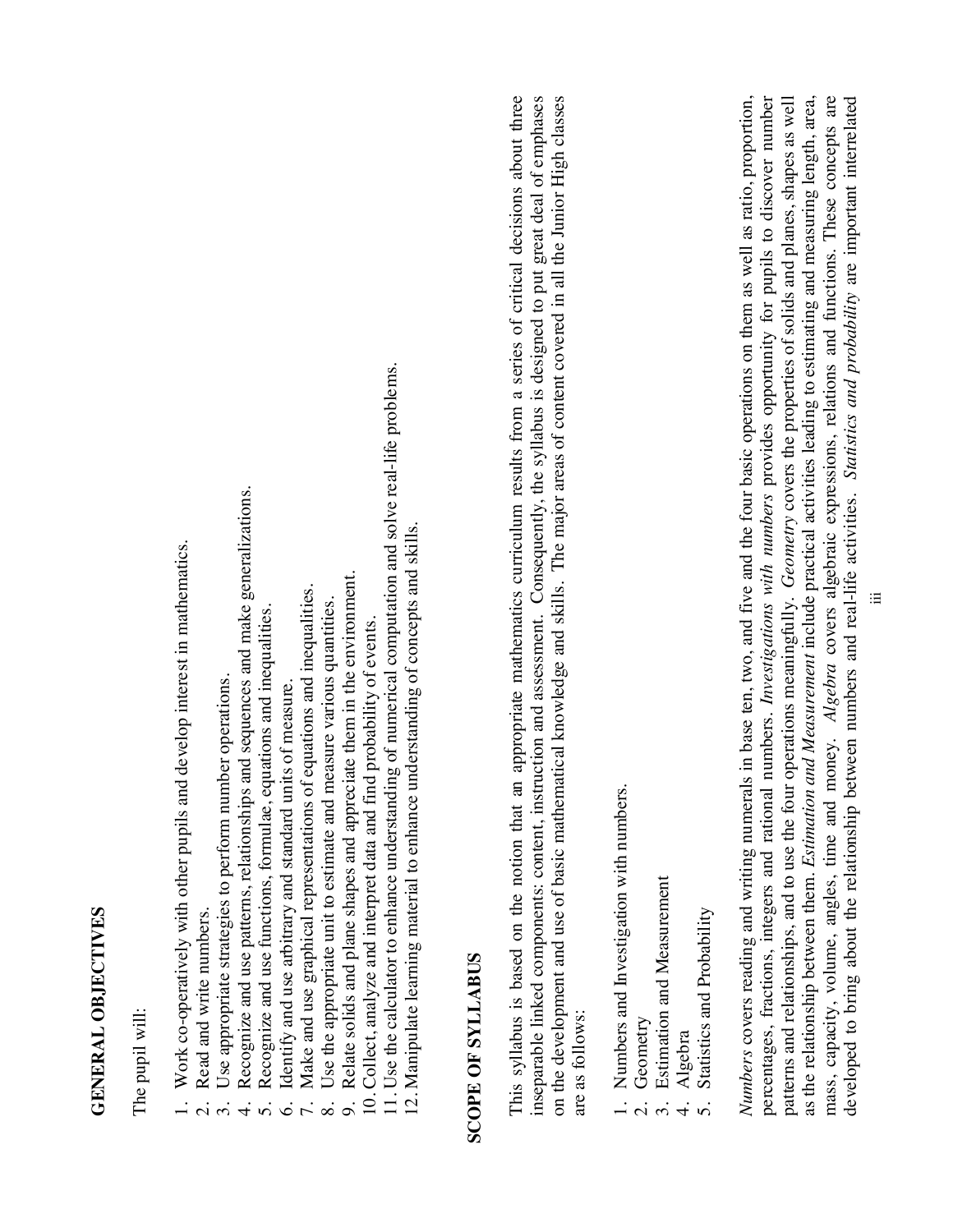## GENERAL OBJECTIVES

The pupil will:

1. Work co-operatively with other pupils and develop interest in mathematics.
2. Read and write numbers.
3. Use appropriate strategies to perform number operations.
4. Recognize and use patterns, relationships and sequences and make generalizations.
5. Recognize and use functions, formulae, equations and inequalities.
6. Identify and use arbitrary and standard units of measure.
7. Make and use graphical representations of equations and inequalities.
8. Use the appropriate unit to estimate and measure various quantities.
9. Relate solids and plane shapes and appreciate them in the environment.
10. Collect, analyze and interpret data and find probability of events.
11. Use the calculator to enhance understanding of numerical computation and solve real-life problems.
12. Manipulate learning material to enhance understanding of concepts and skills.

## SCOPE OF SYLLABUS

This syllabus is based on the notion that an appropriate mathematics curriculum results from a series of critical decisions about three inseparable linked components: content, instruction and assessment. Consequently, the syllabus is designed to put great deal of emphases on the development and use of basic mathematical knowledge and skills. The major areas of content covered in all the Junior High classes are as follows:

1. Numbers and Investigation with numbers.
2. Geometry
3. Estimation and Measurement
4. Algebra
5. Statistics and Probability

*Numbers* covers reading and writing numerals in base ten, two, and five and the four basic operations on them as well as ratio, proportion, percentages, fractions, integers and rational numbers. *Investigations with numbers* provides opportunity for pupils to discover number patterns and relationships, and to use the four operations meaningfully. *Geometry* covers the properties of solids and planes, shapes as well as the relationship between them. *Estimation and Measurement* include practical activities leading to estimating and measuring length, area, mass, capacity, volume, angles, time and money. *Algebra* covers algebraic expressions, relations and functions. These concepts are developed to bring about the relationship between numbers and real-life activities. *Statistics and probability* are important interrelated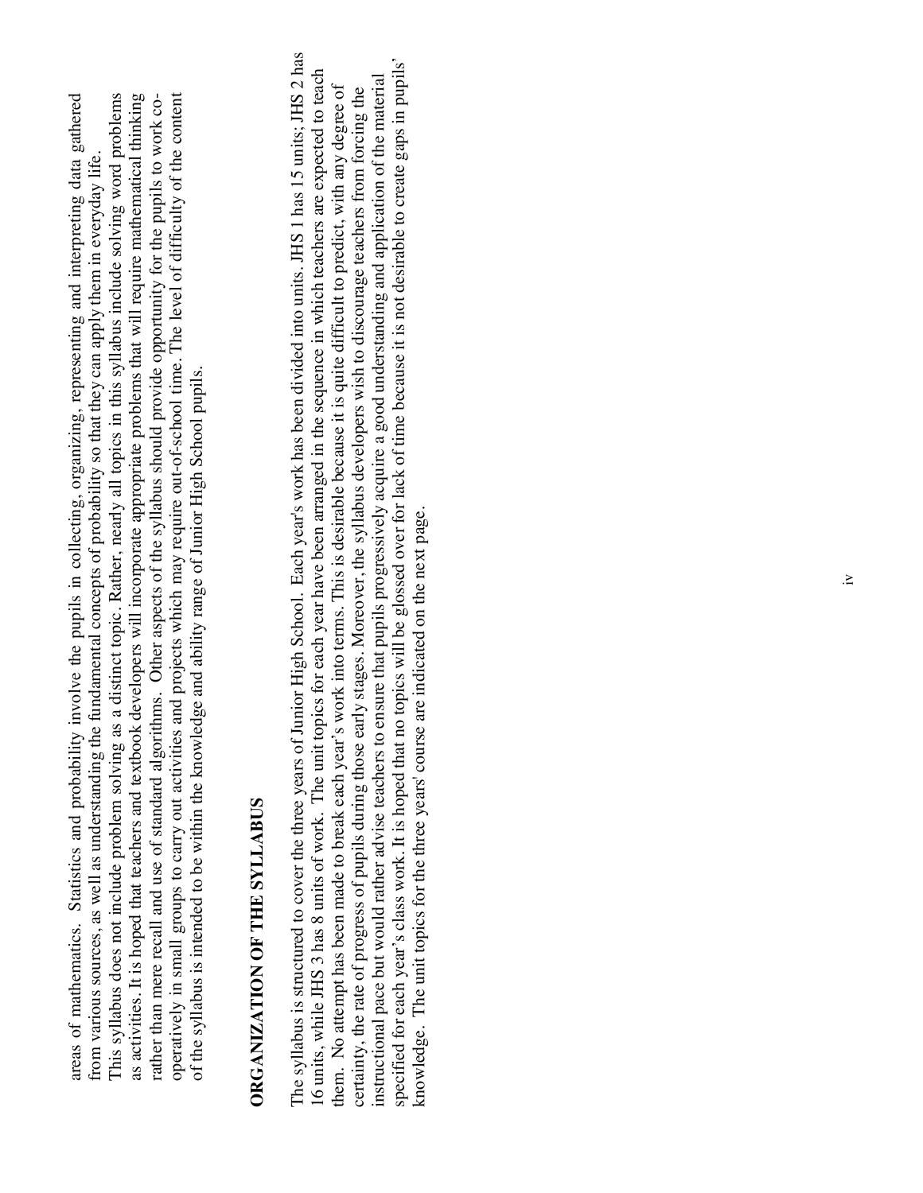areas of mathematics. Statistics and probability involve the pupils in collecting, organizing, representing and interpreting data gathered from various sources, as well as understanding the fundamental concepts of probability so that they can apply them in everyday life.

This syllabus does not include problem solving as a distinct topic. Rather, nearly all topics in this syllabus include solving word problems as activities. It is hoped that teachers and textbook developers will incorporate appropriate problems that will require mathematical thinking rather than mere recall and use of standard algorithms. Other aspects of the syllabus should provide opportunity for the pupils to work co-operatively in small groups to carry out activities and projects which may require out-of-school time. The level of difficulty of the content of the syllabus is intended to be within the knowledge and ability range of Junior High School pupils.

## ORGANIZATION OF THE SYLLABUS

The syllabus is structured to cover the three years of Junior High School. Each year's work has been divided into units. JHS 1 has 15 units; JHS 2 has 16 units, while JHS 3 has 8 units of work. The unit topics for each year have been arranged in the sequence in which teachers are expected to teach them. No attempt has been made to break each year's work into terms. This is desirable because it is quite difficult to predict, with any degree of certainty, the rate of progress of pupils during those early stages. Moreover, the syllabus developers wish to discourage teachers from forcing the instructional pace but would rather advise teachers to ensure that pupils progressively acquire a good understanding and application of the material specified for each year's class work. It is hoped that no topics will be glossed over for lack of time because it is not desirable to create gaps in pupils' knowledge. The unit topics for the three years' course are indicated on the next page.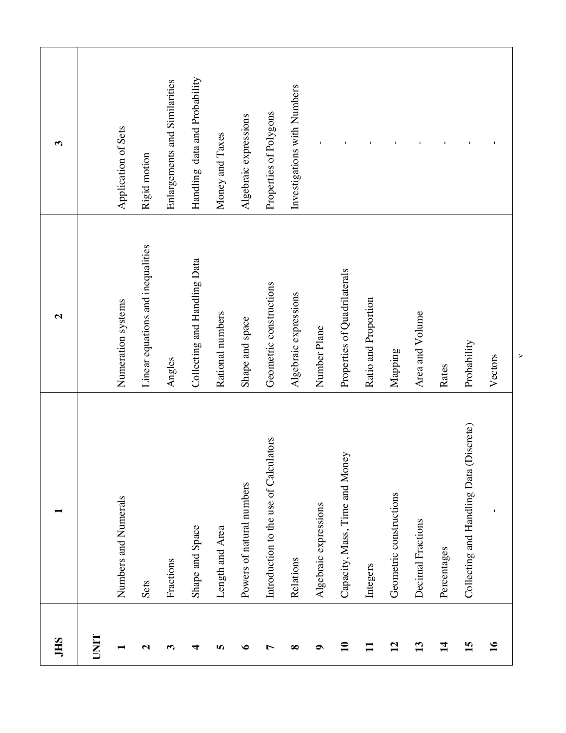| JHS | 1 | 2 | 3 |
|---|---|---|---|
| **UNIT** | | | |
| **1** | Numbers and Numerals | Numeration systems | Application of Sets |
| **2** | Sets | Linear equations and inequalities | Rigid motion |
| **3** | Fractions | Angles | Enlargements and Similarities |
| **4** | Shape and Space | Collecting and Handling Data | Handling data and Probability |
| **5** | Length and Area | Rational numbers | Money and Taxes |
| **6** | Powers of natural numbers | Shape and space | Algebraic expressions |
| **7** | Introduction to the use of Calculators | Geometric constructions | Properties of Polygons |
| **8** | Relations | Algebraic expressions | Investigations with Numbers |
| **9** | Algebraic expressions | Number Plane | - |
| **10** | Capacity, Mass, Time and Money | Properties of Quadrilaterals | - |
| **11** | Integers | Ratio and Proportion | - |
| **12** | Geometric constructions | Mapping | - |
| **13** | Decimal Fractions | Area and Volume | - |
| **14** | Percentages | Rates | - |
| **15** | Collecting and Handling Data (Discrete) | Probability | - |
| **16** | - | Vectors | - |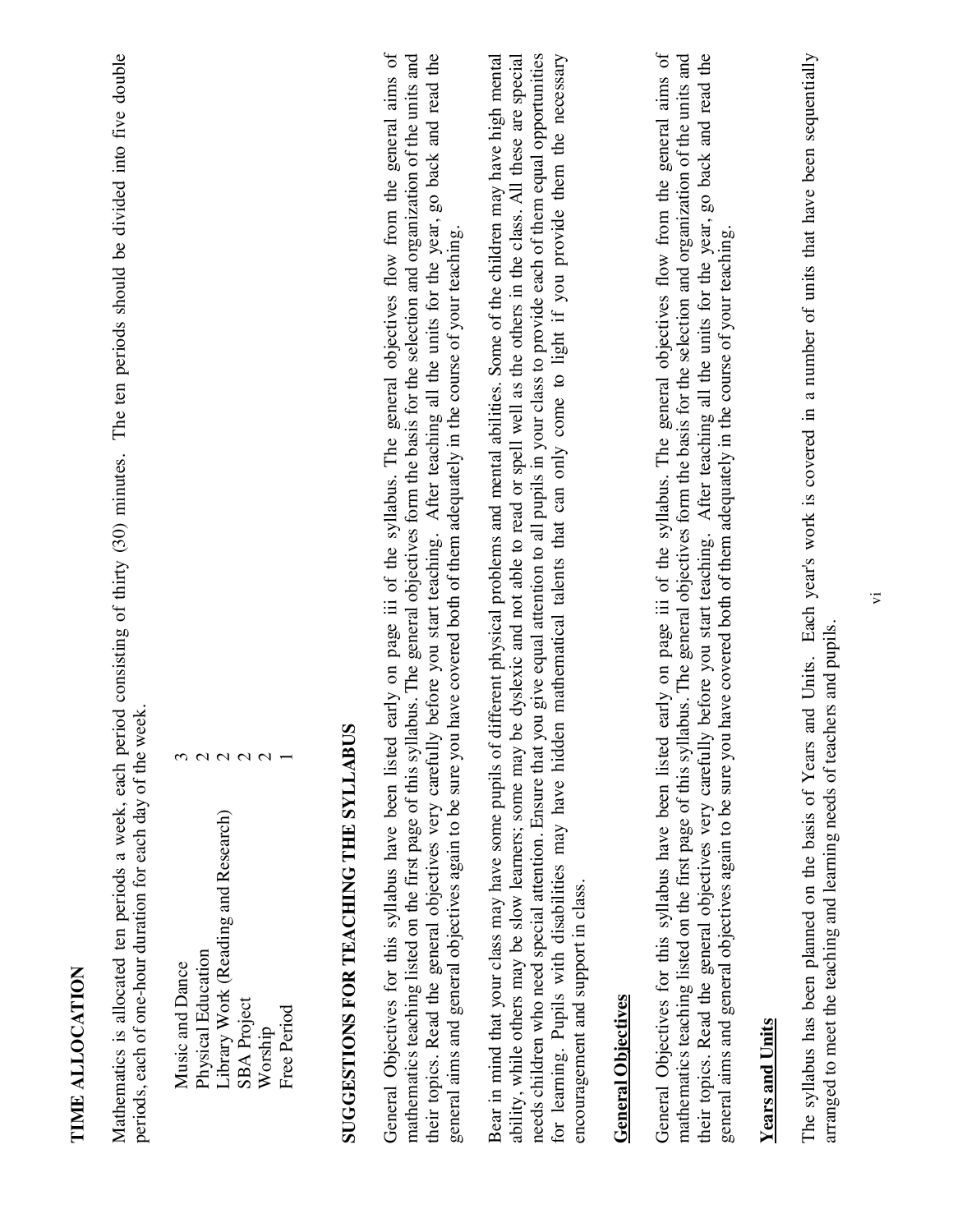## TIME ALLOCATION

Mathematics is allocated ten periods a week, each period consisting of thirty (30) minutes. The ten periods should be divided into five double periods, each of one-hour duration for each day of the week.

| | |
|---|---|
| Music and Dance | 3 |
| Physical Education | 2 |
| Library Work (Reading and Research) | 2 |
| SBA Project | 2 |
| Worship | 2 |
| Free Period | 1 |

## SUGGESTIONS FOR TEACHING THE SYLLABUS

General Objectives for this syllabus have been listed early on page iii of the syllabus. The general objectives flow from the general aims of mathematics teaching listed on the first page of this syllabus. The general objectives form the basis for the selection and organization of the units and their topics. Read the general objectives very carefully before you start teaching. After teaching all the units for the year, go back and read the general aims and general objectives again to be sure you have covered both of them adequately in the course of your teaching.

Bear in mind that your class may have some pupils of different physical problems and mental abilities. Some of the children may have high mental ability, while others may be slow learners; some may be dyslexic and not able to read or spell well as the others in the class. All these are special needs children who need special attention. Ensure that you give equal attention to all pupils in your class to provide each of them equal opportunities for learning. Pupils with disabilities may have hidden mathematical talents that can only come to light if you provide them the necessary encouragement and support in class.

### General Objectives

General Objectives for this syllabus have been listed early on page iii of the syllabus. The general objectives flow from the general aims of mathematics teaching listed on the first page of this syllabus. The general objectives form the basis for the selection and organization of the units and their topics. Read the general objectives very carefully before you start teaching. After teaching all the units for the year, go back and read the general aims and general objectives again to be sure you have covered both of them adequately in the course of your teaching.

### Years and Units

The syllabus has been planned on the basis of Years and Units. Each year's work is covered in a number of units that have been sequentially arranged to meet the teaching and learning needs of teachers and pupils.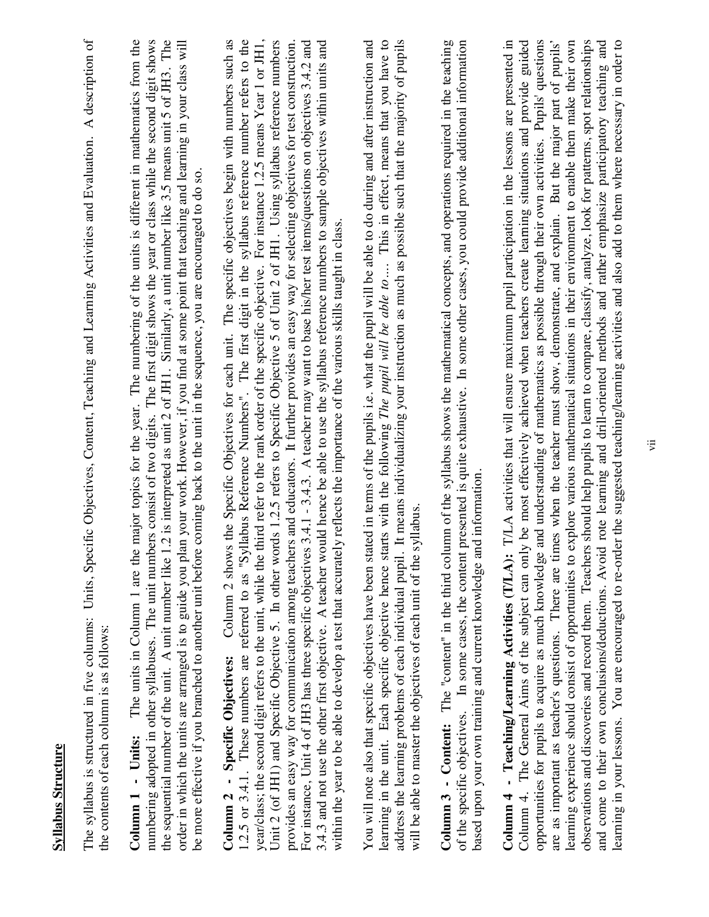## Syllabus Structure

The syllabus is structured in five columns: Units, Specific Objectives, Content, Teaching and Learning Activities and Evaluation. A description of the contents of each column is as follows:

**Column 1 - Units:** The units in Column 1 are the major topics for the year. The numbering of the units is different in mathematics from the numbering adopted in other syllabuses. The unit numbers consist of two digits. The first digit shows the year or class while the second digit shows the sequential number of the unit. A unit number like 1.2 is interpreted as unit 2 of JH1. Similarly, a unit number like 3.5 means unit 5 of JH3. The order in which the units are arranged is to guide you plan your work. However, if you find at some point that teaching and learning in your class will be more effective if you branched to another unit before coming back to the unit in the sequence, you are encouraged to do so.

**Column 2 - Specific Objectives:** Column 2 shows the Specific Objectives for each unit. The specific objectives begin with numbers such as 1.2.5 or 3.4.1. These numbers are referred to as "Syllabus Reference Numbers". The first digit in the syllabus reference number refers to the year/class; the second digit refers to the unit, while the third refer to the rank order of the specific objective. For instance 1.2.5 means Year 1 or JH1, Unit 2 (of JH1) and Specific Objective 5. In other words 1.2.5 refers to Specific Objective 5 of Unit 2 of JH1. Using syllabus reference numbers provides an easy way for communication among teachers and educators. It further provides an easy way for selecting objectives for test construction. For instance, Unit 4 of JH3 has three specific objectives 3.4.1 - 3.4.3. A teacher may want to base his/her test items/questions on objectives 3.4.2 and 3.4.3 and not use the other first objective. A teacher would hence be able to use the syllabus reference numbers to sample objectives within units and within the year to be able to develop a test that accurately reflects the importance of the various skills taught in class.

You will note also that specific objectives have been stated in terms of the pupils i.e. what the pupil will be able to do during and after instruction and learning in the unit. Each specific objective hence starts with the following *The pupil will be able to*…. This in effect, means that you have to address the learning problems of each individual pupil. It means individualizing your instruction as much as possible such that the majority of pupils will be able to master the objectives of each unit of the syllabus.

**Column 3 - Content:** The "content" in the third column of the syllabus shows the mathematical concepts, and operations required in the teaching of the specific objectives. In some cases, the content presented is quite exhaustive. In some other cases, you could provide additional information based upon your own training and current knowledge and information.

**Column 4 - Teaching/Learning Activities (T/LA):** T/LA activities that will ensure maximum pupil participation in the lessons are presented in Column 4. The General Aims of the subject can only be most effectively achieved when teachers create learning situations and provide guided opportunities for pupils to acquire as much knowledge and understanding of mathematics as possible through their own activities. Pupils' questions are as important as teacher's questions. There are times when the teacher must show, demonstrate, and explain. But the major part of pupils' learning experience should consist of opportunities to explore various mathematical situations in their environment to enable them make their own observations and discoveries and record them. Teachers should help pupils to learn to compare, classify, analyze, look for patterns, spot relationships and come to their own conclusions/deductions. Avoid rote learning and drill-oriented methods and rather emphasize participatory teaching and learning in your lessons. You are encouraged to re-order the suggested teaching/learning activities and also add to them where necessary in order to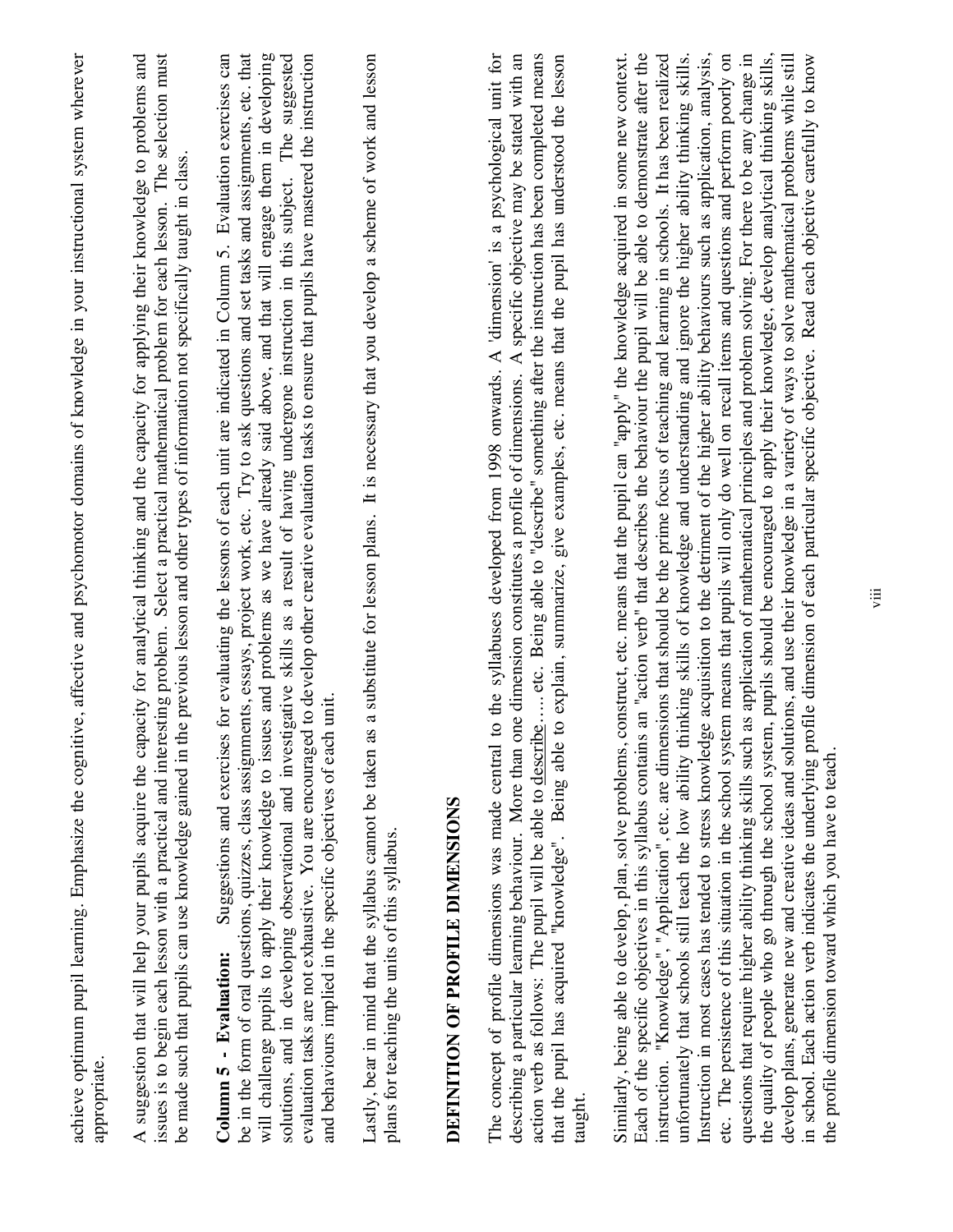achieve optimum pupil learning. Emphasize the cognitive, affective and psychomotor domains of knowledge in your instructional system wherever appropriate.

A suggestion that will help your pupils acquire the capacity for analytical thinking and the capacity for applying their knowledge to problems and issues is to begin each lesson with a practical and interesting problem. Select a practical mathematical problem for each lesson. The selection must be made such that pupils can use knowledge gained in the previous lesson and other types of information not specifically taught in class.

**Column 5 - Evaluation:** Suggestions and exercises for evaluating the lessons of each unit are indicated in Column 5. Evaluation exercises can be in the form of oral questions, quizzes, class assignments, essays, project work, etc. Try to ask questions and set tasks and assignments, etc. that will challenge pupils to apply their knowledge to issues and problems as we have already said above, and that will engage them in developing solutions, and in developing observational and investigative skills as a result of having undergone instruction in this subject. The suggested evaluation tasks are not exhaustive. You are encouraged to develop other creative evaluation tasks to ensure that pupils have mastered the instruction and behaviours implied in the specific objectives of each unit.

Lastly, bear in mind that the syllabus cannot be taken as a substitute for lesson plans. It is necessary that you develop a scheme of work and lesson plans for teaching the units of this syllabus.

## DEFINITION OF PROFILE DIMENSIONS

The concept of profile dimensions was made central to the syllabuses developed from 1998 onwards. A 'dimension' is a psychological unit for describing a particular learning behaviour. More than one dimension constitutes a profile of dimensions. A specific objective may be stated with an action verb as follows: The pupil will be able to describe….. etc. Being able to "describe" something after the instruction has been completed means that the pupil has acquired "knowledge". Being able to explain, summarize, give examples, etc. means that the pupil has understood the lesson taught.

Similarly, being able to develop, plan, solve problems, construct, etc. means that the pupil can "apply" the knowledge acquired in some new context. Each of the specific objectives in this syllabus contains an "action verb" that describes the behaviour the pupil will be able to demonstrate after the instruction. "Knowledge", "Application", etc. are dimensions that should be the prime focus of teaching and learning in schools. It has been realized unfortunately that schools still teach the low ability thinking skills of knowledge and understanding and ignore the higher ability thinking skills. Instruction in most cases has tended to stress knowledge acquisition to the detriment of the higher ability behaviours such as application, analysis, etc. The persistence of this situation in the school system means that pupils will only do well on recall items and questions and perform poorly on questions that require higher ability thinking skills such as application of mathematical principles and problem solving. For there to be any change in the quality of people who go through the school system, pupils should be encouraged to apply their knowledge, develop analytical thinking skills, develop plans, generate new and creative ideas and solutions, and use their knowledge in a variety of ways to solve mathematical problems while still in school. Each action verb indicates the underlying profile dimension of each particular specific objective. Read each objective carefully to know the profile dimension toward which you have to teach.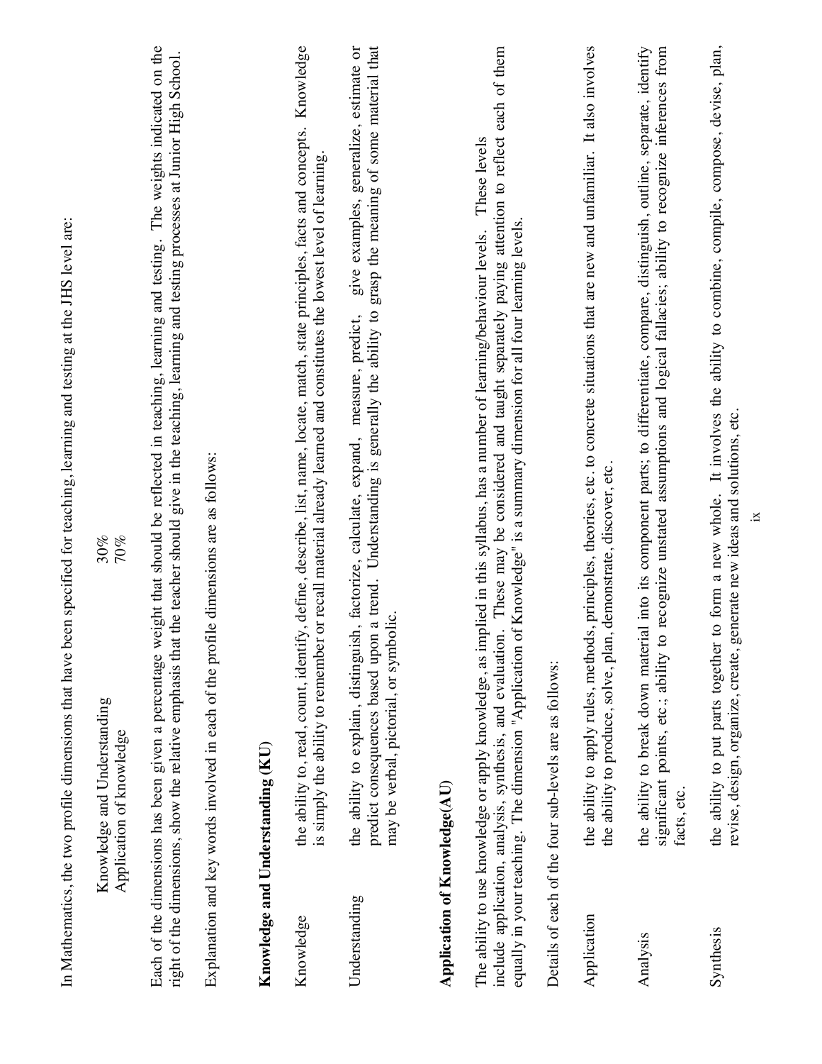In Mathematics, the two profile dimensions that have been specified for teaching, learning and testing at the JHS level are:

| | |
|---|---|
| Knowledge and Understanding | 30% |
| Application of knowledge | 70% |

Each of the dimensions has been given a percentage weight that should be reflected in teaching, learning and testing. The weights indicated on the right of the dimensions, show the relative emphasis that the teacher should give in the teaching, learning and testing processes at Junior High School.

Explanation and key words involved in each of the profile dimensions are as follows:

**Knowledge and Understanding (KU)**

| | |
|---|---|
| Knowledge | the ability to, read, count, identify, define, describe, list, name, locate, match, state principles, facts and concepts. Knowledge is simply the ability to remember or recall material already learned and constitutes the lowest level of learning. |
| Understanding | the ability to explain, distinguish, factorize, calculate, expand, measure, predict, give examples, generalize, estimate or predict consequences based upon a trend. Understanding is generally the ability to grasp the meaning of some material that may be verbal, pictorial, or symbolic. |

**Application of Knowledge(AU)**

The ability to use knowledge or apply knowledge, as implied in this syllabus, has a number of learning/behaviour levels. These levels include application, analysis, synthesis, and evaluation. These may be considered and taught separately paying attention to reflect each of them equally in your teaching. The dimension "Application of Knowledge" is a summary dimension for all four learning levels.

Details of each of the four sub-levels are as follows:

| | |
|---|---|
| Application | the ability to apply rules, methods, principles, theories, etc. to concrete situations that are new and unfamiliar. It also involves the ability to produce, solve, plan, demonstrate, discover, etc. |
| Analysis | the ability to break down material into its component parts; to differentiate, compare, distinguish, outline, separate, identify significant points, etc.; ability to recognize unstated assumptions and logical fallacies; ability to recognize inferences from facts, etc. |
| Synthesis | the ability to put parts together to form a new whole. It involves the ability to combine, compile, compose, devise, plan, revise, design, organize, create, generate new ideas and solutions, etc. |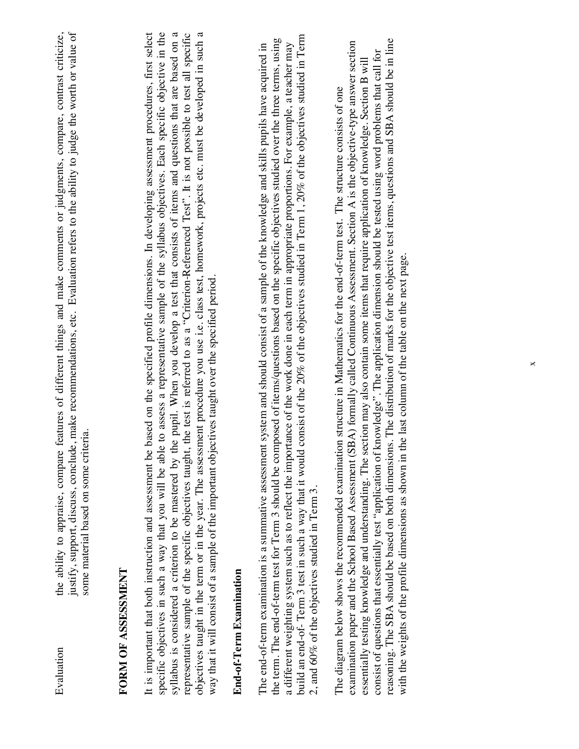Evaluation — the ability to appraise, compare features of different things and make comments or judgments, compare, contrast criticize, justify, support, discuss, conclude, make recommendations, etc. Evaluation refers to the ability to judge the worth or value of some material based on some criteria.

## FORM OF ASSESSMENT

It is important that both instruction and assessment be based on the specified profile dimensions. In developing assessment procedures, first select specific objectives in such a way that you will be able to assess a representative sample of the syllabus objectives. Each specific objective in the syllabus is considered a criterion to be mastered by the pupil. When you develop a test that consists of items and questions that are based on a representative sample of the specific objectives taught, the test is referred to as a "Criterion-Referenced Test". It is not possible to test all specific objectives taught in the term or in the year. The assessment procedure you use i.e. class test, homework, projects etc. must be developed in such a way that it will consist of a sample of the important objectives taught over the specified period.

### End-of-Term Examination

The end-of-term examination is a summative assessment system and should consist of a sample of the knowledge and skills pupils have acquired in the term. The end-of-term test for Term 3 should be composed of items/questions based on the specific objectives studied over the three terms, using a different weighting system such as to reflect the importance of the work done in each term in appropriate proportions. For example, a teacher may build an end-of- Term 3 test in such a way that it would consist of the 20% of the objectives studied in Term 1, 20% of the objectives studied in Term 2, and 60% of the objectives studied in Term 3.

The diagram below shows the recommended examination structure in Mathematics for the end-of-term test. The structure consists of one examination paper and the School Based Assessment (SBA) formally called Continuous Assessment. Section A is the objective-type answer section essentially testing knowledge and understanding. The section may also contain some items that require application of knowledge. Section B will consist of questions that essentially test "application of knowledge". The application dimension should be tested using word problems that call for reasoning. The SBA should be based on both dimensions. The distribution of marks for the objective test items, questions and SBA should be in line with the weights of the profile dimensions as shown in the last column of the table on the next page.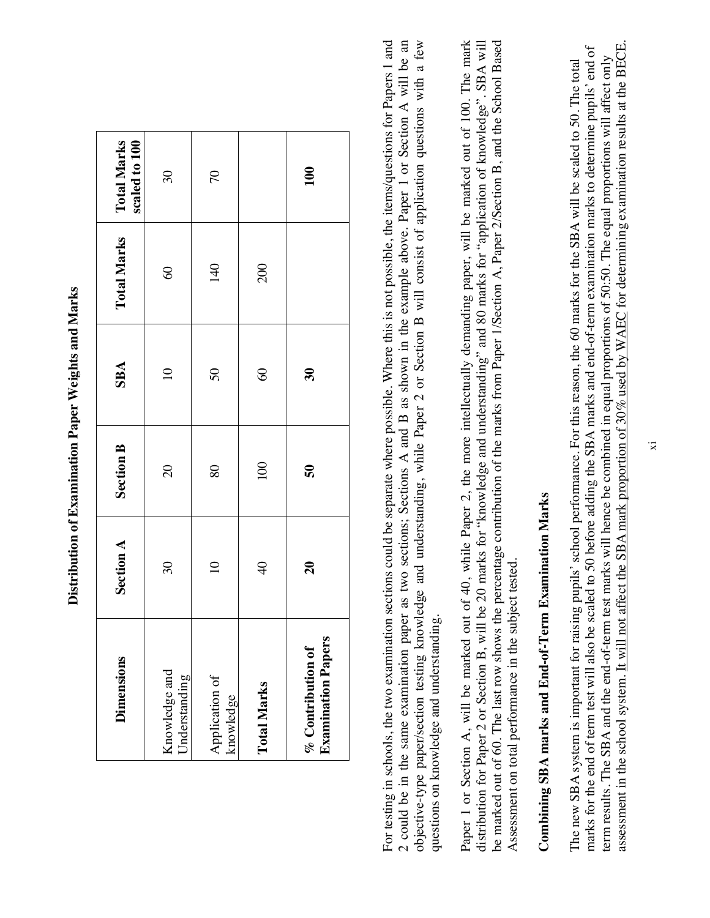## Distribution of Examination Paper Weights and Marks

| Dimensions | Section A | Section B | SBA | Total Marks | Total Marks scaled to 100 |
|---|---|---|---|---|---|
| Knowledge and Understanding | 30 | 20 | 10 | 60 | 30 |
| Application of knowledge | 10 | 80 | 50 | 140 | 70 |
| **Total Marks** | 40 | 100 | 60 | 200 | |
| **% Contribution of Examination Papers** | **20** | **50** | **30** | | **100** |

For testing in schools, the two examination sections could be separate where possible. Where this is not possible, the items/questions for Papers 1 and 2 could be in the same examination paper as two sections; Sections A and B as shown in the example above. Paper 1 or Section A will be an objective-type paper/section testing knowledge and understanding, while Paper 2 or Section B will consist of application questions with a few questions on knowledge and understanding.

Paper 1 or Section A, will be marked out of 40, while Paper 2, the more intellectually demanding paper, will be marked out of 100. The mark distribution for Paper 2 or Section B, will be 20 marks for "knowledge and understanding" and 80 marks for "application of knowledge". SBA will be marked out of 60. The last row shows the percentage contribution of the marks from Paper 1/Section A, Paper 2/Section B, and the School Based Assessment on total performance in the subject tested.

### Combining SBA marks and End-of-Term Examination Marks

The new SBA system is important for raising pupils' school performance. For this reason, the 60 marks for the SBA will be scaled to 50. The total marks for the end of term test will also be scaled to 50 before adding the SBA marks and end-of-term examination marks to determine pupils' end of term results. The SBA and the end-of-term test marks will hence be combined in equal proportions of 50:50. The equal proportions will affect only assessment in the school system. It will not affect the SBA mark proportion of 30% used by WAEC for determining examination results at the BECE.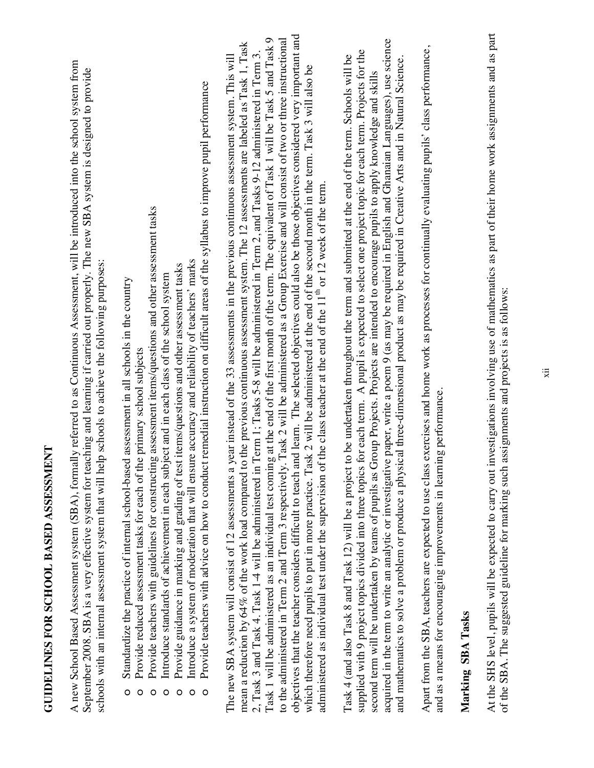# GUIDELINES FOR SCHOOL BASED ASSESSMENT

A new School Based Assessment system (SBA), formally referred to as Continuous Assessment, will be introduced into the school system from September 2008. SBA is a very effective system for teaching and learning if carried out properly. The new SBA system is designed to provide schools with an internal assessment system that will help schools to achieve the following purposes:

- Standardize the practice of internal school-based assessment in all schools in the country
- Provide reduced assessment tasks for each of the primary school subjects
- Provide teachers with guidelines for constructing assessment items/questions and other assessment tasks
- Introduce standards of achievement in each subject and in each class of the school system
- Provide guidance in marking and grading of test items/questions and other assessment tasks
- Introduce a system of moderation that will ensure accuracy and reliability of teachers' marks
- Provide teachers with advice on how to conduct remedial instruction on difficult areas of the syllabus to improve pupil performance

The new SBA system will consist of 12 assessments a year instead of the 33 assessments in the previous continuous assessment system. This will mean a reduction by 64% of the work load compared to the previous continuous assessment system. The 12 assessments are labeled as Task 1, Task 2, Task 3 and Task 4. Task 1-4 will be administered in Term 1; Tasks 5-8 will be administered in Term 2, and Tasks 9-12 administered in Term 3. Task 1 will be administered as an individual test coming at the end of the first month of the term. The equivalent of Task 1 will be Task 5 and Task 9 to the administered in Term 2 and Term 3 respectively. Task 2 will be administered as a Group Exercise and will consist of two or three instructional objectives that the teacher considers difficult to teach and learn. The selected objectives could also be those objectives considered very important and which therefore need pupils to put in more practice. Task 2 will be administered at the end of the second month in the term. Task 3 will also be administered as individual test under the supervision of the class teacher at the end of the 11th or 12 week of the term.

Task 4 (and also Task 8 and Task 12) will be a project to be undertaken throughout the term and submitted at the end of the term. Schools will be supplied with 9 project topics divided into three topics for each term. A pupil is expected to select one project topic for each term. Projects for the second term will be undertaken by teams of pupils as Group Projects. Projects are intended to encourage pupils to apply knowledge and skills acquired in the term to write an analytic or investigative paper, write a poem 9 (as may be required in English and Ghanaian Languages), use science and mathematics to solve a problem or produce a physical three-dimensional product as may be required in Creative Arts and in Natural Science.

Apart from the SBA, teachers are expected to use class exercises and home work as processes for continually evaluating pupils' class performance, and as a means for encouraging improvements in learning performance.

## Marking SBA Tasks

At the SHS level, pupils will be expected to carry out investigations involving use of mathematics as part of their home work assignments and as part of the SBA. The suggested guideline for marking such assignments and projects is as follows: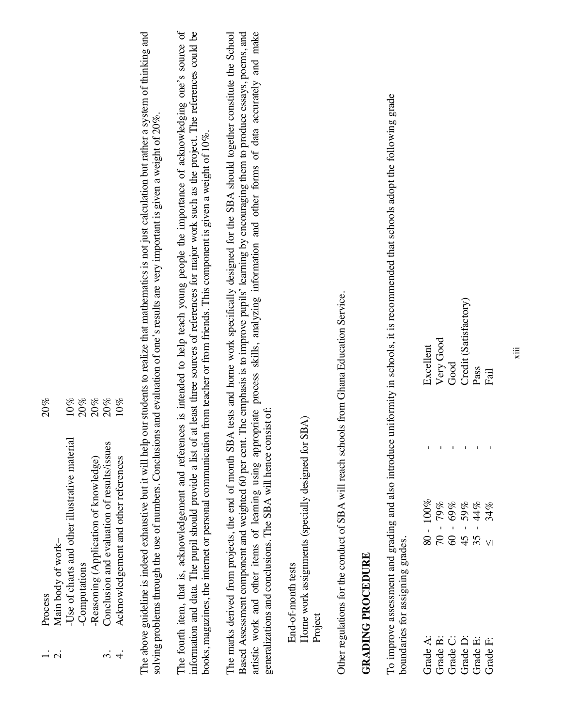1. Process 20%
2. Main body of work–
   - -Use of charts and other illustrative material 10%
   - -Computations 20%
   - -Reasoning (Application of knowledge) 20%
3. Conclusion and evaluation of results/issues 20%
4. Acknowledgement and other references 10%

The above guideline is indeed exhaustive but it will help our students to realize that mathematics is not just calculation but rather a system of thinking and solving problems through the use of numbers. Conclusions and evaluation of one's results are very important is given a weight of 20%.

The fourth item, that is, acknowledgement and references is intended to help teach young people the importance of acknowledging one's source of information and data. The pupil should provide a list of at least three sources of references for major work such as the project. The references could be books, magazines, the internet or personal communication from teacher or from friends. This component is given a weight of 10%.

The marks derived from projects, the end of month SBA tests and home work specifically designed for the SBA should together constitute the School Based Assessment component and weighted 60 per cent. The emphasis is to improve pupils' learning by encouraging them to produce essays, poems, and artistic work and other items of learning using appropriate process skills, analyzing information and other forms of data accurately and make generalizations and conclusions. The SBA will hence consist of:

- End-of-month tests
- Home work assignments (specially designed for SBA)
- Project

Other regulations for the conduct of SBA will reach schools from Ghana Education Service.

## GRADING PROCEDURE

To improve assessment and grading and also introduce uniformity in schools, it is recommended that schools adopt the following grade boundaries for assigning grades.

| | | | |
|---|---|---|---|
| Grade A: | 80 - 100% | - | Excellent |
| Grade B: | 70 - 79% | - | Very Good |
| Grade C: | 60 - 69% | - | Good |
| Grade D: | 45 - 59% | - | Credit (Satisfactory) |
| Grade E: | 35 - 44% | - | Pass |
| Grade F: | ≤ 34% | - | Fail |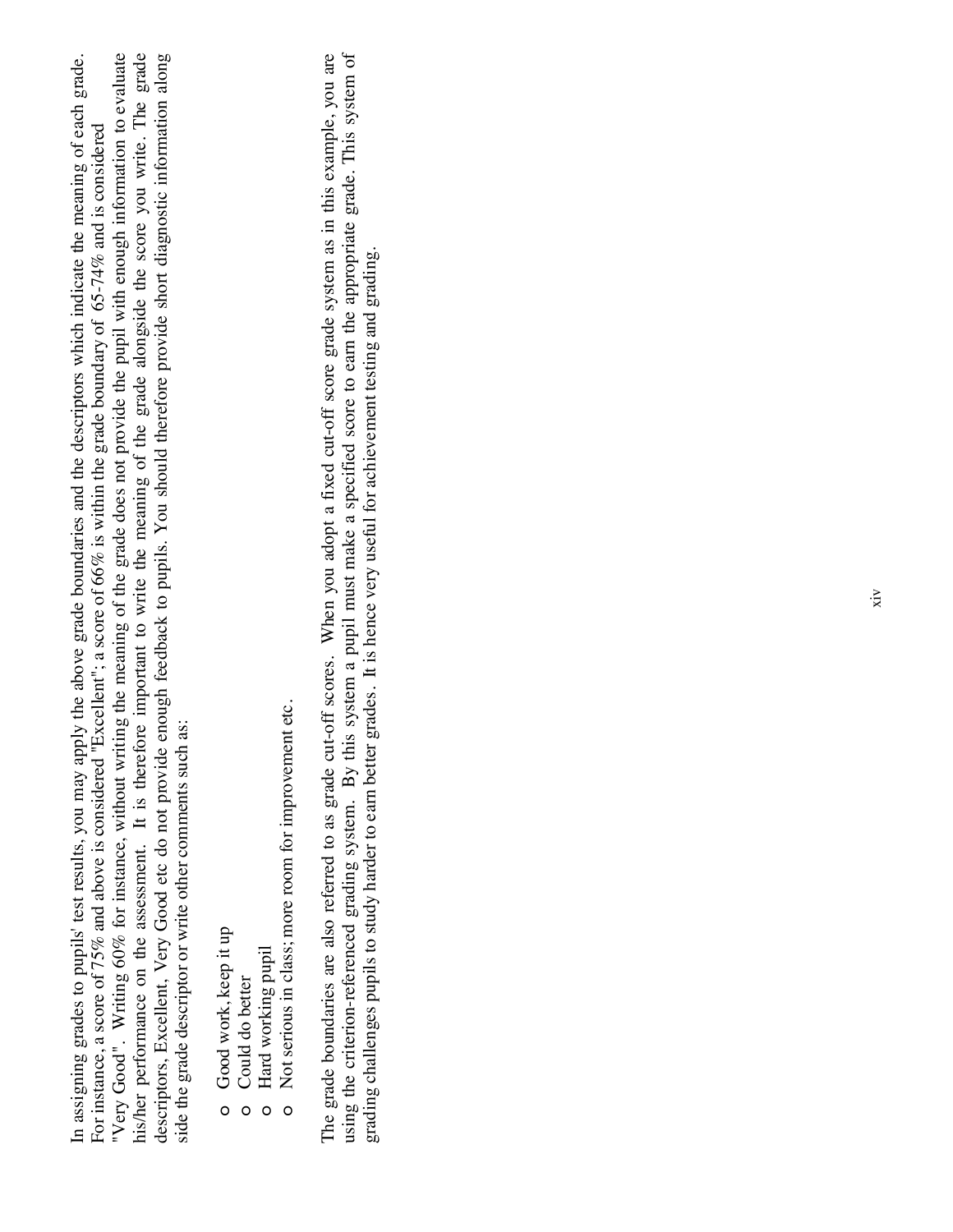In assigning grades to pupils' test results, you may apply the above grade boundaries and the descriptors which indicate the meaning of each grade. For instance, a score of 75% and above is considered "Excellent"; a score of 66% is within the grade boundary of 65-74% and is considered "Very Good". Writing 60% for instance, without writing the meaning of the grade does not provide the pupil with enough information to evaluate his/her performance on the assessment. It is therefore important to write the meaning of the grade alongside the score you write. The grade descriptors, Excellent, Very Good etc do not provide enough feedback to pupils. You should therefore provide short diagnostic information along side the grade descriptor or write other comments such as:

- Good work, keep it up
- Could do better
- Hard working pupil
- Not serious in class; more room for improvement etc.

The grade boundaries are also referred to as grade cut-off scores. When you adopt a fixed cut-off score grade system as in this example, you are using the criterion-referenced grading system. By this system a pupil must make a specified score to earn the appropriate grade. This system of grading challenges pupils to study harder to earn better grades. It is hence very useful for achievement testing and grading.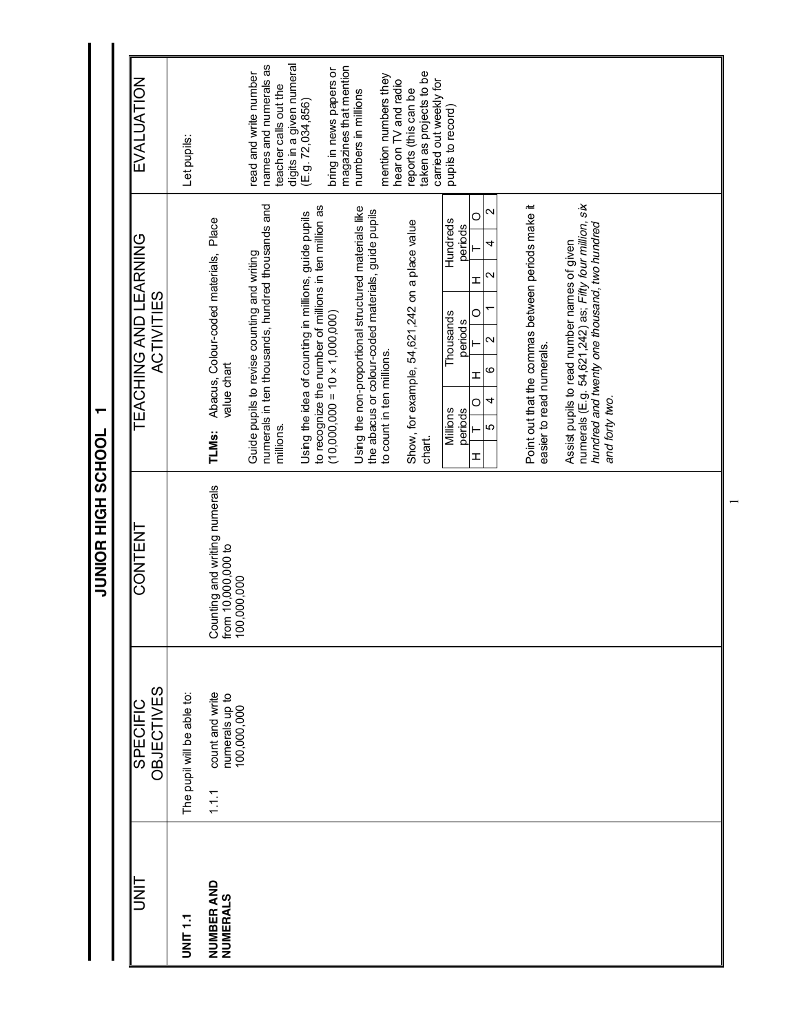# JUNIOR HIGH SCHOOL 1

| UNIT | SPECIFIC OBJECTIVES | CONTENT | TEACHING AND LEARNING ACTIVITIES | EVALUATION |
|---|---|---|---|---|
| **UNIT 1.1**<br><br>**NUMBER AND NUMERALS** | The pupil will be able to:<br><br>1.1.1 count and write numerals up to 100,000,000 | Counting and writing numerals from 10,000,000 to 100,000,000 | **TLMs:** Abacus, Colour-coded materials, Place value chart<br><br>Guide pupils to revise counting and writing numerals in ten thousands, hundred thousands and millions.<br><br>Using the idea of counting in millions, guide pupils to recognize the number of millions in ten million as $(10,000,000 = 10 \times 1,000,000)$<br><br>Using the non-proportional structured materials like the abacus or colour-coded materials, guide pupils to count in ten millions.<br><br>Show, for example, 54,621,242 on a place value chart. | Let pupils:<br><br>read and write number names and numerals as teacher calls out the digits in a given numeral (E.g. 72,034,856)<br><br>bring in news papers or magazines that mention numbers in millions<br><br>mention numbers they hear on TV and radio reports (this can be taken as projects to be carried out weekly for pupils to record) |

| Millions periods | | | Thousands periods | | | Hundreds periods | | |
|---|---|---|---|---|---|---|---|---|
| H | T | O | H | T | O | H | T | O |
| | 5 | 4 | 6 | 2 | 1 | 2 | 4 | 2 |

Point out that the commas between periods make it easier to read numerals.

Assist pupils to read number names of given numerals (E.g. 54,621,242) as; *Fifty four million, six hundred and twenty one thousand, two hundred and forty two.*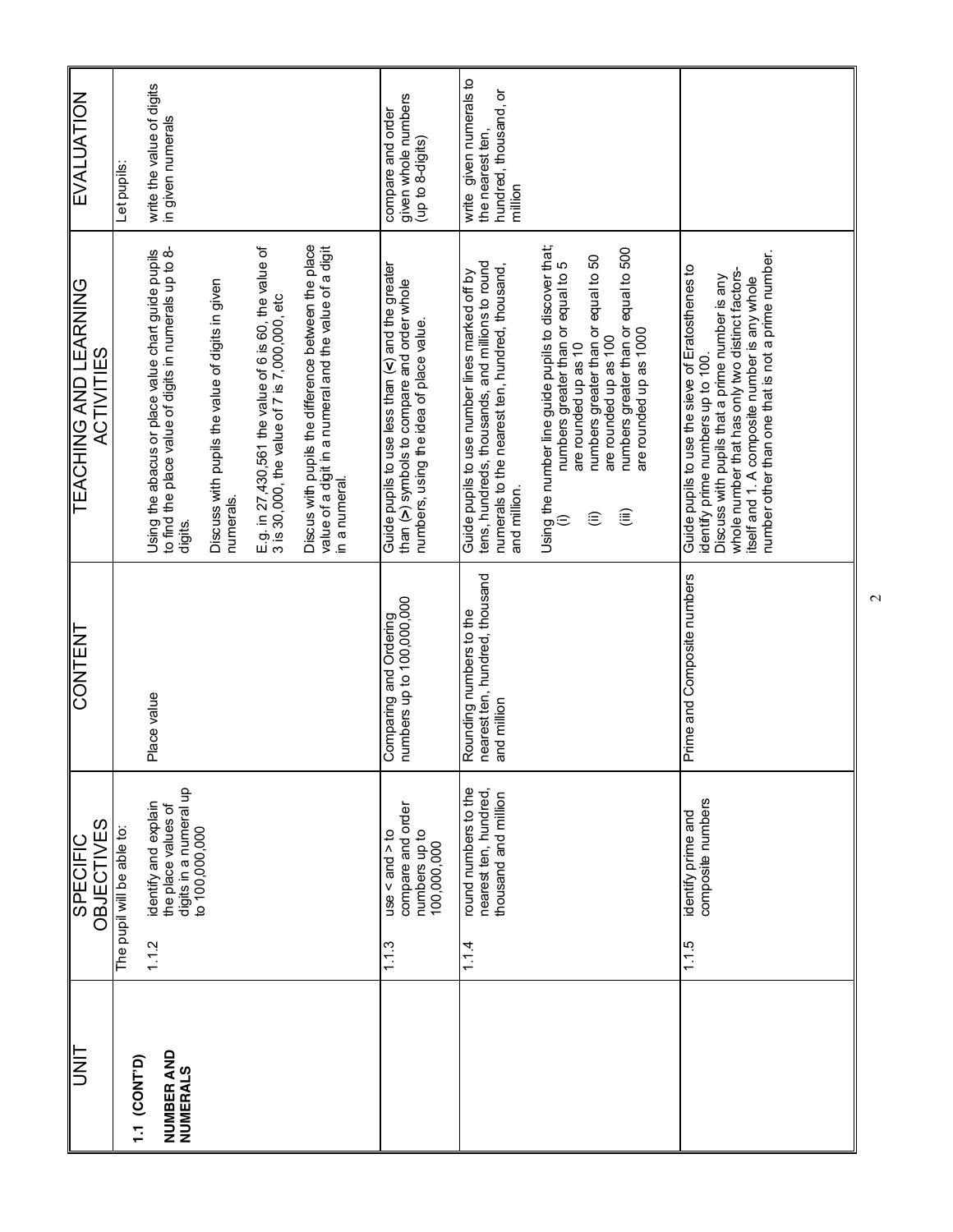| UNIT | SPECIFIC OBJECTIVES | CONTENT | TEACHING AND LEARNING ACTIVITIES | EVALUATION |
|---|---|---|---|---|
| **1.1 (CONT'D)**<br><br>**NUMBER AND NUMERALS** | The pupil will be able to:<br><br>1.1.2 identify and explain the place values of digits in a numeral up to 100,000,000 | Place value | Using the abacus or place value chart guide pupils to find the place value of digits in numerals up to 8-digits.<br><br>Discuss with pupils the value of digits in given numerals.<br><br>E.g. in 27,430,561 the value of 6 is 60, the value of 3 is 30,000, the value of 7 is 7,000,000, etc<br><br>Discus with pupils the difference between the place value of a digit in a numeral and the value of a digit in a numeral. | Let pupils:<br><br>write the value of digits in given numerals |
| | 1.1.3 use < and > to compare and order numbers up to 100,000,000 | Comparing and Ordering numbers up to 100,000,000 | Guide pupils to use less than (**<**) and the greater than (**>**) symbols to compare and order whole numbers, using the idea of place value. | compare and order given whole numbers (up to 8-digits) |
| | 1.1.4 round numbers to the nearest ten, hundred, thousand and million | Rounding numbers to the nearest ten, hundred, thousand and million | Guide pupils to use number lines marked off by tens, hundreds, thousands, and millions to round numerals to the nearest ten, hundred, thousand, and million.<br><br>Using the number line guide pupils to discover that;<br>(i) numbers greater than or equal to 5 are rounded up as 10<br>(ii) numbers greater than or equal to 50 are rounded up as 100<br>(iii) numbers greater than or equal to 500 are rounded up as 1000 | write given numerals to the nearest ten, hundred, thousand, or million |
| | 1.1.5 identify prime and composite numbers | Prime and Composite numbers | Guide pupils to use the sieve of Eratosthenes to identify prime numbers up to 100.<br>Discuss with pupils that a prime number is any whole number that has only two distinct factors- itself and 1. A composite number is any whole number other than one that is not a prime number. | |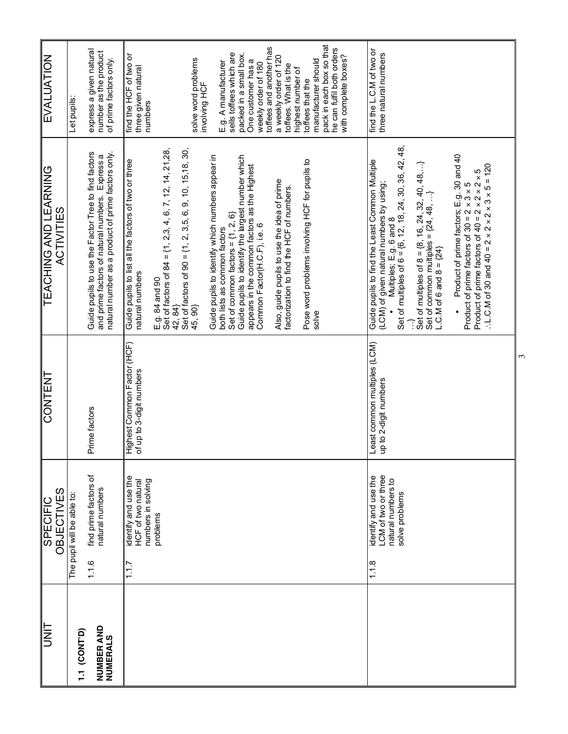| UNIT | SPECIFIC OBJECTIVES | CONTENT | TEACHING AND LEARNING ACTIVITIES | EVALUATION |
|---|---|---|---|---|
| **1.1 (CONT'D)**<br><br>**NUMBER AND NUMERALS** | The pupil will be able to:<br><br>1.1.6 find prime factors of natural numbers | Prime factors | Guide pupils to use the Factor Tree to find factors and prime factors of natural numbers. Express a natural number as a product of prime factors only. | Let pupils:<br><br>express a given natural number as the product of prime factors only. |
| | 1.1.7 identify and use the HCF of two natural numbers in solving problems | Highest Common Factor (HCF) of up to 3-digit numbers | Guide pupils to list all the factors of two or three natural numbers<br><br>E.g. 84 and 90<br>Set of factors of 84 = {1, 2,3, 4, 6, 7, 12, 14, 21,28, 42, 84}<br>Set of factors of 90 = {1, 2, 3,5, 6, 9, 10, 15,18, 30, 45, 90}<br><br>Guide pupils to identify which numbers appear in both lists as common factors<br>Set of common factors = {1, 2, 6}<br>Guide pupils to identify the largest number which appears in the common factors as the Highest Common Factor(H.C.F), i.e. 6<br><br>Also, guide pupils to use the idea of prime factorization to find the HCF of numbers.<br><br>Pose word problems involving HCF for pupils to solve | find the HCF of two or three given natural numbers<br><br>solve word problems involving HCF<br><br>E.g. A manufacturer sells toffees which are packed in a small box. One customer has a weekly order of 180 toffees and another has a weekly order of 120 toffees. What is the highest number of toffees that the manufacturer should pack in each box so that he can fulfil both orders with complete boxes? |
| | 1.1.8 identify and use the LCM of two or three natural numbers to solve problems | Least common multiples (LCM) up to 2-digit numbers | Guide pupils to find the Least Common Multiple (LCM) of given natural numbers by using;<br>• Multiples; E.g. 6 and 8<br>Set of multiples of 6 = {6, 12, 18, 24, 30, 36, 42, 48, ...}<br>Set of multiples of 8 = {8, 16, 24, 32, 40, 48,...}<br>Set of common multiples = {24, 48, ...}<br>L.C.M of 6 and 8 = {24}<br><br>• Product of prime factors; E.g. 30 and 40<br>Product of prime factors of 30 = 2 × 3 × 5<br>Product of prime factors of 40 = 2 × 2 × 2 × 5<br>∴L.C.M of 30 and 40 = 2 × 2 × 2 × 3 × 5 = 120 | find the L.C.M of two or three natural numbers |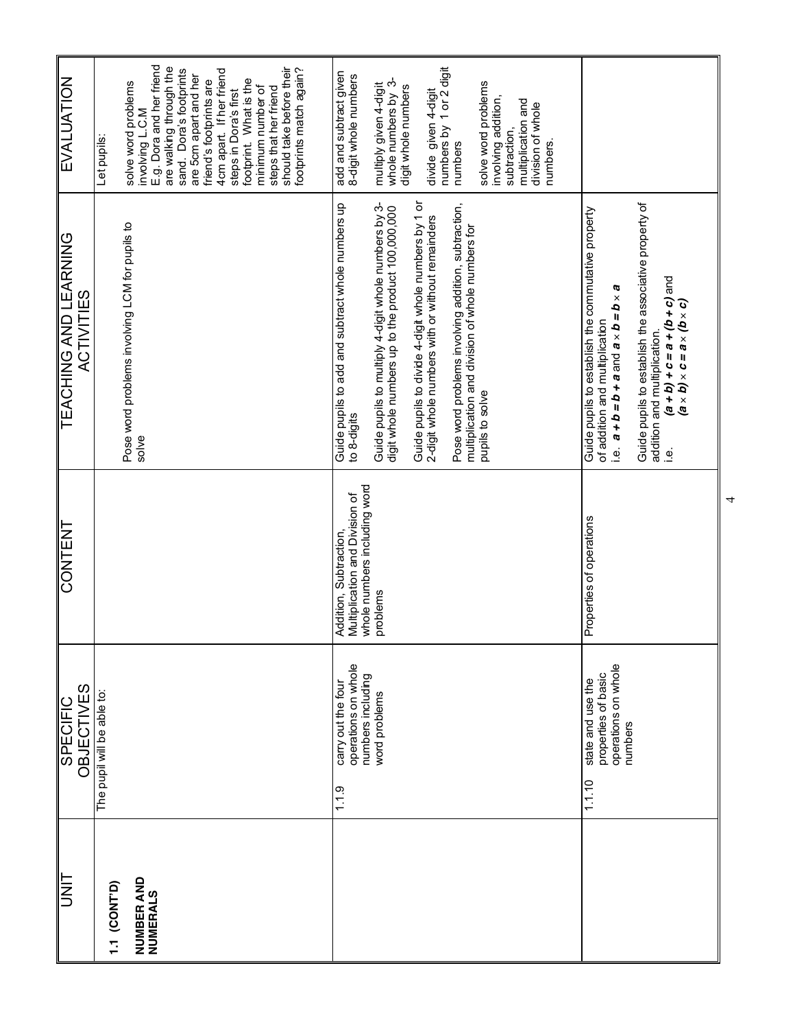| UNIT | SPECIFIC OBJECTIVES | CONTENT | TEACHING AND LEARNING ACTIVITIES | EVALUATION |
|---|---|---|---|---|
| **1.1 (CONT'D)** **NUMBER AND NUMERALS** | The pupil will be able to: | | Pose word problems involving LCM for pupils to solve | Let pupils: solve word problems involving L.C.M E.g. Dora and her friend are walking through the sand. Dora's footprints are 5cm apart and her friend's footprints are 4cm apart. If her friend steps in Dora's first footprint. What is the minimum number of steps that her friend should take before their footprints match again? |
| | 1.1.9 carry out the four operations on whole numbers including word problems | Addition, Subtraction, Multiplication and Division of whole numbers including word problems | Guide pupils to add and subtract whole numbers up to 8-digits<br><br>Guide pupils to multiply 4-digit whole numbers by 3-digit whole numbers up to the product 100,000,000<br><br>Guide pupils to divide 4-digit whole numbers by 1 or 2-digit whole numbers with or without remainders<br><br>Pose word problems involving addition, subtraction, multiplication and division of whole numbers for pupils to solve | add and subtract given 8-digit whole numbers<br><br>multiply given 4-digit whole numbers by 3-digit whole numbers<br><br>divide given 4-digit numbers by 1 or 2 digit numbers<br><br>solve word problems involving addition, subtraction, multiplication and division of whole numbers. |
| | 1.1.10 state and use the properties of basic operations on whole numbers | Properties of operations | Guide pupils to establish the commutative property of addition and multiplication i.e. $\boldsymbol{a + b = b + a}$ and $\boldsymbol{a \times b = b \times a}$<br><br>Guide pupils to establish the associative property of addition and multiplication. i.e. $\boldsymbol{(a + b) + c = a + (b + c)}$ and $\boldsymbol{(a \times b) \times c = a \times (b \times c)}$ | |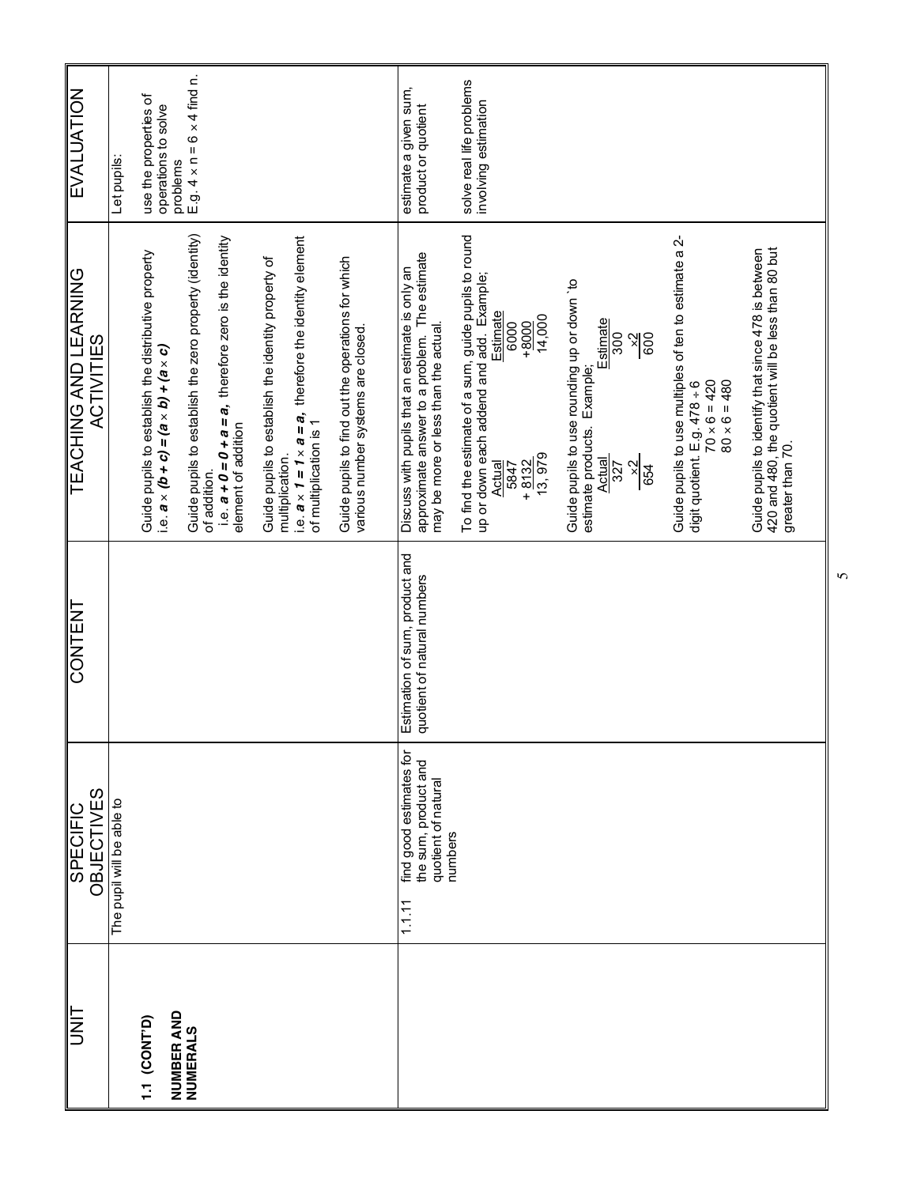| UNIT | SPECIFIC OBJECTIVES | CONTENT | TEACHING AND LEARNING ACTIVITIES | EVALUATION |
|---|---|---|---|---|
| **1.1 (CONT'D)** **NUMBER AND NUMERALS** | The pupil will be able to | | Guide pupils to establish the distributive property i.e. $a \times (b + c) = (a \times b) + (a \times c)$<br><br>Guide pupils to establish the zero property (identity) of addition. i.e. $a + 0 = 0 + a = a$, therefore zero is the identity element of addition<br><br>Guide pupils to establish the identity property of multiplication. i.e. $a \times 1 = 1 \times a = a$, therefore the identity element of multiplication is 1<br><br>Guide pupils to find out the operations for which various number systems are closed. | Let pupils:<br><br>use the properties of operations to solve problems E.g. $4 \times n = 6 \times 4$ find n. |
| | 1.1.11 find good estimates for the sum, product and quotient of natural numbers | Estimation of sum, product and quotient of natural numbers | Discuss with pupils that an estimate is only an approximate answer to a problem. The estimate may be more or less than the actual.<br><br>To find the estimate of a sum, guide pupils to round up or down each addend and add. Example;<br>Actual: 5847 + 8132 = 13, 979 — Estimate: 6000 + 8000 = 14,000<br><br>Guide pupils to use rounding up or down 'to estimate products. Example;<br>Actual: 327 × 2 = 654 — Estimate: 300 × 2 = 600<br><br>Guide pupils to use multiples of ten to estimate a 2-digit quotient. E.g. $478 \div 6$<br>$70 \times 6 = 420$<br>$80 \times 6 = 480$<br><br>Guide pupils to identify that since 478 is between 420 and 480, the quotient will be less than 80 but greater than 70. | estimate a given sum, product or quotient<br><br>solve real life problems involving estimation |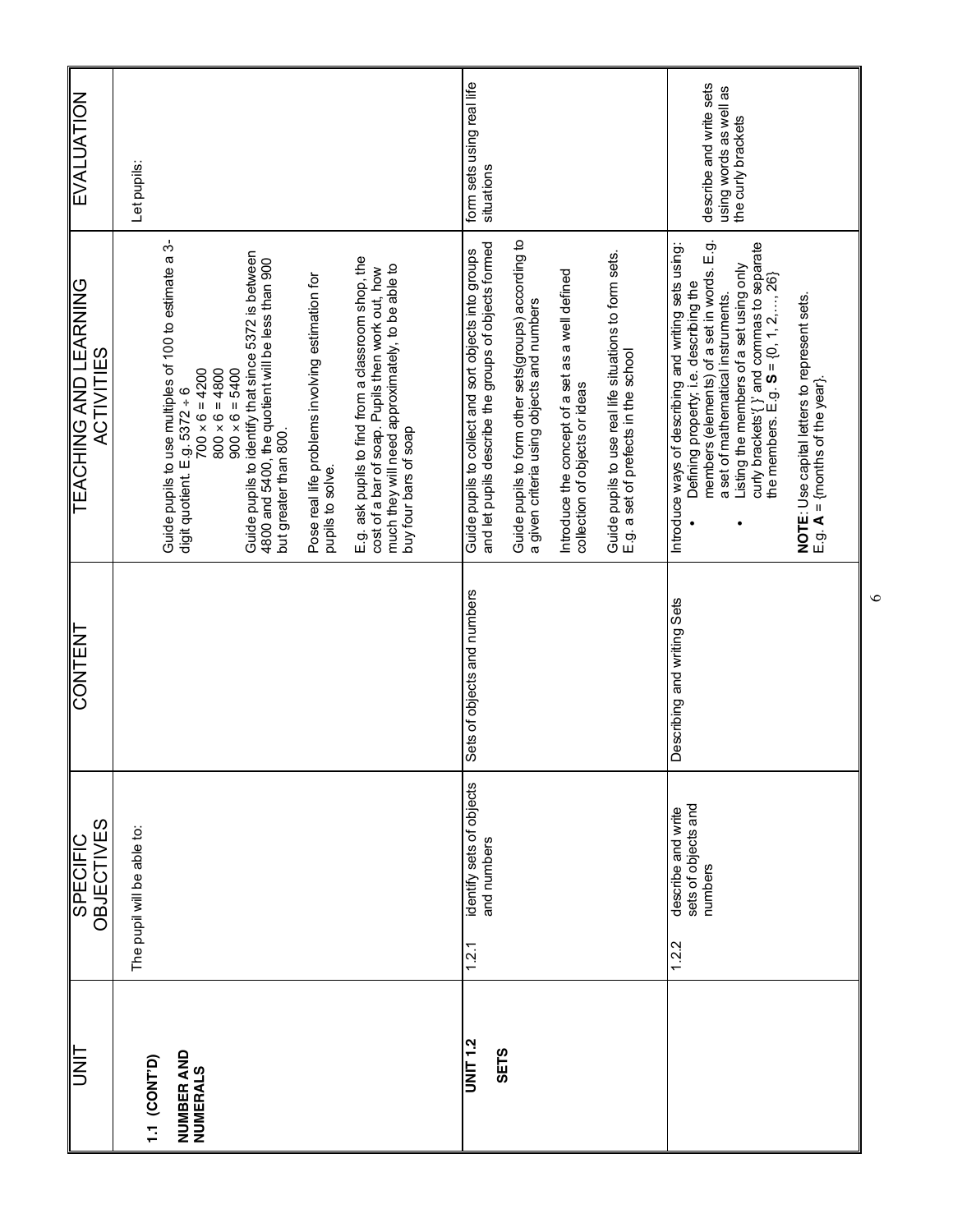| UNIT | SPECIFIC OBJECTIVES | CONTENT | TEACHING AND LEARNING ACTIVITIES | EVALUATION |
|---|---|---|---|---|
| **1.1 (CONT'D)**<br><br>**NUMBER AND NUMERALS** | The pupil will be able to: | | Guide pupils to use multiples of 100 to estimate a 3-digit quotient. E.g. $5372 \div 6$<br>$700 \times 6 = 4200$<br>$800 \times 6 = 4800$<br>$900 \times 6 = 5400$<br>Guide pupils to identify that since 5372 is between 4800 and 5400, the quotient will be less than 900 but greater than 800.<br><br>Pose real life problems involving estimation for pupils to solve.<br><br>E.g. ask pupils to find from a classroom shop, the cost of a bar of soap. Pupils then work out, how much they will need approximately, to be able to buy four bars of soap | Let pupils: |
| **UNIT 1.2**<br><br>**SETS** | 1.2.1 identify sets of objects and numbers | Sets of objects and numbers | Guide pupils to collect and sort objects into groups and let pupils describe the groups of objects formed<br><br>Guide pupils to form other sets(groups) according to a given criteria using objects and numbers<br><br>Introduce the concept of a set as a well defined collection of objects or ideas<br><br>Guide pupils to use real life situations to form sets. E.g. a set of prefects in the school | form sets using real life situations |
| | 1.2.2 describe and write sets of objects and numbers | Describing and writing Sets | Introduce ways of describing and writing sets using:<br>• Defining property; i.e. describing the members (elements) of a set in words. E.g. a set of mathematical instruments.<br>• Listing the members of a set using only curly brackets'{ }' and commas to separate the members. E.g. **S** = {0, 1, 2,…, 26}<br><br>**NOTE**: Use capital letters to represent sets. E.g. **A** = {months of the year}. | describe and write sets using words as well as the curly brackets |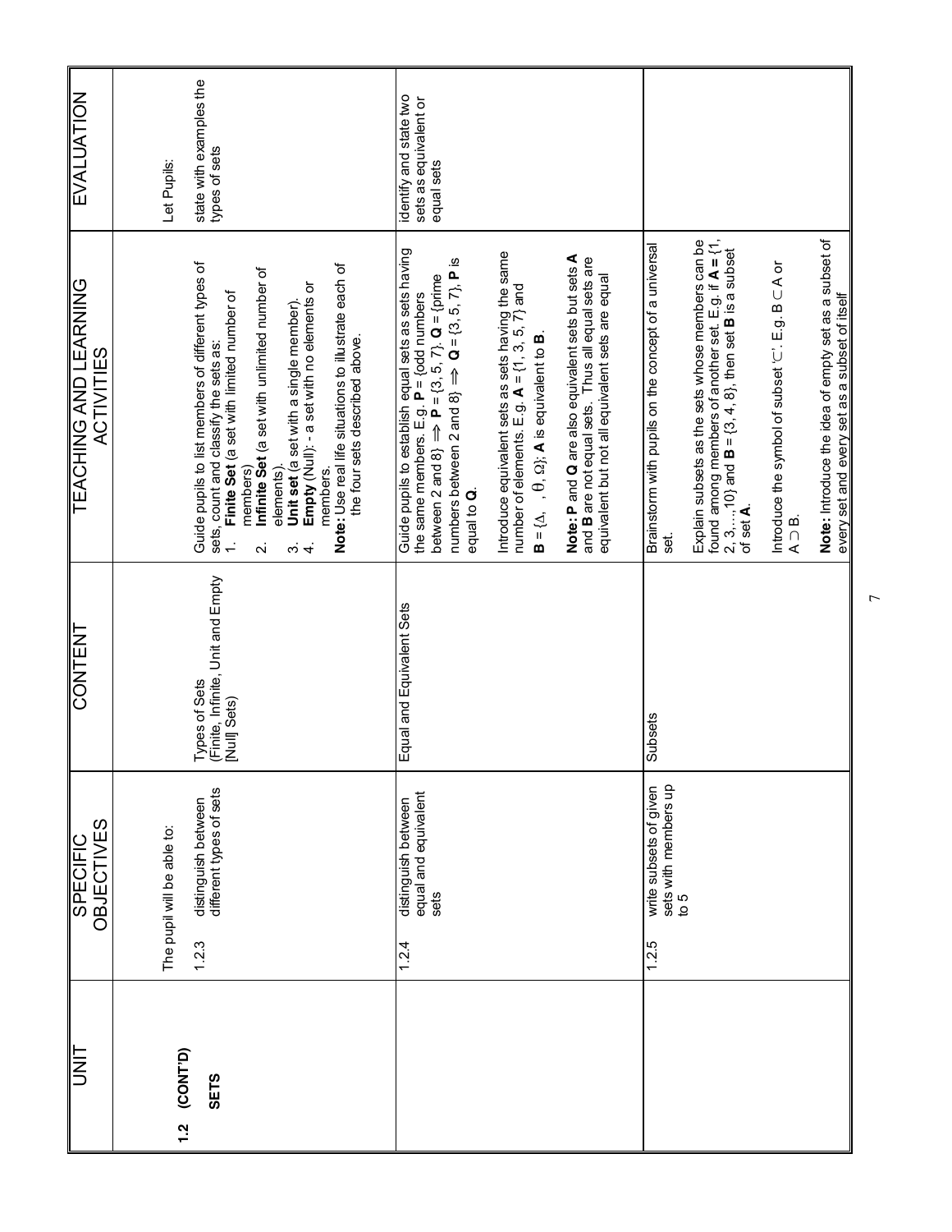| UNIT | SPECIFIC OBJECTIVES | CONTENT | TEACHING AND LEARNING ACTIVITIES | EVALUATION |
|---|---|---|---|---|
| **1.2 (CONT'D)** **SETS** | The pupil will be able to: 1.2.3 distinguish between different types of sets | Types of Sets (Finite, Infinite, Unit and Empty [Null] Sets) | Guide pupils to list members of different types of sets, count and classify the sets as: 1. **Finite Set** (a set with limited number of members) 2. **Infinite Set** (a set with unlimited number of elements). 3. **Unit set** (a set with a single member). 4. **Empty** (Null): - a set with no elements or members. **Note:** Use real life situations to illustrate each of the four sets described above. | Let Pupils: state with examples the types of sets |
| | 1.2.4 distinguish between equal and equivalent sets | Equal and Equivalent Sets | Guide pupils to establish equal sets as sets having the same members. E.g. **P** = {odd numbers between 2 and 8} $\Rightarrow$ **P** = {3, 5, 7}. **Q** = {prime numbers between 2 and 8} $\Rightarrow$ **Q** = {3, 5, 7}, **P** is equal to **Q**. Introduce equivalent sets as sets having the same number of elements. E.g. **A** = {1, 3, 5, 7} and **B** = {$\Delta$, , $\theta$, $\Omega$}; **A** is equivalent to **B**. **Note: P** and **Q** are also equivalent sets but sets **A** and **B** are not equal sets. Thus all equal sets are equivalent but not all equivalent sets are equal | identify and state two sets as equivalent or equal sets |
| | 1.2.5 write subsets of given sets with members up to 5 | Subsets | Brainstorm with pupils on the concept of a universal set. Explain subsets as the sets whose members can be found among members of another set. E.g. if **A** = {1, 2, 3,…,10} and **B** = {3, 4, 8}, then set **B** is a subset of set **A**. Introduce the symbol of subset '$\subset$'. E.g. B $\subset$ A or A $\supset$ B. **Note:** Introduce the idea of empty set as a subset of every set and every set as a subset of itself | |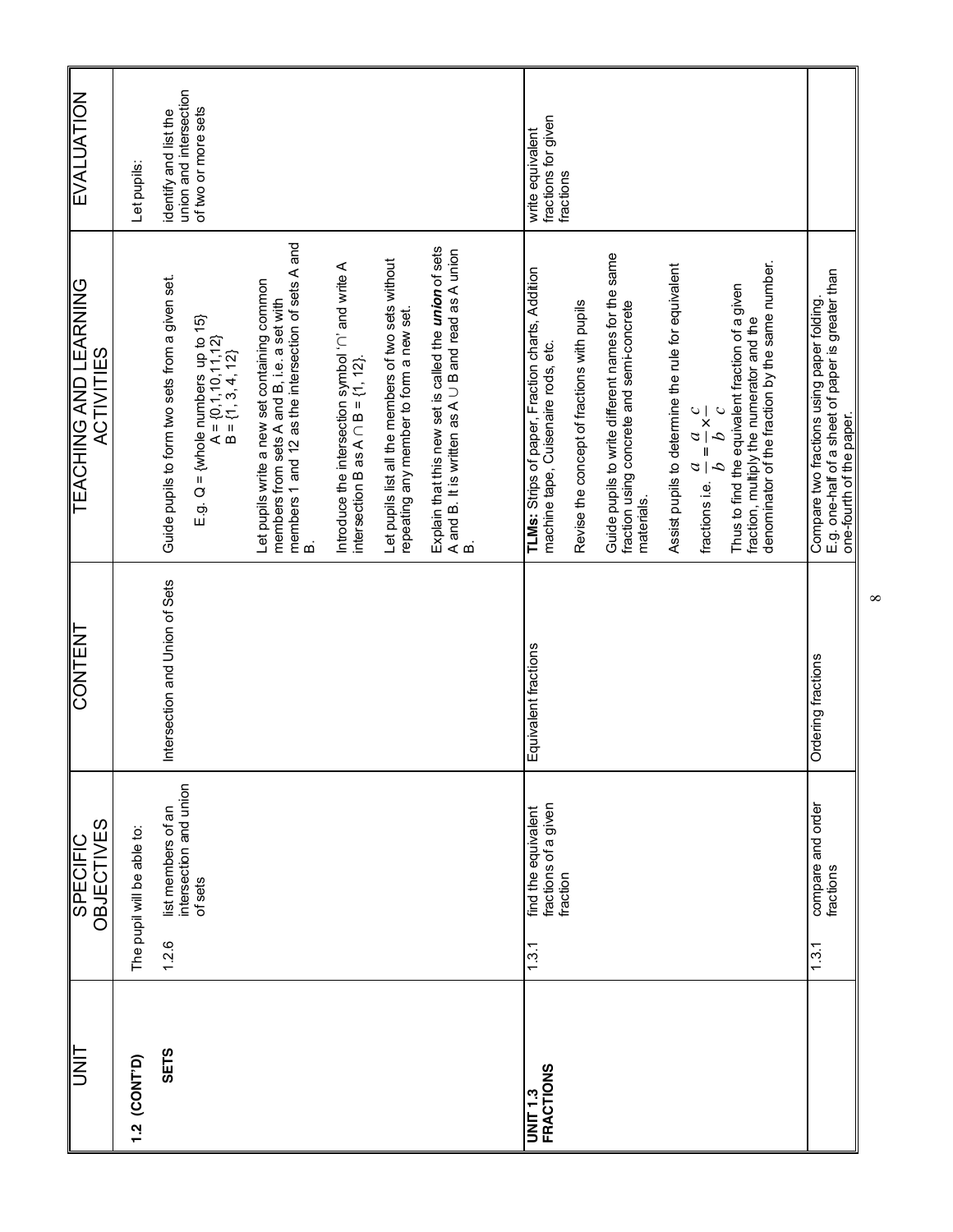| UNIT | SPECIFIC OBJECTIVES | CONTENT | TEACHING AND LEARNING ACTIVITIES | EVALUATION |
|---|---|---|---|---|
| **1.2 (CONT'D)**<br><br>**SETS** | The pupil will be able to:<br><br>1.2.6 list members of an intersection and union of sets | Intersection and Union of Sets | Guide pupils to form two sets from a given set.<br><br>E.g. Q = {whole numbers up to 15}<br>A = {0,1,10,11,12}<br>B = {1, 3, 4, 12}<br><br>Let pupils write a new set containing common members from sets A and B, i.e. a set with members 1 and 12 as the intersection of sets A and B.<br><br>Introduce the intersection symbol '∩' and write A intersection B as A ∩ B = {1, 12}.<br><br>Let pupils list all the members of two sets without repeating any member to form a new set.<br><br>Explain that this new set is called the ***union*** of sets A and B. It is written as A ∪ B and read as A union B. | Let pupils:<br><br>identify and list the union and intersection of two or more sets |
| **UNIT 1.3**<br>**FRACTIONS** | 1.3.1 find the equivalent fractions of a given fraction | Equivalent fractions | **TLMs:** Strips of paper, Fraction charts, Addition machine tape, Cuisenaire rods, etc.<br><br>Revise the concept of fractions with pupils<br><br>Guide pupils to write different names for the same fraction using concrete and semi-concrete materials.<br><br>Assist pupils to determine the rule for equivalent fractions i.e. $\frac{a}{b} = \frac{a}{b} \times \frac{c}{c}$<br><br>Thus to find the equivalent fraction of a given fraction, multiply the numerator and the denominator of the fraction by the same number. | write equivalent fractions for given fractions |
| | 1.3.1 compare and order fractions | Ordering fractions | Compare two fractions using paper folding.<br>E.g. one-half of a sheet of paper is greater than one-fourth of the paper. | |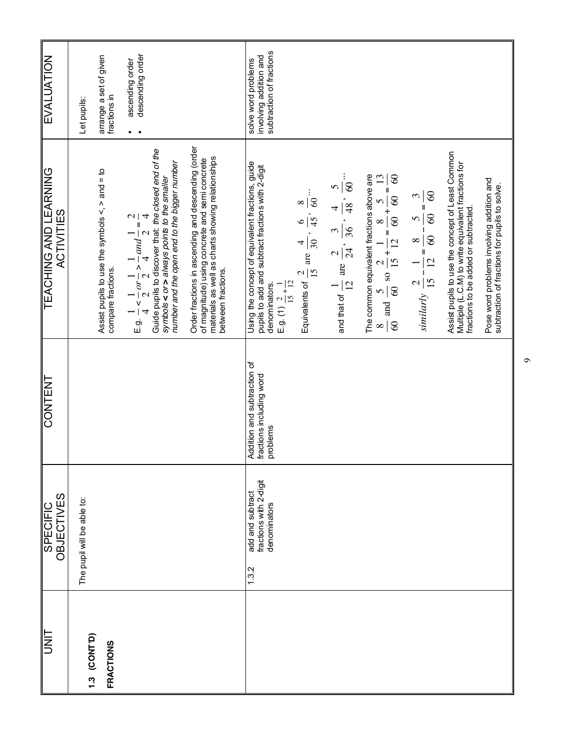| UNIT | SPECIFIC OBJECTIVES | CONTENT | TEACHING AND LEARNING ACTIVITIES | EVALUATION |
|---|---|---|---|---|
| **1.3 (CONT'D)** **FRACTIONS** | The pupil will be able to: | | Assist pupils to use the symbols <, > and = to compare fractions. E.g. $\frac{1}{4} < \frac{1}{2}$ or $\frac{1}{2} > \frac{1}{4}$ and $\frac{1}{2} = \frac{2}{4}$ Guide pupils to discover that: *the closed end of the symbols < or > always points to the smaller number and the open end to the bigger number* Order fractions in ascending and descending (order of magnitude) using concrete and semi concrete materials as well as charts showing relationships between fractions. | Let pupils: arrange a set of given fractions in • ascending order • descending order |
| | 1.3.2 add and subtract fractions with 2-digit denominators | Addition and subtraction of fractions including word problems | Using the concept of equivalent fractions, guide pupils to add and subtract fractions with 2-digit denominators. E.g. (1) $\frac{2}{15} + \frac{1}{12}$ Equivalents of $\frac{2}{15}$ are $\frac{4}{30}, \frac{6}{45}, \frac{8}{60}$... and that of $\frac{1}{12}$ are $\frac{2}{24}, \frac{3}{36}, \frac{4}{48}, \frac{5}{60}$... The common equivalent fractions above are $\frac{8}{60}$ and $\frac{5}{60}$ so $\frac{2}{15} + \frac{1}{12} = \frac{8}{60} + \frac{5}{60} = \frac{13}{60}$ *similarly* $\frac{2}{15} - \frac{1}{12} = \frac{8}{60} - \frac{5}{60} = \frac{3}{60}$ Assist pupils to use the concept of Least Common Multiple (L.C.M) to write equivalent fractions for fractions to be added or subtracted. Pose word problems involving addition and subtraction of fractions for pupils to solve. | solve word problems involving addition and subtraction of fractions |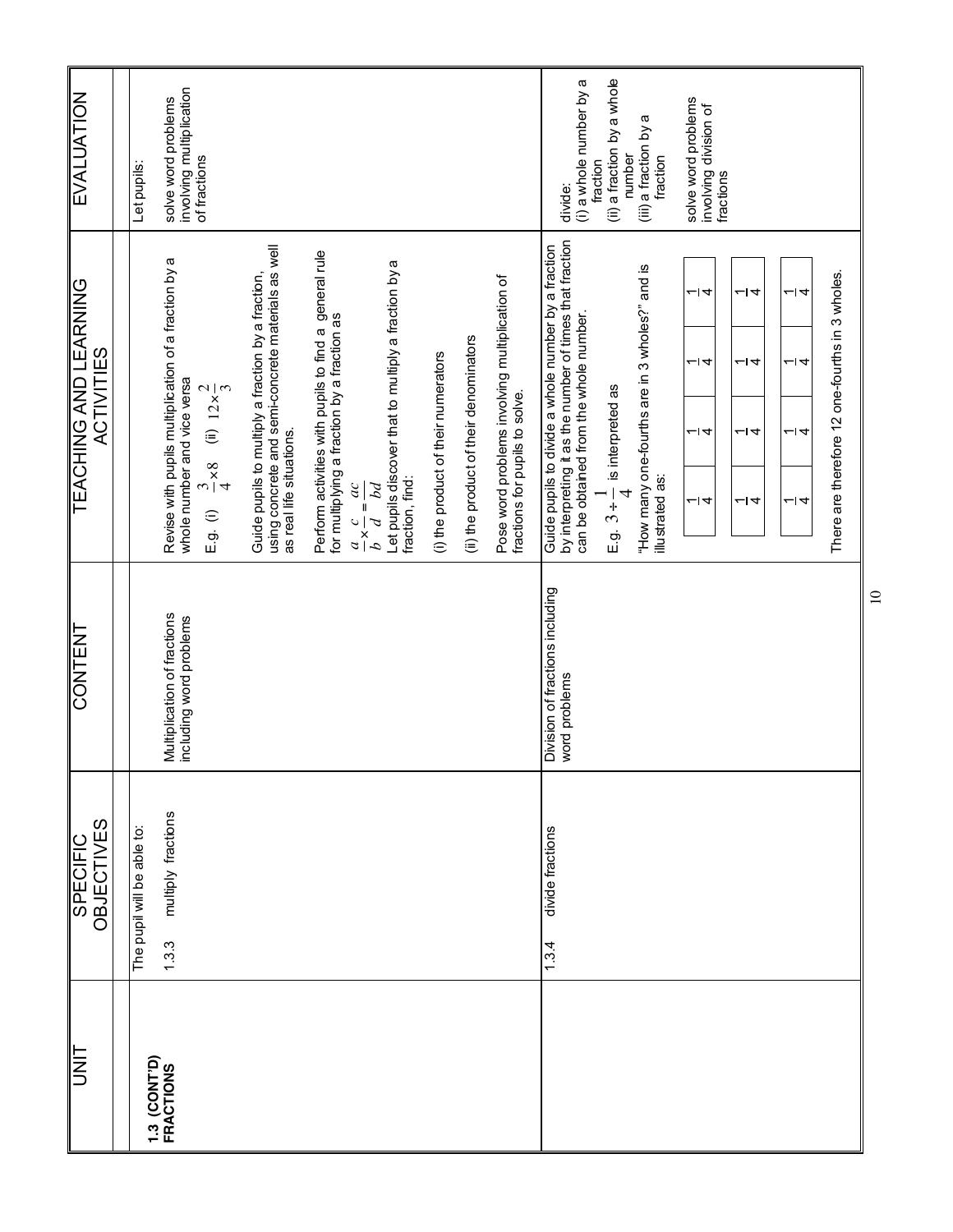| UNIT | SPECIFIC OBJECTIVES | CONTENT | TEACHING AND LEARNING ACTIVITIES | EVALUATION |
|---|---|---|---|---|
| **1.3 (CONT'D) FRACTIONS** | The pupil will be able to:<br><br>1.3.3 multiply fractions | Multiplication of fractions including word problems | Revise with pupils multiplication of a fraction by a whole number and vice versa<br><br>E.g. (i) $\frac{3}{4}\times 8$ (ii) $12\times\frac{2}{3}$<br><br>Guide pupils to multiply a fraction by a fraction, using concrete and semi-concrete materials as well as real life situations.<br><br>Perform activities with pupils to find a general rule for multiplying a fraction by a fraction as<br>$\frac{a}{b}\times\frac{c}{d}=\frac{ac}{bd}$<br>Let pupils discover that to multiply a fraction by a fraction, find:<br><br>(i) the product of their numerators<br><br>(ii) the product of their denominators<br><br>Pose word problems involving multiplication of fractions for pupils to solve. | Let pupils:<br><br>solve word problems involving multiplication of fractions |
| | 1.3.4 divide fractions | Division of fractions including word problems | Guide pupils to divide a whole number by a fraction by interpreting it as the number of times that fraction can be obtained from the whole number.<br><br>E.g. $3\div\frac{1}{4}$ is interpreted as<br><br>"How many one-fourths are in 3 wholes?" and is illustrated as:<br><br>$\frac{1}{4}$ $\frac{1}{4}$ $\frac{1}{4}$ $\frac{1}{4}$<br>$\frac{1}{4}$ $\frac{1}{4}$ $\frac{1}{4}$ $\frac{1}{4}$<br>$\frac{1}{4}$ $\frac{1}{4}$ $\frac{1}{4}$ $\frac{1}{4}$<br><br>There are therefore 12 one-fourths in 3 wholes. | divide:<br>(i) a whole number by a fraction<br>(ii) a fraction by a whole number<br>(iii) a fraction by a fraction<br><br>solve word problems involving division of fractions |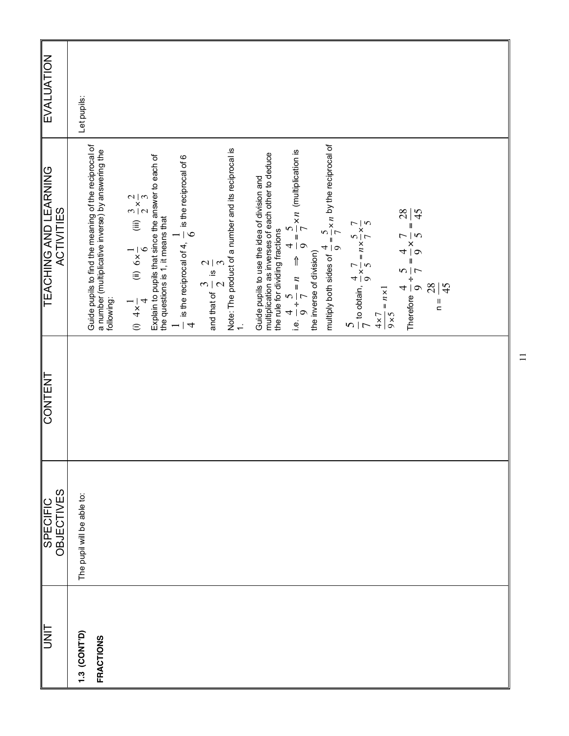| UNIT | SPECIFIC OBJECTIVES | CONTENT | TEACHING AND LEARNING ACTIVITIES | EVALUATION |
|---|---|---|---|---|
| **1.3 (CONT'D)** **FRACTIONS** | The pupil will be able to: | | Guide pupils to find the meaning of the reciprocal of a number (multiplicative inverse) by answering the following: <br><br> (i) $4 \times \frac{1}{4}$ (ii) $6 \times \frac{1}{6}$ (iii) $\frac{3}{2} \times \frac{2}{3}$ <br><br> Explain to pupils that since the answer to each of the questions is 1, it means that <br><br> $\frac{1}{4}$ is the reciprocal of 4, $\frac{1}{6}$ is the reciprocal of 6 <br><br> and that of $\frac{3}{2}$ is $\frac{2}{3}$ <br><br> Note: The product of a number and its reciprocal is 1. <br><br> Guide pupils to use the idea of division and multiplication as inverses of each other to deduce the rule for dividing fractions <br><br> i.e. $\frac{4}{9} \div \frac{5}{7} = n \Rightarrow \frac{4}{9} = \frac{5}{7} \times n$ (multiplication is the inverse of division) <br><br> multiply both sides of $\frac{4}{9} = \frac{5}{7} \times n$ by the reciprocal of $\frac{5}{7}$ to obtain, $\frac{4}{9} \times \frac{7}{5} = n \times \frac{5}{7} \times \frac{7}{5}$ <br><br> $\frac{4 \times 7}{9 \times 5} = n \times 1$ <br><br> Therefore $\frac{4}{9} \div \frac{5}{7} = \frac{4}{9} \times \frac{7}{5} = \frac{28}{45}$ <br><br> $n = \frac{28}{45}$ | Let pupils: |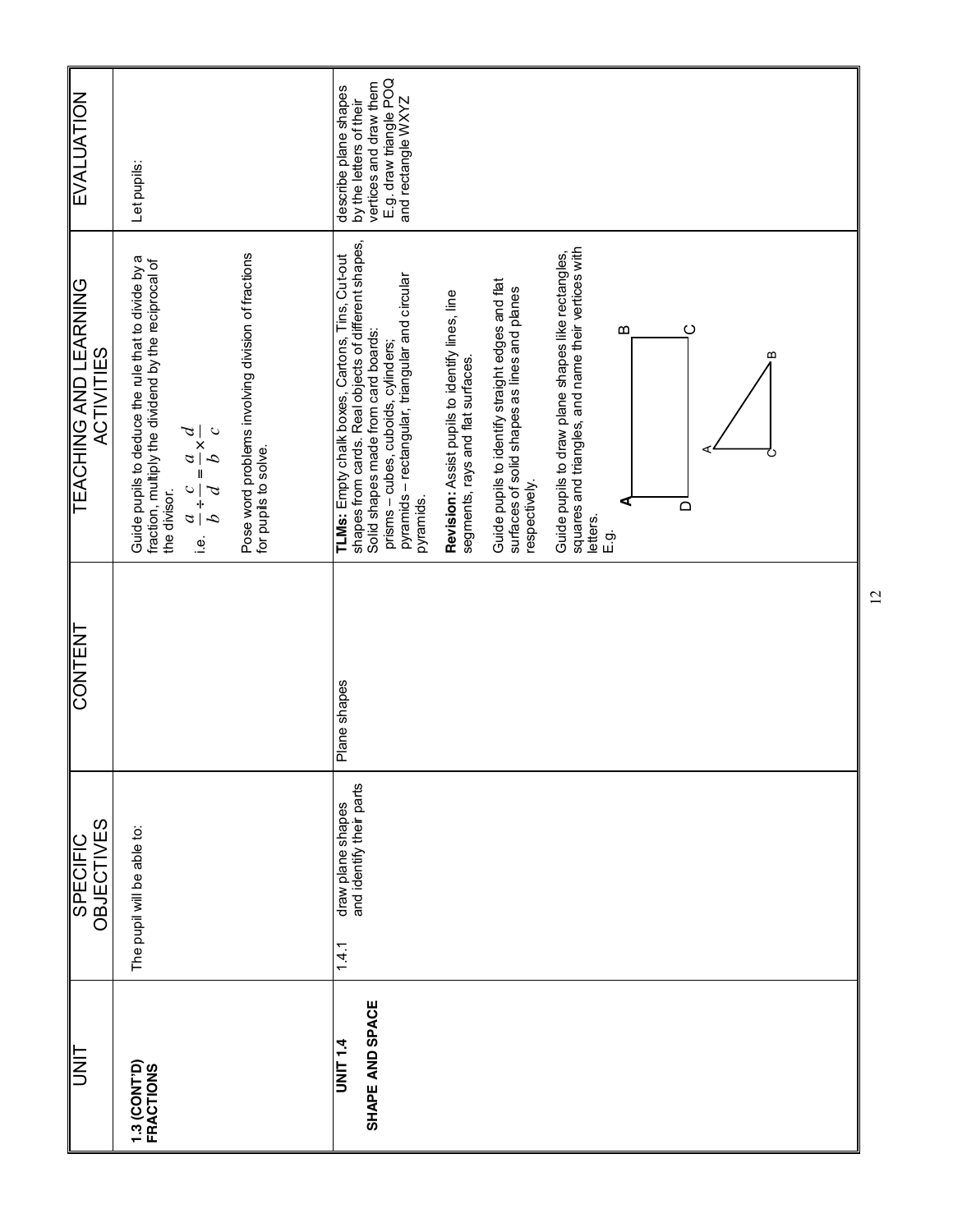| UNIT | SPECIFIC OBJECTIVES | CONTENT | TEACHING AND LEARNING ACTIVITIES | EVALUATION |
|---|---|---|---|---|
| **1.3 (CONT'D) FRACTIONS** | The pupil will be able to: | | Guide pupils to deduce the rule that to divide by a fraction, multiply the dividend by the reciprocal of the divisor.<br>i.e. $\frac{a}{b} \div \frac{c}{d} = \frac{a}{b} \times \frac{d}{c}$<br><br>Pose word problems involving division of fractions for pupils to solve. | Let pupils: |
| **UNIT 1.4**<br>**SHAPE AND SPACE** | 1.4.1 draw plane shapes and identify their parts | Plane shapes | **TLMs:** Empty chalk boxes, Cartons, Tins, Cut-out shapes from cards. Real objects of different shapes, Solid shapes made from card boards:<br>prisms – cubes, cuboids, cylinders;<br>pyramids – rectangular, triangular and circular pyramids.<br><br>**Revision:** Assist pupils to identify lines, line segments, rays and flat surfaces.<br><br>Guide pupils to identify straight edges and flat surfaces of solid shapes as lines and planes respectively.<br><br>Guide pupils to draw plane shapes like rectangles, squares and triangles, and name their vertices with letters.<br>E.g.<br>A B C D (rectangle)<br>A B C (triangle) | describe plane shapes by the letters of their vertices and draw them E.g. draw triangle PQQ and rectangle WXYZ |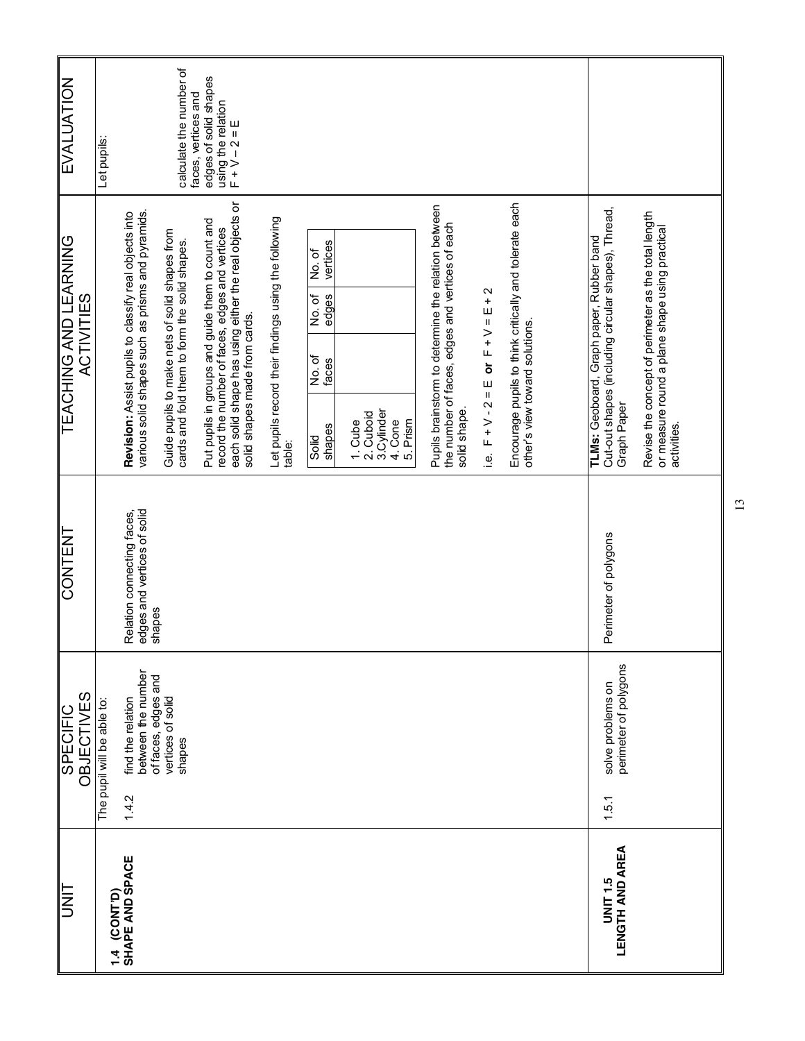| UNIT | SPECIFIC OBJECTIVES | CONTENT | TEACHING AND LEARNING ACTIVITIES | EVALUATION |
|---|---|---|---|---|
| **1.4 (CONT'D) SHAPE AND SPACE** | The pupil will be able to:<br><br>1.4.2 find the relation between the number of faces, edges and vertices of solid shapes | Relation connecting faces, edges and vertices of solid shapes | **Revision:** Assist pupils to classify real objects into various solid shapes such as prisms and pyramids.<br><br>Guide pupils to make nets of solid shapes from cards and fold them to form the solid shapes.<br><br>Put pupils in groups and guide them to count and record the number of faces, edges and vertices each solid shape has using either the real objects or solid shapes made from cards.<br><br>Let pupils record their findings using the following table:<br><br>Solid shapes / No. of faces / No. of edges / No. of vertices<br>1. Cube<br>2. Cuboid<br>3. Cylinder<br>4. Cone<br>5. Prism<br><br>Pupils brainstorm to determine the relation between the number of faces, edges and vertices of each solid shape.<br><br>i.e. $F + V - 2 = E$ **or** $F + V = E + 2$<br><br>Encourage pupils to think critically and tolerate each other's view toward solutions. | Let pupils:<br><br>calculate the number of faces, vertices and edges of solid shapes using the relation $F + V - 2 = E$ |
| **UNIT 1.5 LENGTH AND AREA** | 1.5.1 solve problems on perimeter of polygons | Perimeter of polygons | **TLMs:** Geoboard, Graph paper, Rubber band Cut-out shapes (including circular shapes), Thread, Graph Paper<br><br>Revise the concept of perimeter as the total length or measure round a plane shape using practical activities. | |

| Solid shapes | No. of faces | No. of edges | No. of vertices |
|---|---|---|---|
| 1. Cube | | | |
| 2. Cuboid | | | |
| 3. Cylinder | | | |
| 4. Cone | | | |
| 5. Prism | | | |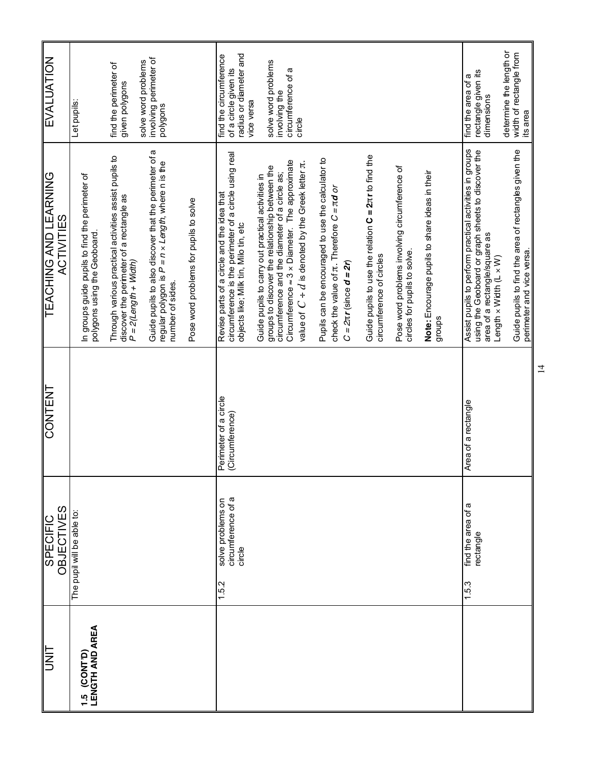| UNIT | SPECIFIC OBJECTIVES | CONTENT | TEACHING AND LEARNING ACTIVITIES | EVALUATION |
|---|---|---|---|---|
| **1.5 (CONT'D) LENGTH AND AREA** | The pupil will be able to: | | In groups guide pupils to find the perimeter of polygons using the Geoboard.<br><br>Through various practical activities assist pupils to discover the perimeter of a rectangle as $P = 2(Length + Width)$<br><br>Guide pupils to also discover that the perimeter of a regular polygon is $P = n \times Length$, where n is the number of sides.<br><br>Pose word problems for pupils to solve | Let pupils:<br><br>find the perimeter of given polygons<br><br>solve word problems involving perimeter of polygons |
| | 1.5.2 solve problems on circumference of a circle | Perimeter of a circle (Circumference) | Revise parts of a circle and the idea that circumference is the perimeter of a circle using real objects like; Milk tin, Milo tin, etc<br><br>Guide pupils to carry out practical activities in groups to discover the relationship between the circumference and the diameter of a circle as; Circumference ≈ 3 × Diameter. The approximate value of $C \div d$ is denoted by the Greek letter π.<br><br>Pupils can be encouraged to use the calculator to check the value of π. Therefore $C = \pi \boldsymbol{d}$ or $C = 2\pi \boldsymbol{r}$ (since $\boldsymbol{d = 2r}$)<br><br>Guide pupils to use the relation $\mathbf{C = 2\pi r}$ to find the circumference of circles<br><br>Pose word problems involving circumference of circles for pupils to solve.<br><br>**Note:** Encourage pupils to share ideas in their groups | find the circumference of a circle given its radius or diameter and vice versa<br><br>solve word problems involving the circumference of a circle |
| | 1.5.3 find the area of a rectangle | Area of a rectangle | Assist pupils to perform practical activities in groups using the Geoboard or graph sheets to discover the area of a rectangle/square as Length × Width (L × W)<br><br>Guide pupils to find the area of rectangles given the perimeter and vice versa. | find the area of a rectangle given its dimensions<br><br>determine the length or width of rectangle from its area |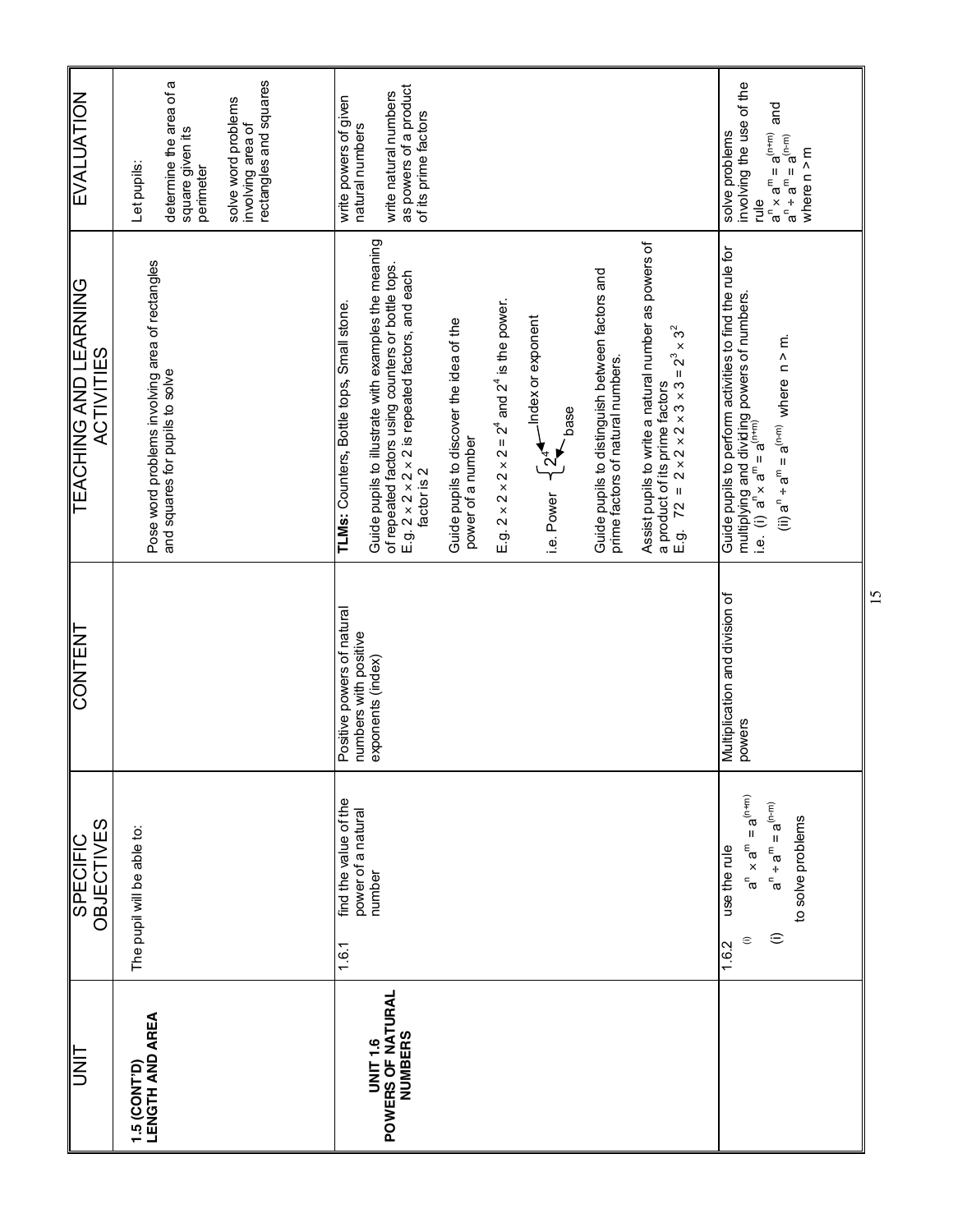| UNIT | SPECIFIC OBJECTIVES | CONTENT | TEACHING AND LEARNING ACTIVITIES | EVALUATION |
| --- | --- | --- | --- | --- |
| **1.5 (CONT'D) LENGTH AND AREA** | The pupil will be able to: | | Pose word problems involving area of rectangles and squares for pupils to solve | Let pupils:<br><br>determine the area of a square given its perimeter<br><br>solve word problems involving area of rectangles and squares |
| **UNIT 1.6 POWERS OF NATURAL NUMBERS** | 1.6.1 find the value of the power of a natural number | Positive powers of natural numbers with positive exponents (index) | **TLMs:** Counters, Bottle tops, Small stone.<br><br>Guide pupils to illustrate with examples the meaning of repeated factors using counters or bottle tops. E.g. $2 \times 2 \times 2 \times 2$ is repeated factors, and each factor is 2<br><br>Guide pupils to discover the idea of the power of a number<br><br>E.g. $2 \times 2 \times 2 \times 2 = 2^4$ and $2^4$ is the power.<br><br>i.e. Power $\{2^4$ — 4: Index or exponent; 2: base<br><br>Guide pupils to distinguish between factors and prime factors of natural numbers.<br><br>Assist pupils to write a natural number as powers of a product of its prime factors<br>E.g. $72 = 2 \times 2 \times 2 \times 3 \times 3 = 2^3 \times 3^2$ | write powers of given natural numbers<br><br>write natural numbers as powers of a product of its prime factors |
| | 1.6.2 use the rule<br>(i) $a^n \times a^m = a^{(n+m)}$<br>(i) $a^n \div a^m = a^{(n-m)}$<br>to solve problems | Multiplication and division of powers | Guide pupils to perform activities to find the rule for multiplying and dividing powers of numbers.<br>i.e. (i) $a^n \times a^m = a^{(n+m)}$<br>(ii) $a^n \div a^m = a^{(n-m)}$ where $n > m$. | solve problems involving the use of the rule<br>$a^n \times a^m = a^{(n+m)}$ and<br>$a^n \div a^m = a^{(n-m)}$<br>where $n > m$ |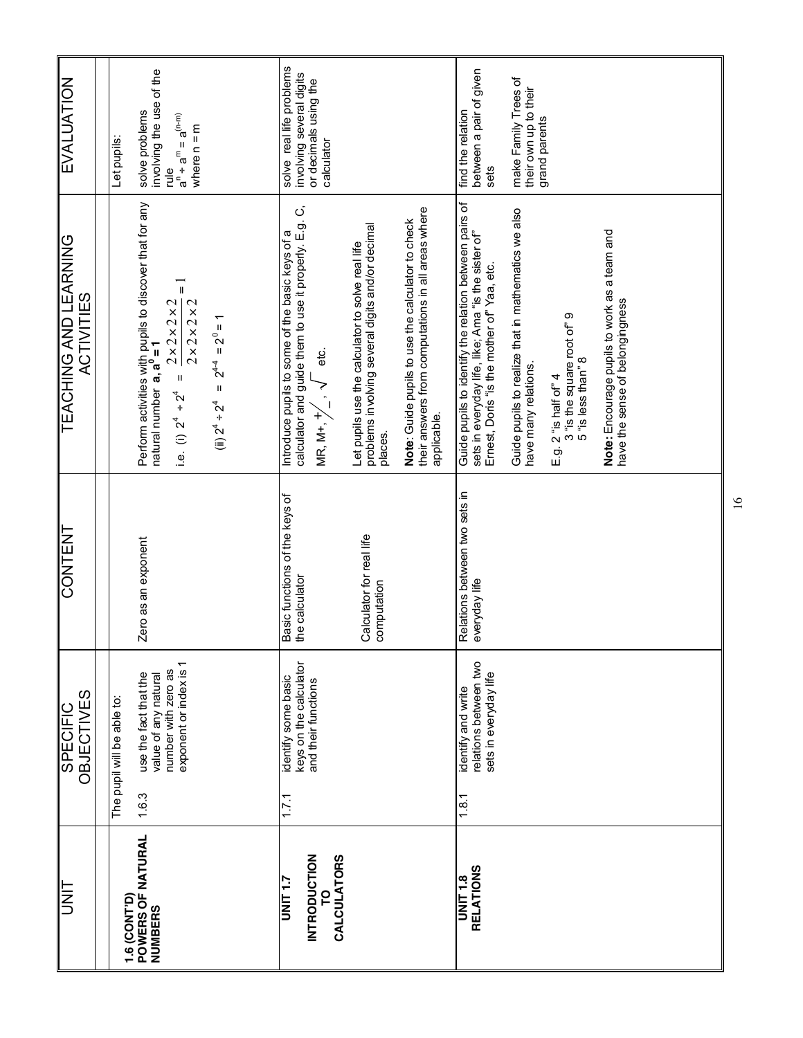| UNIT | SPECIFIC OBJECTIVES | CONTENT | TEACHING AND LEARNING ACTIVITIES | EVALUATION |
|---|---|---|---|---|
| **1.6 (CONT'D) POWERS OF NATURAL NUMBERS** | The pupil will be able to:<br>1.6.3 use the fact that the value of any natural number with zero as exponent or index is 1 | Zero as an exponent | Perform activities with pupils to discover that for any natural number **a**, $\mathbf{a^0 = 1}$<br>i.e. (i) $2^4 \div 2^4 = \frac{2\times2\times2\times2}{2\times2\times2\times2} = 1$<br>(ii) $2^4 \div 2^4 = 2^{4-4} = 2^0 = 1$ | Let pupils:<br>solve problems involving the use of the rule $a^n \div a^m = a^{(n-m)}$ where n = m |
| **UNIT 1.7 INTRODUCTION TO CALCULATORS** | 1.7.1 identify some basic keys on the calculator and their functions | Basic functions of the keys of the calculator<br><br>Calculator for real life computation | Introduce pupils to some of the basic keys of a calculator and guide them to use it properly. E.g. C, MR, M+, $+/_-$, $\sqrt{\ }$ etc.<br><br>Let pupils use the calculator to solve real life problems involving several digits and/or decimal places.<br><br>**Note**: Guide pupils to use the calculator to check their answers from computations in all areas where applicable. | solve real life problems involving several digits or decimals using the calculator |
| **UNIT 1.8 RELATIONS** | 1.8.1 identify and write relations between two sets in everyday life | Relations between two sets in everyday life | Guide pupils to identify the relation between pairs of sets in everyday life, like; Ama "is the sister of" Ernest, Doris "is the mother of" Yaa, etc.<br><br>Guide pupils to realize that in mathematics we also have many relations.<br><br>E.g. 2 "is half of" 4<br>3 "is the square root of" 9<br>5 "is less than" 8<br><br>**Note:** Encourage pupils to work as a team and have the sense of belongingness | find the relation between a pair of given sets<br><br>make Family Trees of their own up to their grand parents |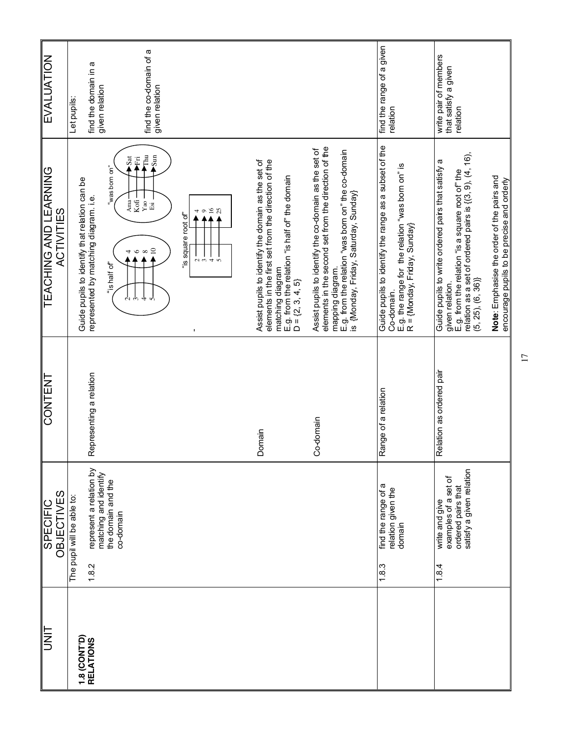| UNIT | SPECIFIC OBJECTIVES | CONTENT | TEACHING AND LEARNING ACTIVITIES | EVALUATION |
|---|---|---|---|---|
| **1.8 (CONT'D) RELATIONS** | The pupil will be able to:<br><br>1.8.2 represent a relation by matching and identify the domain and the co-domain | Representing a relation | Guide pupils to identify that relation can be represented by matching diagram. i.e.<br><br>"is half of": 2 → 4, 3 → 6, 4 → 8, 5 → 10<br><br>"was born on": Ama → Sat, Kofi → Fri, Yao → Thu, Esi → Sun<br><br>"is square root of": 2 → 4, 3 → 9, 4 → 16, 5 → 25 | Let pupils:<br><br>find the domain in a given relation<br><br>find the co-domain of a given relation |
| | | Domain | Assist pupils to identify the domain as the set of elements in the first set from the direction of the matching diagram<br>E.g. from the relation "is half of" the domain D = {2, 3, 4, 5} | |
| | | Co-domain | Assist pupils to identify the co-domain as the set of elements in the second set from the direction of the mapping diagram.<br>E.g. from the relation "was born on" the co-domain is {Monday, Friday, Saturday, Sunday} | |
| | 1.8.3 find the range of a relation given the domain | Range of a relation | Guide pupils to identify the range as a subset of the Co-domain.<br>E.g. the range for the relation "was born on" is R = {Monday, Friday, Sunday} | find the range of a given relation |
| | 1.8.4 write and give examples of a set of ordered pairs that satisfy a given relation | Relation as ordered pair | Guide pupils to write ordered pairs that satisfy a given relation.<br>E.g. from the relation "is a square root of" the relation as a set of ordered pairs is {(3, 9), (4, 16), (5, 25), (6, 36)}<br><br>**Note**: Emphasise the order of the pairs and encourage pupils to be precise and orderly | write pair of members that satisfy a given relation |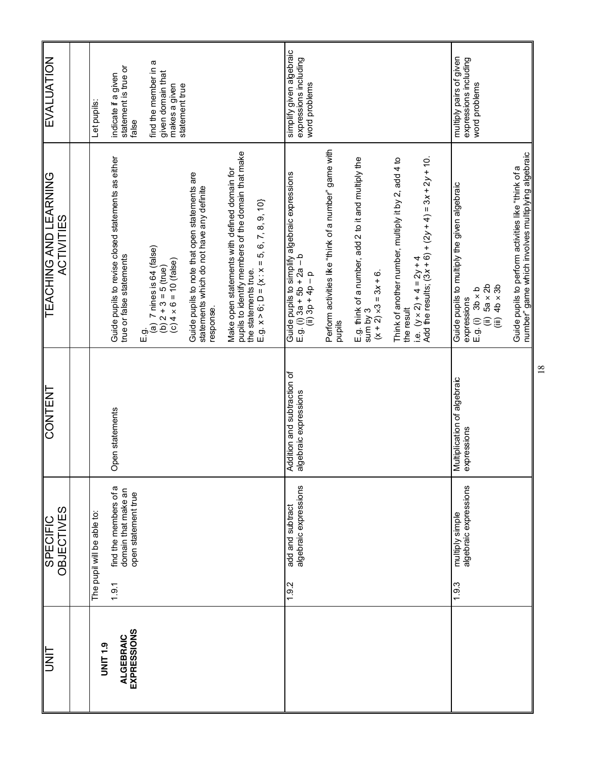| UNIT | SPECIFIC OBJECTIVES | CONTENT | TEACHING AND LEARNING ACTIVITIES | EVALUATION |
|---|---|---|---|---|
| **UNIT 1.9** <br> **ALGEBRAIC EXPRESSIONS** | The pupil will be able to: <br> 1.9.1 find the members of a domain that make an open statement true | Open statements | Guide pupils to revise closed statements as either true or false statements <br> E.g. <br> (a) 7 nines is 64 (false) <br> (b) $2 + 3 = 5$ (true) <br> (c) $4 \times 6 = 10$ (false) <br> Guide pupils to note that open statements are statements which do not have any definite response. <br> Make open statements with defined domain for pupils to identify members of the domain that make the statements true. <br> E.g. $x > 6$; D = {x : x = 5, 6, 7, 8, 9, 10} | Let pupils: <br> indicate if a given statement is true or false <br> find the member in a given domain that makes a given statement true |
| | 1.9.2 add and subtract algebraic expressions | Addition and subtraction of algebraic expressions | Guide pupils to simplify algebraic expressions <br> E.g. (i) $3a + 5b + 2a - b$ <br> (ii) $3p + 4p - p$ <br> Perform activities like "think of a number" game with pupils <br> E.g. think of a number, add 2 to it and multiply the sum by 3 <br> $(x + 2) \times 3 = 3x + 6$. <br> Think of another number, multiply it by 2, add 4 to the result <br> i.e. $(y \times 2) + 4 = 2y + 4$ <br> Add the results; $(3x + 6) + (2y + 4) = 3x + 2y + 10$. | simplify given algebraic expressions including word problems |
| | 1.9.3 multiply simple algebraic expressions | Multiplication of algebraic expressions | Guide pupils to multiply the given algebraic expressions <br> E.g. (i) $3b \times b$ <br> (ii) $5a \times 2b$ <br> (iii) $4b \times 3b$ <br> Guide pupils to perform activities like "think of a number" game which involves multiplying algebraic | multiply pairs of given expressions including word problems |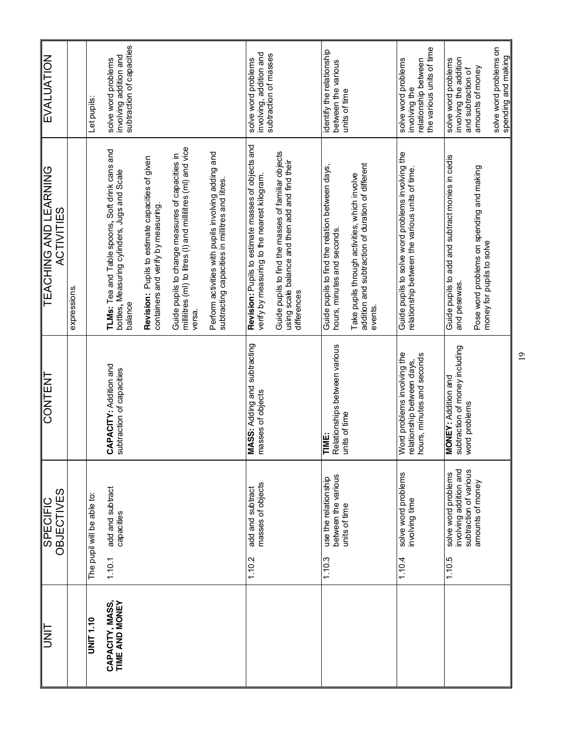| UNIT | SPECIFIC OBJECTIVES | CONTENT | TEACHING AND LEARNING ACTIVITIES | EVALUATION |
|---|---|---|---|---|
| | | | expressions. | |
| **UNIT 1.10**<br><br>**CAPACITY, MASS, TIME AND MONEY** | The pupil will be able to:<br><br>1.10.1 add and subtract capacities | **CAPACITY:** Addition and subtraction of capacities | **TLMs:** Tea and Table spoons, Soft drink cans and bottles, Measuring cylinders, Jugs and Scale balance<br><br>**Revision:** Pupils to estimate capacities of given containers and verify by measuring.<br><br>Guide pupils to change measures of capacities in millilitres (ml) to litres (l) and millilitres (ml) and vice versa.<br><br>Perform activities with pupils involving adding and subtracting capacities in millitres and litres. | Let pupils:<br><br>solve word problems involving addition and subtraction of capacities |
| | 1.10.2 add and subtract masses of objects | **MASS:** Adding and subtracting masses of objects | **Revision:** Pupils to estimate masses of objects and verify by measuring to the nearest kilogram.<br><br>Guide pupils to find the masses of familiar objects using scale balance and then add and find their differences | solve word problems involving, addition and subtraction of masses |
| | 1.10.3 use the relationship between the various units of time | **TIME:**<br>Relationships between various units of time | Guide pupils to find the relation between days, hours, minutes and seconds.<br><br>Take pupils through activities, which involve addition and subtraction of duration of different events. | identify the relationship between the various units of time |
| | 1.10.4 solve word problems involving time | Word problems involving the relationship between days, hours, minutes and seconds | Guide pupils to solve word problems involving the relationship between the various units of time. | solve word problems involving the relationship between the various units of time |
| | 1.10.5 solve word problems involving addition and subtraction of various amounts of money | **MONEY:** Addition and subtraction of money including word problems | Guide pupils to add and subtract monies in cedis and pesewas.<br><br>Pose word problems on spending and making money for pupils to solve | solve word problems involving the addition and subtraction of amounts of money<br><br>solve word problems on spending and making |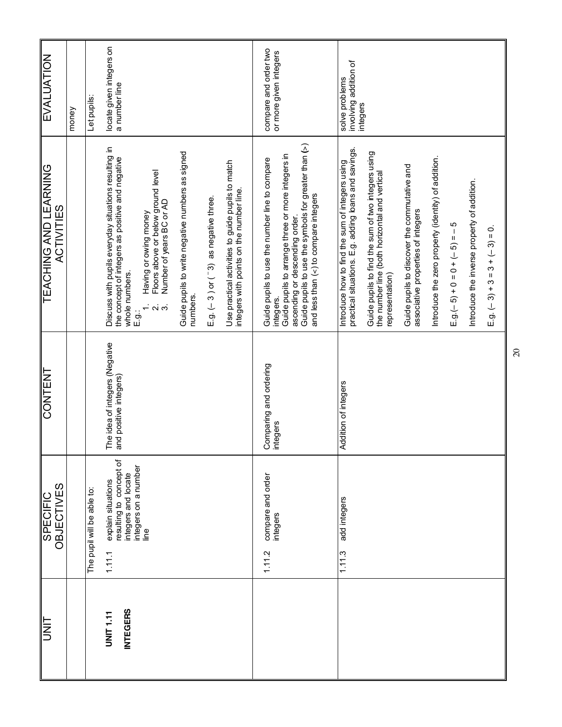| UNIT | SPECIFIC OBJECTIVES | CONTENT | TEACHING AND LEARNING ACTIVITIES | EVALUATION |
|---|---|---|---|---|
| | | | | money |
| **UNIT 1.11**<br><br>**INTEGERS** | The pupil will be able to:<br><br>1.11.1 explain situations resulting to concept of integers and locate integers on a number line | The idea of integers (Negative and positive integers) | Discuss with pupils everyday situations resulting in the concept of integers as positive and negative whole numbers.<br>E.g.:<br>1. Having or owing money<br>2. Floors above or below ground level<br>3. Number of years BC or AD<br><br>Guide pupils to write negative numbers as signed numbers.<br><br>E.g. ($-$ 3 ) or ($^-$3) as negative three.<br><br>Use practical activities to guide pupils to match integers with points on the number line. | Let pupils:<br><br>locate given integers on a number line |
| | 1.11.2 compare and order integers | Comparing and ordering integers | Guide pupils to use the number line to compare integers.<br>Guide pupils to arrange three or more integers in ascending or descending order.<br>Guide pupils to use the symbols for greater than (>) and less than (<) to compare integers | compare and order two or more given integers |
| | 1.11.3 add integers | Addition of integers | Introduce how to find the sum of integers using practical situations. E.g. adding loans and savings.<br><br>Guide pupils to find the sum of two integers using the number line (both horizontal and vertical representation)<br><br>Guide pupils to discover the commutative and associative properties of integers<br><br>Introduce the zero property (identity) of addition.<br><br>E.g.($-$ 5) + 0 = 0 + ($-$ 5) = $-$ 5<br><br>Introduce the inverse property of addition.<br><br>E.g. ($-$ 3) + 3 = 3 + ($-$ 3) = 0. | solve problems involving addition of integers |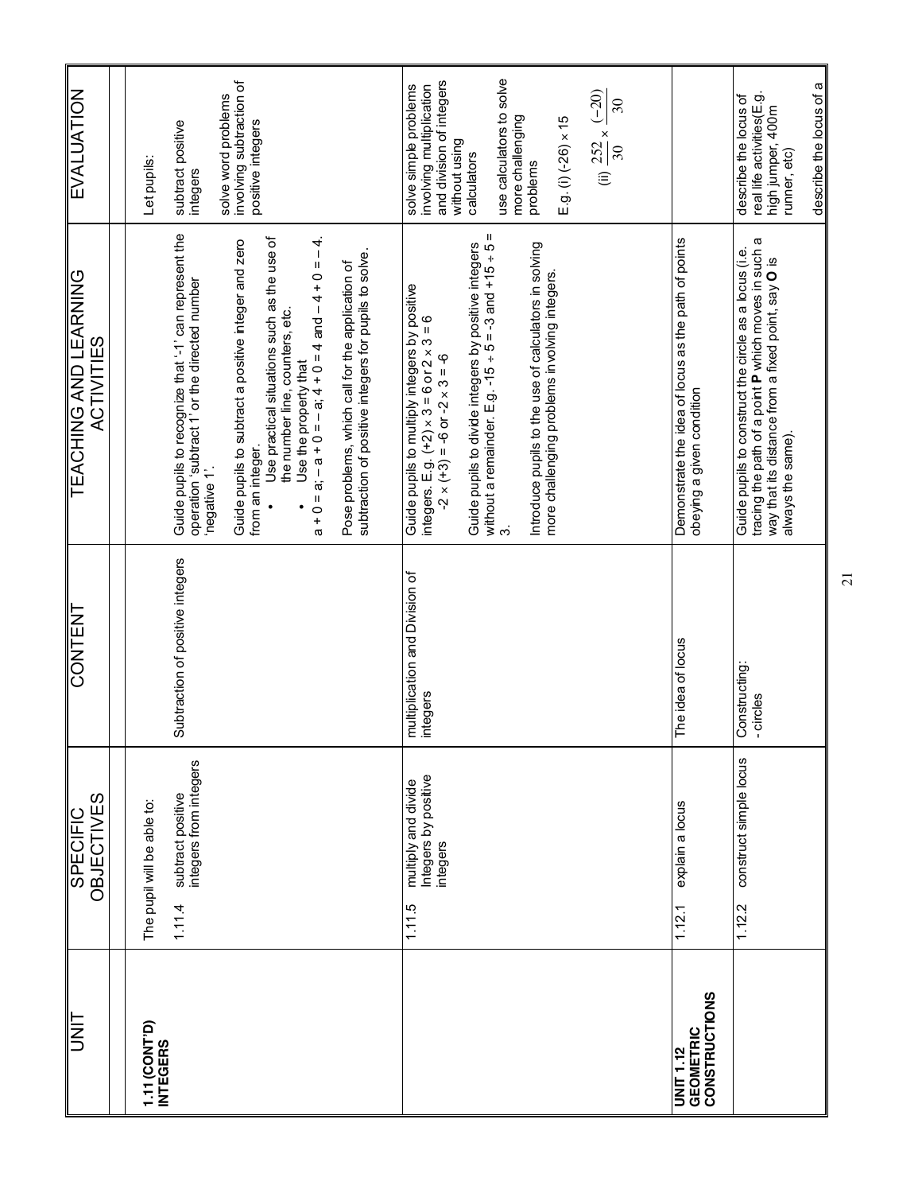| UNIT | SPECIFIC OBJECTIVES | CONTENT | TEACHING AND LEARNING ACTIVITIES | EVALUATION |
|---|---|---|---|---|
| **1.11 (CONT'D) INTEGERS** | The pupil will be able to:<br><br>1.11.4 subtract positive integers from integers | Subtraction of positive integers | Guide pupils to recognize that '-1' can represent the operation 'subtract 1' or the directed number 'negative 1'.<br><br>Guide pupils to subtract a positive integer and zero from an integer.<br>• Use practical situations such as the use of the number line, counters, etc.<br>• Use the property that<br>a + 0 = a; – a + 0 = – a; 4 + 0 = 4 and – 4 + 0 = – 4.<br><br>Pose problems, which call for the application of subtraction of positive integers for pupils to solve. | Let pupils:<br><br>subtract positive integers<br><br>solve word problems involving subtraction of positive integers |
| | 1.11.5 multiply and divide Integers by positive integers | multiplication and Division of integers | Guide pupils to multiply integers by positive integers. E.g. $(+2) \times 3 = 6$ or $2 \times 3 = 6$<br>$-2 \times (+3) = -6$ or $-2 \times 3 = -6$<br><br>Guide pupils to divide integers by positive integers without a remainder. E.g. $-15 \div 5 = -3$ and $+15 \div 5 = 3$.<br><br>Introduce pupils to the use of calculators in solving more challenging problems involving integers. | solve simple problems involving multiplication and division of integers without using calculators<br><br>use calculators to solve more challenging problems<br><br>E.g. (i) $(-26) \times 15$<br><br>(ii) $\frac{252}{30} \times \frac{(-20)}{30}$ |
| **UNIT 1.12 GEOMETRIC CONSTRUCTIONS** | 1.12.1 explain a locus | The idea of locus | Demonstrate the idea of locus as the path of points obeying a given condition | |
| | 1.12.2 construct simple locus | Constructing:<br>- circles | Guide pupils to construct the circle as a locus (i.e. tracing the path of a point **P** which moves in such a way that its distance from a fixed point, say **O** is always the same). | describe the locus of real life activities(E.g. high jumper, 400m runner, etc)<br><br>describe the locus of a |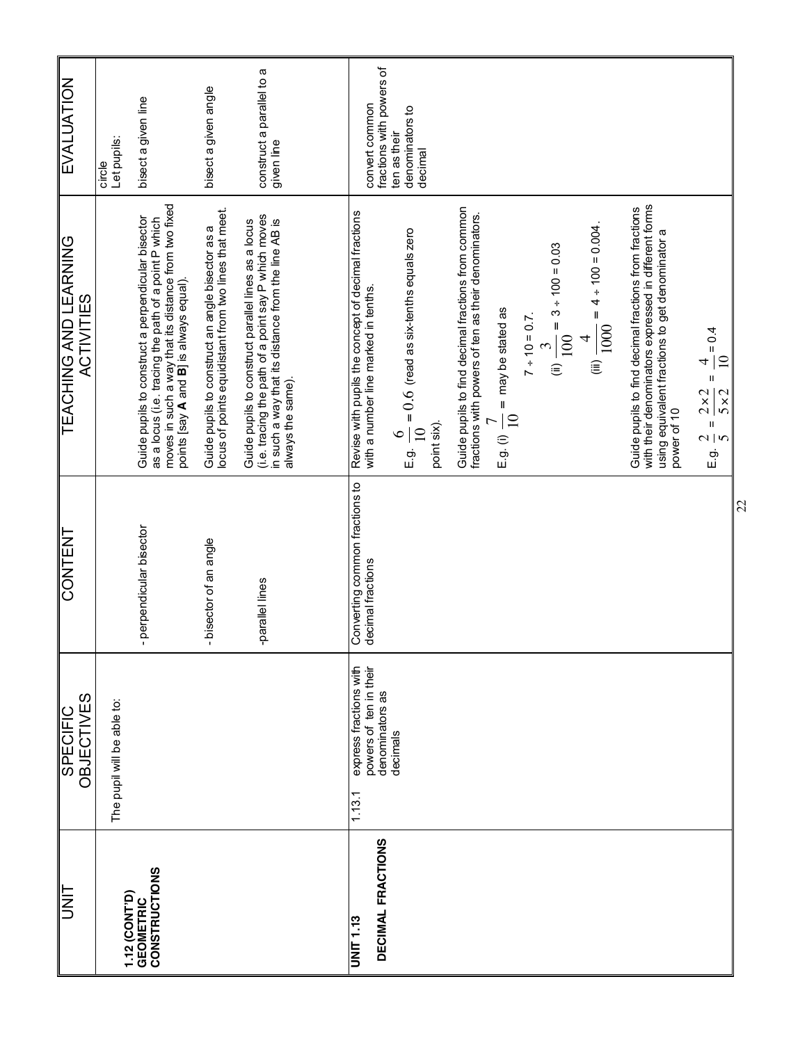| UNIT | SPECIFIC OBJECTIVES | CONTENT | TEACHING AND LEARNING ACTIVITIES | EVALUATION |
|---|---|---|---|---|
| **1.12 (CONT'D) GEOMETRIC CONSTRUCTIONS** | The pupil will be able to: | | | circle |
| | | - perpendicular bisector | Guide pupils to construct a perpendicular bisector as a locus (i.e. tracing the path of a point P which moves in such a way that its distance from two fixed points [say **A** and **B**] is always equal). | Let pupils: bisect a given line |
| | | - bisector of an angle | Guide pupils to construct an angle bisector as a locus of points equidistant from two lines that meet. | bisect a given angle |
| | | -parallel lines | Guide pupils to construct parallel lines as a locus (i.e. tracing the path of a point say P which moves in such a way that its distance from the line AB is always the same). | construct a parallel to a given line |
| **UNIT 1.13** **DECIMAL FRACTIONS** | 1.13.1 express fractions with powers of ten in their denominators as decimals | Converting common fractions to decimal fractions | Revise with pupils the concept of decimal fractions with a number line marked in tenths.<br><br>E.g. $\frac{6}{10} = 0.6$ (read as six-tenths equals zero point six).<br><br>Guide pupils to find decimal fractions from common fractions with powers of ten as their denominators.<br><br>E.g. (i) $\frac{7}{10}$ = may be stated as $7 \div 10 = 0.7$.<br>(ii) $\frac{3}{100} = 3 \div 100 = 0.03$<br>(iii) $\frac{4}{1000} = 4 \div 100 = 0.004$.<br><br>Guide pupils to find decimal fractions from fractions with their denominators expressed in different forms using equivalent fractions to get denominator a power of 10<br><br>E.g. $\frac{2}{5} = \frac{2 \times 2}{5 \times 2} = \frac{4}{10} = 0.4$ | convert common fractions with powers of ten as their denominators to decimal |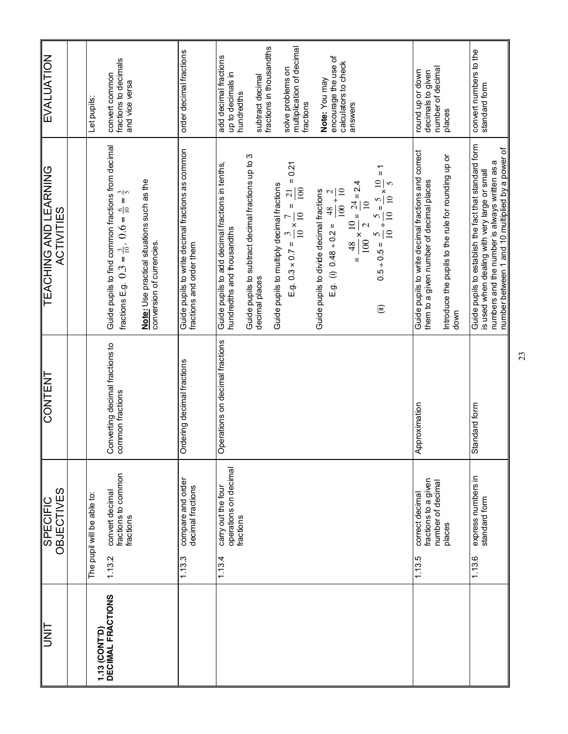| UNIT | SPECIFIC OBJECTIVES | CONTENT | TEACHING AND LEARNING ACTIVITIES | EVALUATION |
|---|---|---|---|---|
| **1.13 (CONT'D) DECIMAL FRACTIONS** | The pupil will be able to: 1.13.2 convert decimal fractions to common fractions | Converting decimal fractions to common fractions | Guide pupils to find common fractions from decimal fractions E.g. $0.3 = \frac{3}{10}$, $0.6 = \frac{6}{10} = \frac{3}{5}$ <br><br> **Note:** Use practical situations such as the conversion of currencies. | Let pupils: <br><br> convert common fractions to decimals and vice versa |
| | 1.13.3 compare and order decimal fractions | Ordering decimal fractions | Guide pupils to write decimal fractions as common fractions and order them | order decimal fractions |
| | 1.13.4 carry out the four operations on decimal fractions | Operations on decimal fractions | Guide pupils to add decimal fractions in tenths, hundredths and thousandths <br><br> Guide pupils to subtract decimal fractions up to 3 decimal places <br><br> Guide pupils to multiply decimal fractions <br> E.g. $0.3 \times 0.7 = \frac{3}{10} \times \frac{7}{10} = \frac{21}{100} = 0.21$ <br><br> Guide pupils to divide decimal fractions <br> E.g. (i) $0.48 \div 0.2 = \frac{48}{100} \div \frac{2}{10}$ <br> $= \frac{48}{100} \times \frac{10}{2} = \frac{24}{10} = 2.4$ <br><br> (ii) $0.5 \div 0.5 = \frac{5}{10} \div \frac{5}{10} = \frac{5}{10} \times \frac{10}{5} = 1$ | add decimal fractions up to decimals in hundredths <br><br> subtract decimal fractions in thousandths <br><br> solve problems on multiplication of decimal fractions <br><br> **Note:** You may encourage the use of calculators to check answers |
| | 1.13.5 correct decimal fractions to a given number of decimal places | Approximation | Guide pupils to write decimal fractions and correct them to a given number of decimal places <br><br> Introduce the pupils to the rule for rounding up or down | round up or down decimals to given number of decimal places |
| | 1.13.6 express numbers in standard form | Standard form | Guide pupils to establish the fact that standard form is used when dealing with very large or small numbers and the number is always written as a number between 1 and 10 multiplied by a power of | convert numbers to the standard form |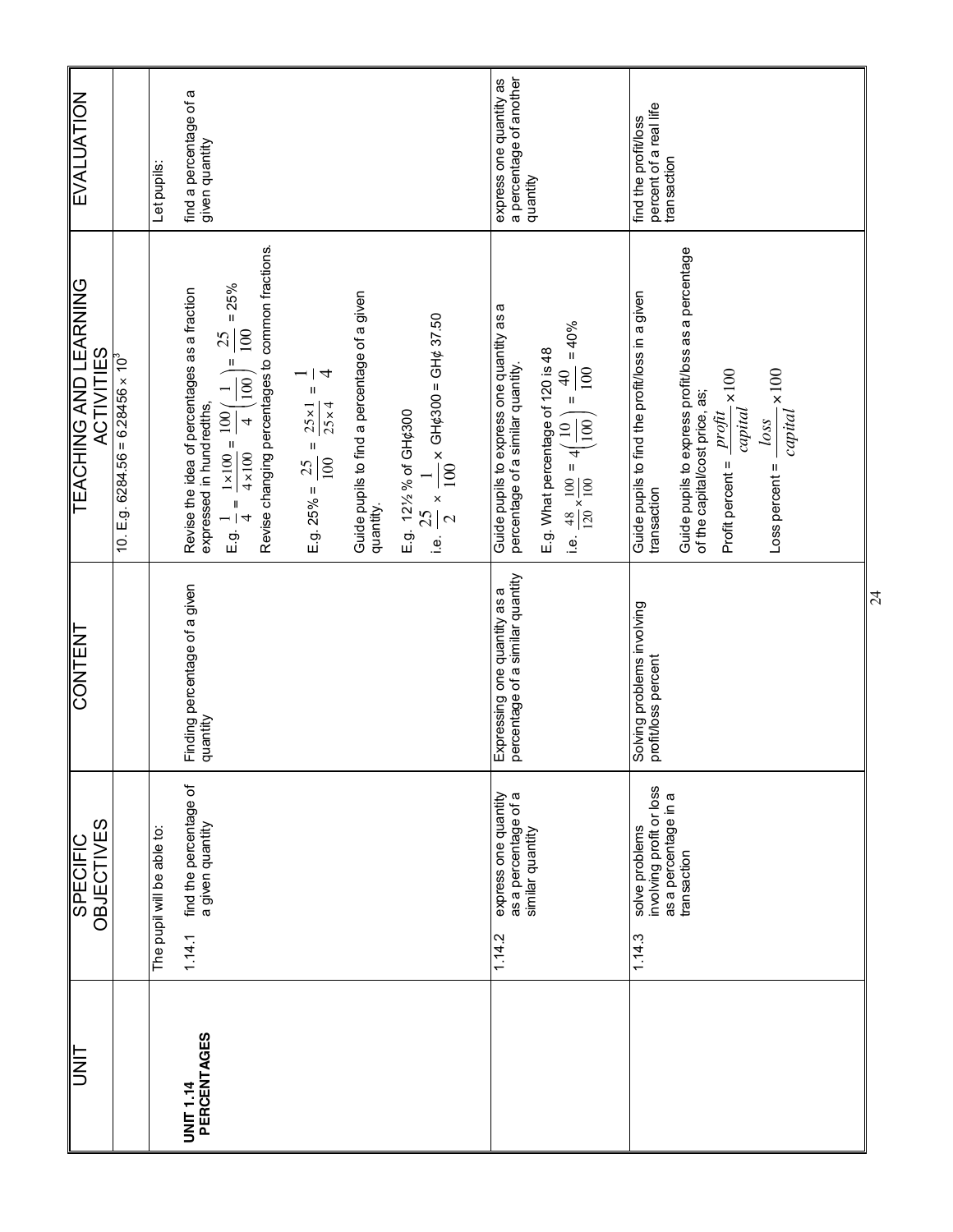| UNIT | SPECIFIC OBJECTIVES | CONTENT | TEACHING AND LEARNING ACTIVITIES | EVALUATION |
|---|---|---|---|---|
| | | | 10. E.g. $6284.56 = 6.28456 \times 10^3$ | |
| **UNIT 1.14 PERCENTAGES** | The pupil will be able to:<br><br>1.14.1 find the percentage of a given quantity | Finding percentage of a given quantity | Revise the idea of percentages as a fraction expressed in hundredths,<br>E.g. $\frac{1}{4} = \frac{1 \times 100}{4 \times 100} = \frac{100}{4}\left(\frac{1}{100}\right) = \frac{25}{100} = 25\%$<br>Revise changing percentages to common fractions.<br><br>E.g. $25\% = \frac{25}{100} = \frac{25 \times 1}{25 \times 4} = \frac{1}{4}$<br><br>Guide pupils to find a percentage of a given quantity.<br><br>E.g. 12½ % of GH¢300<br>i.e. $\frac{25}{2} \times \frac{1}{100} \times$ GH¢300 = GH¢ 37.50 | Let pupils:<br><br>find a percentage of a given quantity |
| | 1.14.2 express one quantity as a percentage of a similar quantity | Expressing one quantity as a percentage of a similar quantity | Guide pupils to express one quantity as a percentage of a similar quantity.<br><br>E.g. What percentage of 120 is 48<br>i.e. $\frac{48}{120} \times \frac{100}{100} = 4\left(\frac{10}{100}\right) = \frac{40}{100} = 40\%$ | express one quantity as a percentage of another quantity |
| | 1.14.3 solve problems involving profit or loss as a percentage in a transaction | Solving problems involving profit/loss percent | Guide pupils to find the profit/loss in a given transaction<br><br>Guide pupils to express profit/loss as a percentage of the capital/cost price, as;<br>Profit percent = $\frac{profit}{capital} \times 100$<br><br>Loss percent = $\frac{loss}{capital} \times 100$ | find the profit/loss percent of a real life transaction |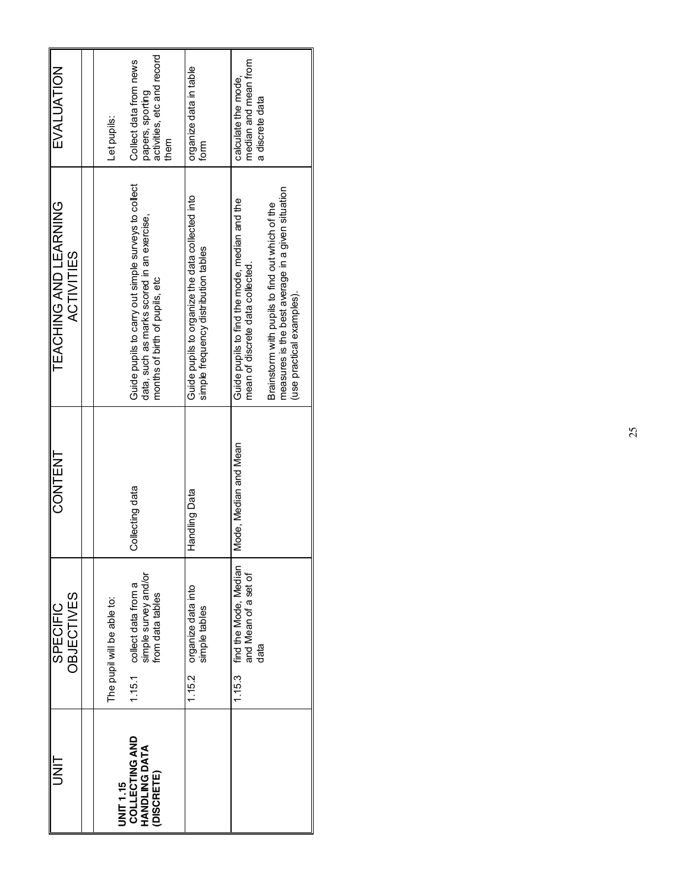| UNIT | SPECIFIC OBJECTIVES | CONTENT | TEACHING AND LEARNING ACTIVITIES | EVALUATION |
|---|---|---|---|---|
| | | | | |
| **UNIT 1.15 COLLECTING AND HANDLING DATA (DISCRETE)** | The pupil will be able to: 1.15.1 collect data from a simple survey and/or from data tables | Collecting data | Guide pupils to carry out simple surveys to collect data, such as marks scored in an exercise, months of birth of pupils, etc | Let pupils: Collect data from news papers, sporting activities, etc and record them |
| | 1.15.2 organize data into simple tables | Handling Data | Guide pupils to organize the data collected into simple frequency distribution tables | organize data in table form |
| | 1.15.3 find the Mode, Median and Mean of a set of data | Mode, Median and Mean | Guide pupils to find the mode, median and the mean of discrete data collected. Brainstorm with pupils to find out which of the measures is the best average in a given situation (use practical examples). | calculate the mode, median and mean from a discrete data |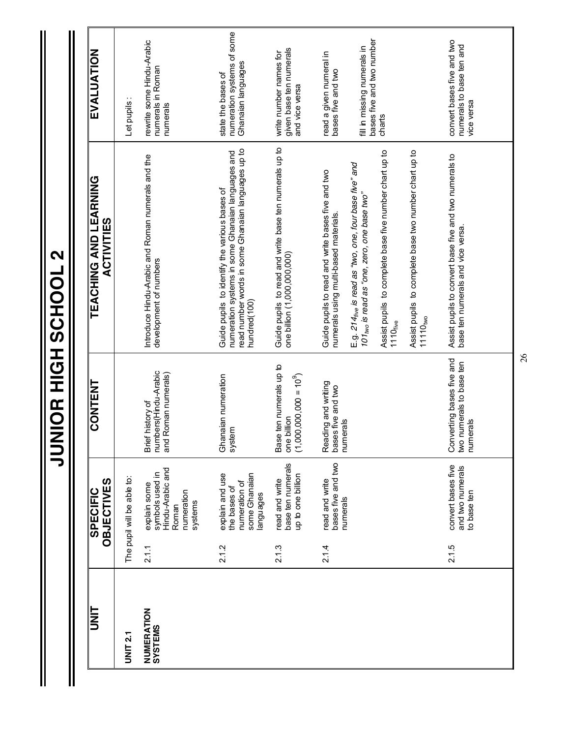# JUNIOR HIGH SCHOOL 2

| UNIT | SPECIFIC OBJECTIVES | CONTENT | TEACHING AND LEARNING ACTIVITIES | EVALUATION |
|---|---|---|---|---|
| **UNIT 2.1**<br><br>**NUMERATION SYSTEMS** | The pupil will be able to:<br><br>2.1.1 explain some symbols used in Hindu-Arabic and Roman numeration systems | Brief history of numbers(Hindu-Arabic and Roman numerals) | Introduce Hindu-Arabic and Roman numerals and the development of numbers | Let pupils :<br><br>rewrite some Hindu-Arabic numerals in Roman numerals |
| | 2.1.2 explain and use the bases of numeration of some Ghanaian languages | Ghanaian numeration system | Guide pupils to identify the various bases of numeration systems in some Ghanaian languages and read number words in some Ghanaian languages up to hundred(100) | state the bases of numeration systems of some Ghanaian languages |
| | 2.1.3 read and write base ten numerals up to one billion | Base ten numerals up to one billion $(1,000,000,000 = 10^9)$ | Guide pupils to read and write base ten numerals up to one billion (1,000,000,000) | write number names for given base ten numerals and vice versa |
| | 2.1.4 read and write bases five and two numerals | Reading and writing bases five and two numerals | Guide pupils to read and write bases five and two numerals using multi-based materials.<br><br>*E.g. $214_{five}$ is read as "two, one, four base five" and $101_{two}$ is read as "one, zero, one base two"*<br><br>Assist pupils to complete base five number chart up to $1110_{five}$<br><br>Assist pupils to complete base two number chart up to $11110_{two}$ | read a given numeral in bases five and two<br><br>fill in missing numerals in bases five and two number charts |
| | 2.1.5 convert bases five and two numerals to base ten | Converting bases five and two numerals to base ten numerals | Assist pupils to convert base five and two numerals to base ten numerals and vice versa. | convert bases five and two numerals to base ten and vice versa |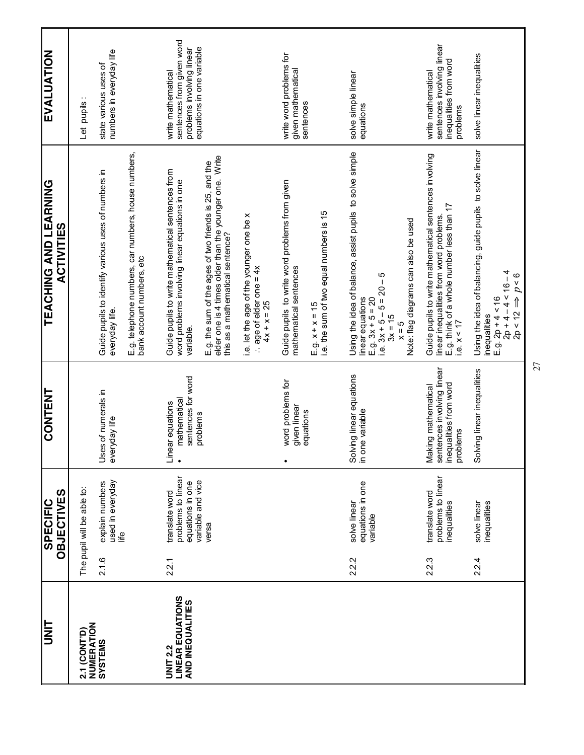| UNIT | SPECIFIC OBJECTIVES | CONTENT | TEACHING AND LEARNING ACTIVITIES | EVALUATION |
|---|---|---|---|---|
| **2.1 (CONT'D) NUMERATION SYSTEMS** | The pupil will be able to: 2.1.6 explain numbers used in everyday life | Uses of numerals in everyday life | Guide pupils to identify various uses of numbers in everyday life. E.g. telephone numbers, car numbers, house numbers, bank account numbers, etc | Let pupils: state various uses of numbers in everyday life |
| **UNIT 2.2 LINEAR EQUATIONS AND INEQUALITIES** | 2.2.1 translate word problems to linear equations in one variable and vice versa | Linear equations • mathematical sentences for word problems | Guide pupils to write mathematical sentences from word problems involving linear equations in one variable. E.g. the sum of the ages of two friends is 25, and the elder one is 4 times older than the younger one. Write this as a mathematical sentence? i.e. let the age of the younger one be x $\therefore$ age of elder one = 4x $4x + x = 25$ | write mathematical sentences from given word problems involving linear equations in one variable |
| | | • word problems for given linear equations | Guide pupils to write word problems from given mathematical sentences E.g. $x + x = 15$ i.e. the sum of two equal numbers is 15 | write word problems for given mathematical sentences |
| | 2.2.2 solve linear equations in one variable | Solving linear equations in one variable | Using the idea of balance, assist pupils to solve simple linear equations E.g. $3x + 5 = 20$ i.e. $3x + 5 - 5 = 20 - 5$ $3x = 15$ $x = 5$ Note: flag diagrams can also be used | solve simple linear equations |
| | 2.2.3 translate word problems to linear inequalities | Making mathematical sentences involving linear inequalities from word problems | Guide pupils to write mathematical sentences involving linear inequalities from word problems. E.g. think of a whole number less than 17 i.e. $x < 17$ | write mathematical sentences involving linear inequalities from word problems |
| | 2.2.4 solve linear inequalities | Solving linear inequalities | Using the idea of balancing, guide pupils to solve linear inequalities E.g. $2p + 4 < 16$ $2p + 4 - 4 < 16 - 4$ $2p < 12 \Rightarrow p < 6$ | solve linear inequalities |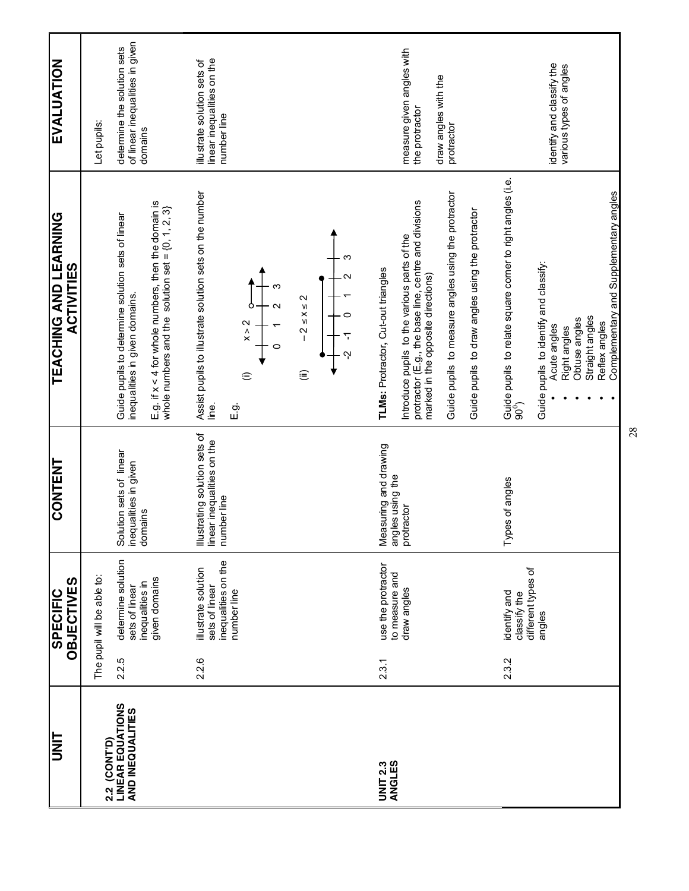| UNIT | SPECIFIC OBJECTIVES | CONTENT | TEACHING AND LEARNING ACTIVITIES | EVALUATION |
|---|---|---|---|---|
| **2.2 (CONT'D) LINEAR EQUATIONS AND INEQUALITIES** | The pupil will be able to:<br><br>2.2.5 determine solution sets of linear inequalities in given domains | Solution sets of linear inequalities in given domains | Guide pupils to determine solution sets of linear inequalities in given domains.<br><br>E.g. if $x < 4$ for whole numbers, then the domain is whole numbers and the solution set = {0, 1, 2, 3} | Let pupils:<br><br>determine the solution sets of linear inequalities in given domains |
| | 2.2.6 illustrate solution sets of linear inequalities on the number line | Illustrating solution sets of linear inequalities on the number line | Assist pupils to illustrate solution sets on the number line.<br><br>E.g.<br>(i) $x > 2$ (number line 0 1 2 3 with open circle at 2 and arrow to the right)<br><br>(ii) $-2 \leq x \leq 2$ (number line -2 -1 0 1 2 3 with closed circles at -2 and 2) | illustrate solution sets of linear inequalities on the number line |
| **UNIT 2.3 ANGLES** | 2.3.1 use the protractor to measure and draw angles | Measuring and drawing angles using the protractor | **TLMs:** Protractor, Cut-out triangles<br><br>Introduce pupils to the various parts of the protractor (E.g., the base line, centre and divisions marked in the opposite directions)<br><br>Guide pupils to measure angles using the protractor<br><br>Guide pupils to draw angles using the protractor | measure given angles with the protractor<br><br>draw angles with the protractor |
| | 2.3.2 identify and classify the different types of angles | Types of angles | Guide pupils to relate square corner to right angles (i.e. $90^0$)<br><br>Guide pupils to identify and classify:<br>• Acute angles<br>• Right angles<br>• Obtuse angles<br>• Straight angles<br>• Reflex angles<br>• Complementary and Supplementary angles | identify and classify the various types of angles |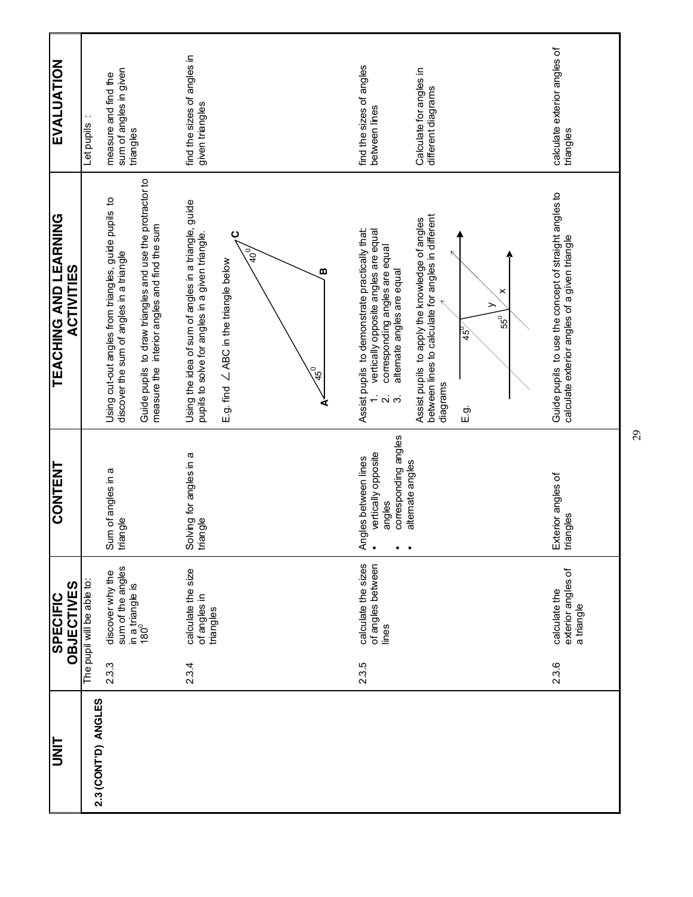| UNIT | SPECIFIC OBJECTIVES | CONTENT | TEACHING AND LEARNING ACTIVITIES | EVALUATION |
|---|---|---|---|---|
| **2.3 (CONT'D) ANGLES** | The pupil will be able to: | | | Let pupils : |
| | 2.3.3 discover why the sum of the angles in a triangle is $180^0$ | Sum of angles in a triangle | Using cut-out angles from triangles, guide pupils to discover the sum of angles in a triangle<br><br>Guide pupils to draw triangles and use the protractor to measure the interior angles and find the sum | measure and find the sum of angles in given triangles |
| | 2.3.4 calculate the size of angles in triangles | Solving for angles in a triangle | Using the idea of sum of angles in a triangle, guide pupils to solve for angles in a given triangle.<br><br>E.g. find $\angle$ ABC in the triangle below<br><br>(Triangle ABC with angle A = $45^0$, angle C = $40^0$) | find the sizes of angles in given triangles |
| | 2.3.5 calculate the sizes of angles between lines | Angles between lines<br>• vertically opposite angles<br>• corresponding angles<br>• alternate angles | Assist pupils to demonstrate practically that:<br>1. vertically opposite angles are equal<br>2. corresponding angles are equal<br>3. alternate angles are equal<br><br>Assist pupils to apply the knowledge of angles between lines to calculate for angles in different diagrams<br><br>E.g.<br>(Diagram of parallel lines with transversals showing angles $45^0$, $55^0$, y and x) | find the sizes of angles between lines<br><br>Calculate for angles in different diagrams |
| | 2.3.6 calculate the exterior angles of a triangle | Exterior angles of triangles | Guide pupils to use the concept of straight angles to calculate exterior angles of a given triangle | calculate exterior angles of triangles |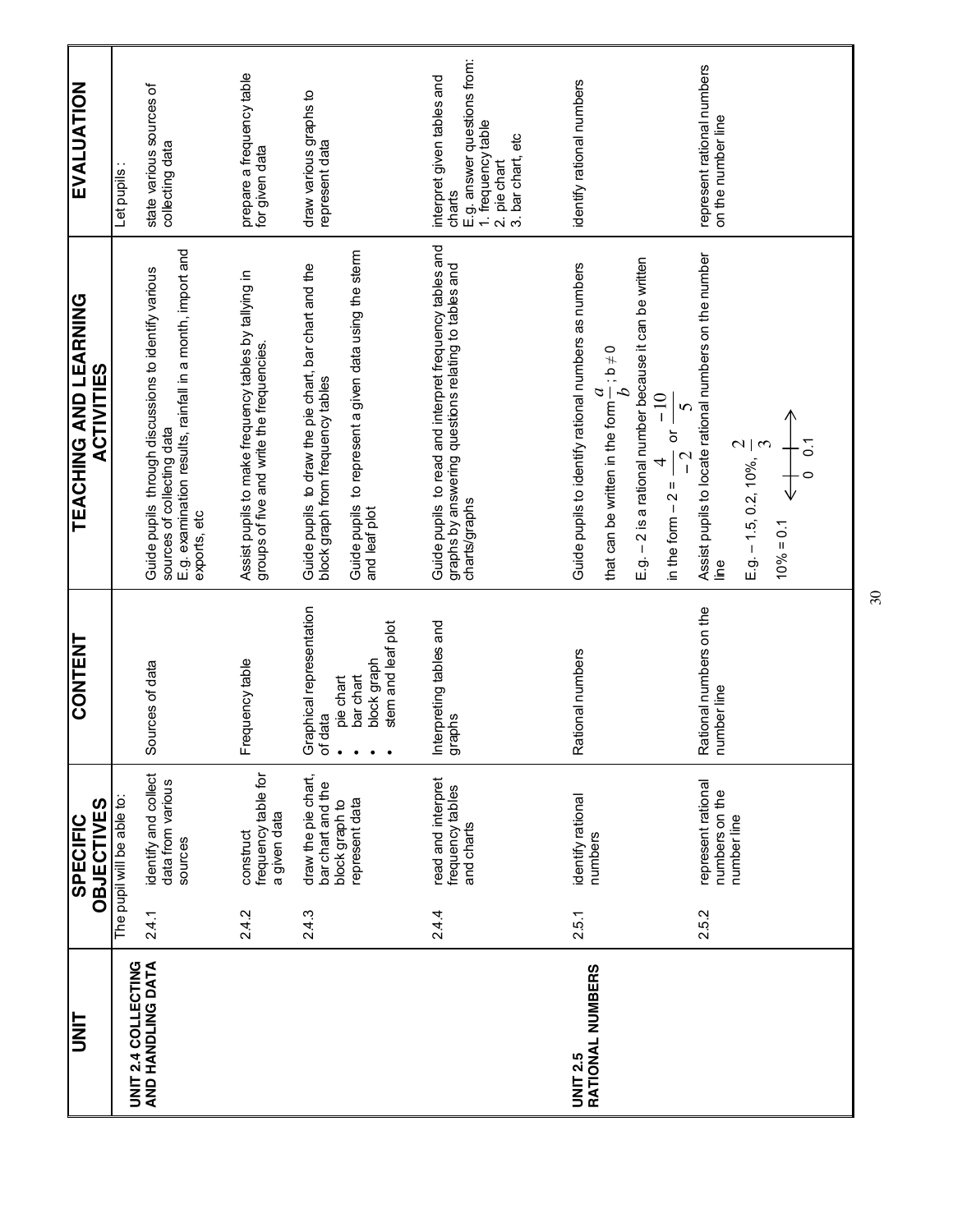| UNIT | SPECIFIC OBJECTIVES | | CONTENT | TEACHING AND LEARNING ACTIVITIES | EVALUATION |
|---|---|---|---|---|---|
| | The pupil will be able to: | | | | Let pupils : |
| **UNIT 2.4 COLLECTING AND HANDLING DATA** | 2.4.1 | identify and collect data from various sources | Sources of data | Guide pupils through discussions to identify various sources of collecting data<br>E.g. examination results, rainfall in a month, import and exports, etc | state various sources of collecting data |
| | 2.4.2 | construct frequency table for a given data | Frequency table | Assist pupils to make frequency tables by tallying in groups of five and write the frequencies. | prepare a frequency table for given data |
| | 2.4.3 | draw the pie chart, bar chart and the block graph to represent data | Graphical representation of data<br>• pie chart<br>• bar chart<br>• block graph<br>• stem and leaf plot | Guide pupils to draw the pie chart, bar chart and the block graph from frequency tables<br>Guide pupils to represent a given data using the sterm and leaf plot | draw various graphs to represent data |
| | 2.4.4 | read and interpret frequency tables and charts | Interpreting tables and graphs | Guide pupils to read and interpret frequency tables and graphs by answering questions relating to tables and charts/graphs | interpret given tables and charts<br>E.g. answer questions from:<br>1. frequency table<br>2. pie chart<br>3. bar chart, etc |
| **UNIT 2.5 RATIONAL NUMBERS** | 2.5.1 | identify rational numbers | Rational numbers | Guide pupils to identify rational numbers as numbers that can be written in the form $\frac{a}{b}$; $b \neq 0$<br>E.g. $-2$ is a rational number because it can be written in the form $-2 = \frac{4}{-2}$ or $\frac{-10}{5}$ | identify rational numbers |
| | 2.5.2 | represent rational numbers on the number line | Rational numbers on the number line | Assist pupils to locate rational numbers on the number line<br>E.g. $-1.5$, $0.2$, $10\%$, $\frac{2}{3}$<br>$10\% = 0.1$<br>(number line showing 0 and 0.1) | represent rational numbers on the number line |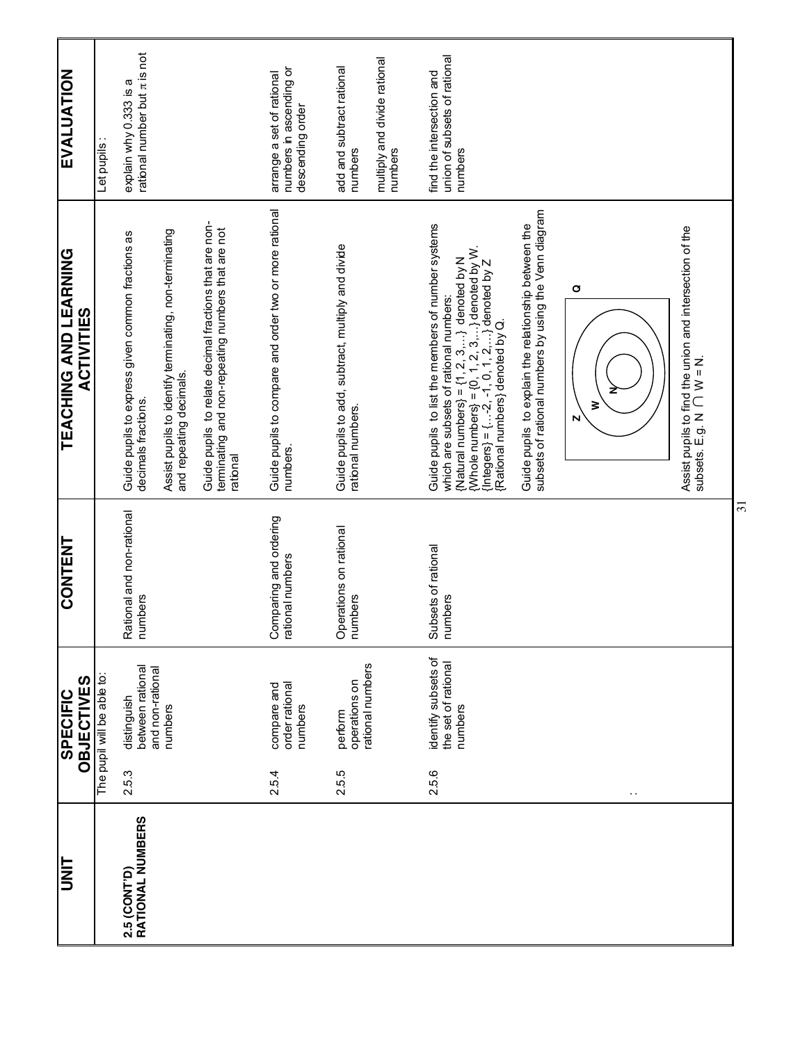| UNIT | SPECIFIC OBJECTIVES | CONTENT | TEACHING AND LEARNING ACTIVITIES | EVALUATION |
|---|---|---|---|---|
| **2.5 (CONT'D) RATIONAL NUMBERS** | The pupil will be able to: | | | Let pupils : |
| | 2.5.3 distinguish between rational and non-rational numbers | Rational and non-rational numbers | Guide pupils to express given common fractions as decimals fractions.<br><br>Assist pupils to identify terminating, non-terminating and repeating decimals.<br><br>Guide pupils to relate decimal fractions that are non-terminating and non-repeating numbers that are not rational | explain why 0.333 is a rational number but $\pi$ is not |
| | 2.5.4 compare and order rational numbers | Comparing and ordering rational numbers | Guide pupils to compare and order two or more rational numbers. | arrange a set of rational numbers in ascending or descending order |
| | 2.5.5 perform operations on rational numbers | Operations on rational numbers | Guide pupils to add, subtract, multiply and divide rational numbers. | add and subtract rational numbers<br><br>multiply and divide rational numbers |
| | 2.5.6 identify subsets of the set of rational numbers | Subsets of rational numbers | Guide pupils to list the members of number systems which are subsets of rational numbers:<br>{Natural numbers} = {1, 2, 3,...} denoted by N<br>{Whole numbers} = {0, 1, 2, 3,...} denoted by W.<br>{Integers} = {...-2, -1, 0, 1, 2,...} denoted by Z<br>{Rational numbers} denoted by Q.<br><br>Guide pupils to explain the relationship between the subsets of rational numbers by using the Venn diagram<br><br>[Venn diagram: Q containing Z, containing W, containing N]<br><br>Assist pupils to find the union and intersection of the subsets. E.g. $N \cap W = N$. | find the intersection and union of subsets of rational numbers |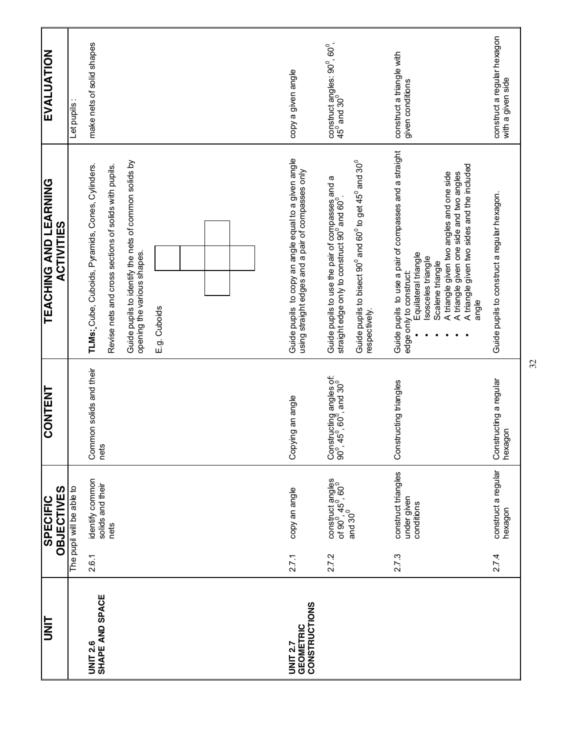| UNIT | SPECIFIC OBJECTIVES | | CONTENT | TEACHING AND LEARNING ACTIVITIES | EVALUATION |
|---|---|---|---|---|---|
| | The pupil will be able to | | | | Let pupils : |
| **UNIT 2.6 SHAPE AND SPACE** | 2.6.1 | identify common solids and their nets | Common solids and their nets | **TLMs:** Cube, Cuboids, Pyramids, Cones, Cylinders.<br><br>Revise nets and cross sections of solids with pupils.<br><br>Guide pupils to identify the nets of common solids by opening the various shapes.<br><br>E.g. Cuboids | make nets of solid shapes |
| **UNIT 2.7 GEOMETRIC CONSTRUCTIONS** | 2.7.1 | copy an angle | Copying an angle | Guide pupils to copy an angle equal to a given angle using straight edges and a pair of compasses only | copy a given angle |
| | 2.7.2 | construct angles of $90^0$, $45^0$, $60^0$ and $30^0$ | Constructing angles of: $90^0$, $45^0$, $60^0$, and $30^0$ | Guide pupils to use the pair of compasses and a straight edge only to construct $90^0$ and $60^0$.<br><br>Guide pupils to bisect $90^0$ and $60^0$ to get $45^0$ and $30^0$ respectively. | construct angles: $90^0$, $60^0$, $45^0$ and $30^0$ |
| | 2.7.3 | construct triangles under given conditions | Constructing triangles | Guide pupils to use a pair of compasses and a straight edge only to construct:<br>• Equilateral triangle<br>• Isosceles triangle<br>• Scalene triangle<br>• A triangle given two angles and one side<br>• A triangle given one side and two angles<br>• A triangle given two sides and the included angle | construct a triangle with given conditions |
| | 2.7.4 | construct a regular hexagon | Constructing a regular hexagon | Guide pupils to construct a regular hexagon. | construct a regular hexagon with a given side |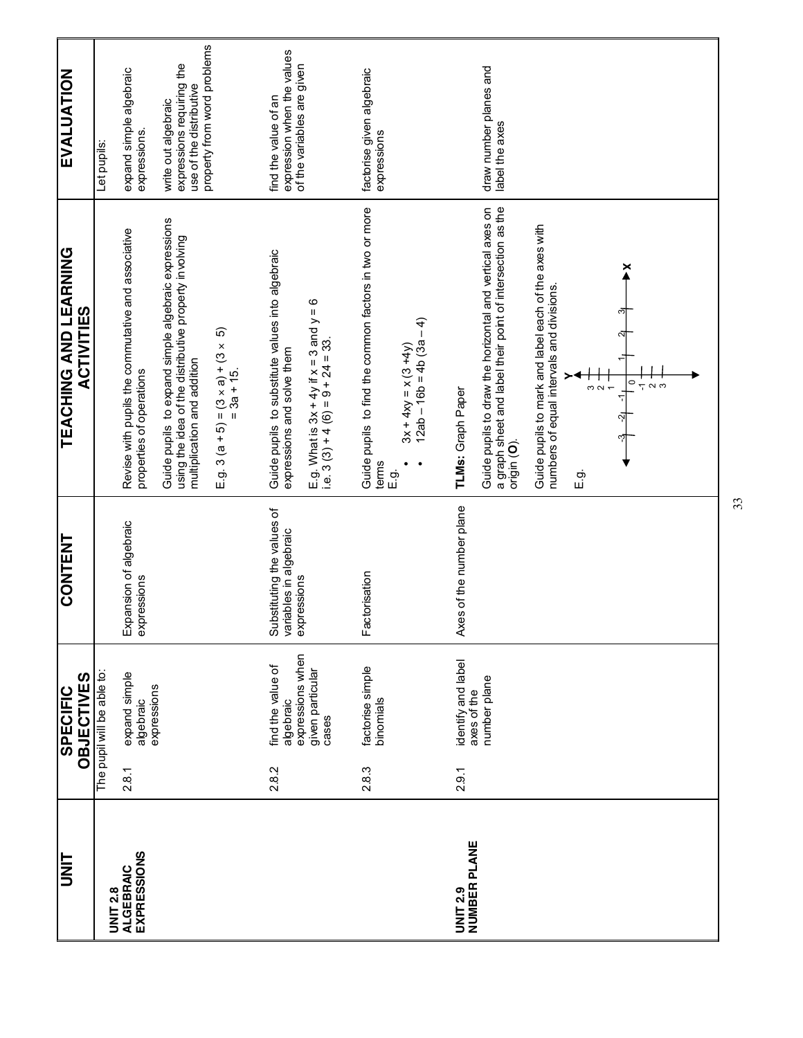| UNIT | SPECIFIC OBJECTIVES | CONTENT | TEACHING AND LEARNING ACTIVITIES | EVALUATION |
|---|---|---|---|---|
| **UNIT 2.8 ALGEBRAIC EXPRESSIONS** | The pupil will be able to: 2.8.1 expand simple algebraic expressions | Expansion of algebraic expressions | Revise with pupils the commutative and associative properties of operations<br><br>Guide pupils to expand simple algebraic expressions using the idea of the distributive property involving multiplication and addition<br><br>E.g. $3(a + 5) = (3 \times a) + (3 \times 5)$<br>$= 3a + 15$. | Let pupils:<br><br>expand simple algebraic expressions.<br><br>write out algebraic expressions requiring the use of the distributive property from word problems |
| | 2.8.2 find the value of algebraic expressions when given particular cases | Substituting the values of variables in algebraic expressions | Guide pupils to substitute values into algebraic expressions and solve them<br><br>E.g. What is $3x + 4y$ if $x = 3$ and $y = 6$<br>i.e. $3(3) + 4(6) = 9 + 24 = 33$. | find the value of an expression when the values of the variables are given |
| | 2.8.3 factorise simple binomials | Factorisation | Guide pupils to find the common factors in two or more terms<br>E.g.<br>• $3x + 4xy = x(3 + 4y)$<br>• $12ab - 16b = 4b(3a - 4)$ | factorise given algebraic expressions |
| **UNIT 2.9 NUMBER PLANE** | 2.9.1 identify and label axes of the number plane | Axes of the number plane | **TLMs:** Graph Paper<br><br>Guide pupils to draw the horizontal and vertical axes on a graph sheet and label their point of intersection as the origin (**O**).<br><br>Guide pupils to mark and label each of the axes with numbers of equal intervals and divisions.<br><br>E.g. [diagram of x- and y-axes marked -3 to 3 with origin 0] | draw number planes and label the axes |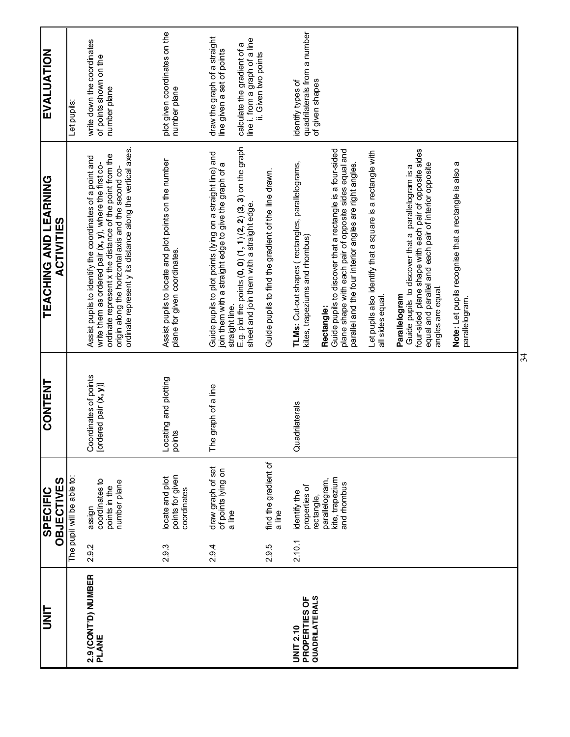| UNIT | SPECIFIC OBJECTIVES | CONTENT | TEACHING AND LEARNING ACTIVITIES | EVALUATION |
|---|---|---|---|---|
| | The pupil will be able to: | | | Let pupils: |
| **2.9 (CONT'D) NUMBER PLANE** | 2.9.2 assign coordinates to points in the number plane | Coordinates of points [ordered pair **(x, y)**] | Assist pupils to identify the coordinates of a point and write them as ordered pair **(x, y)**, where the first co-ordinate represent x the distance of the point from the origin along the horizontal axis and the second co-ordinate represent y its distance along the vertical axes. | write down the coordinates of points shown on the number plane |
| | 2.9.3 locate and plot points for given coordinates | Locating and plotting points | Assist pupils to locate and plot points on the number plane for given coordinates. | plot given coordinates on the number plane |
| | 2.9.4 draw graph of set of points lying on a line | The graph of a line | Guide pupils to plot points (lying on a straight line) and join them with a straight edge to give the graph of a straight line.<br>E.g. plot the points (**0, 0**) (**1, 1**) (**2, 2**) (**3, 3**) on the graph sheet and join them with a straight edge. | draw the graph of a straight line given a set of points<br><br>calculate the gradient of a line i. from a graph of a line ii. Given two points |
| | 2.9.5 find the gradient of a line | | Guide pupils to find the gradient of the line drawn. | |
| **UNIT 2.10 PROPERTIES OF QUADRILATERALS** | 2.10.1 identify the properties of rectangle, parallelogram, kite, trapezium and rhombus | Quadrilaterals | **TLMs:** Cut-out shapes ( rectangles, parallelograms, kites, trapeziums and rhombus)<br><br>**Rectangle:**<br>Guide pupils to discover that a rectangle is a four-sided plane shape with each pair of opposite sides equal and parallel and the four interior angles are right angles.<br><br>Let pupils also identify that a square is a rectangle with all sides equal.<br><br>**Parallelogram**<br>Guide pupils to discover that a parallelogram is a four-sided plane shape with each pair of opposite sides equal and parallel and each pair of interior opposite angles are equal.<br><br>**Note:** Let pupils recognise that a rectangle is also a parallelogram. | identify types of quadrilaterals from a number of given shapes |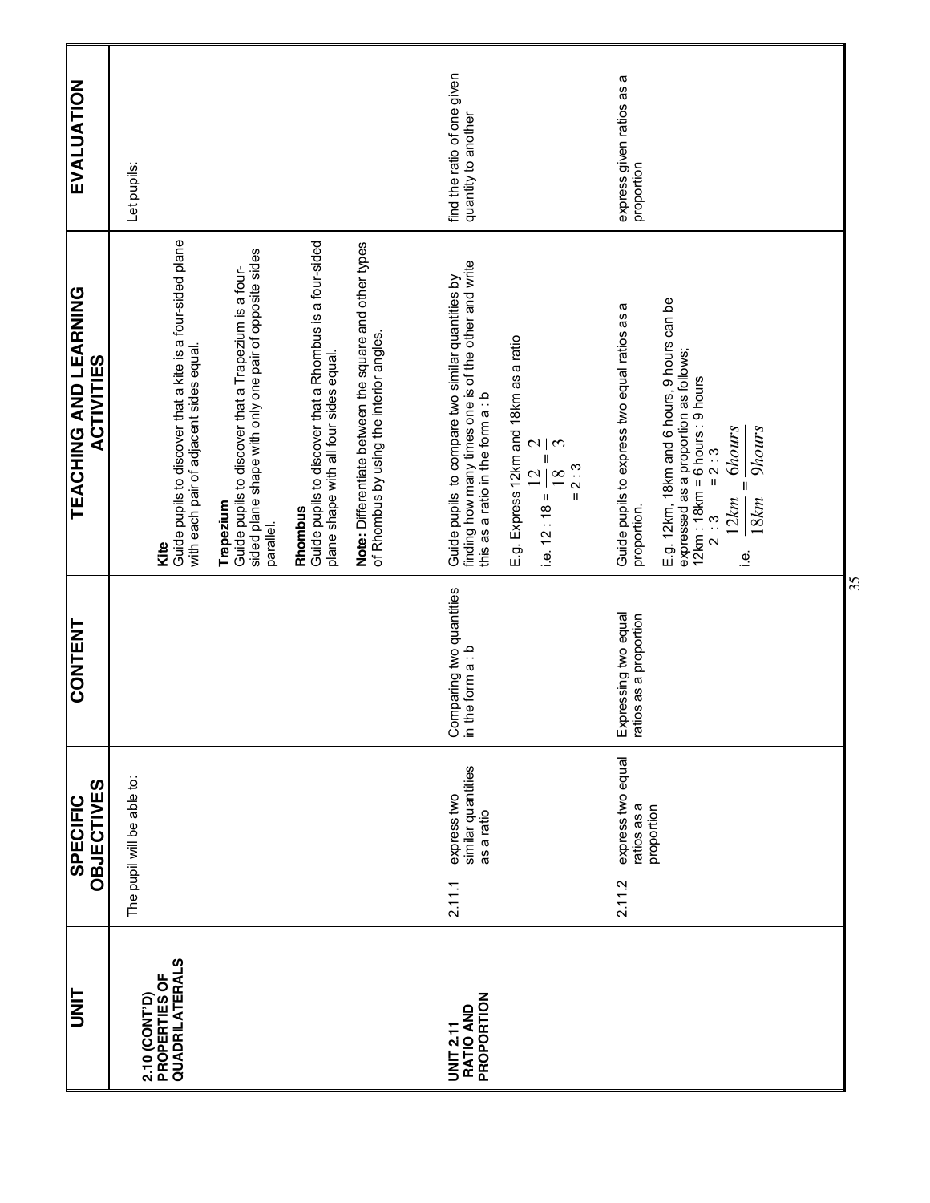| UNIT | SPECIFIC OBJECTIVES | CONTENT | TEACHING AND LEARNING ACTIVITIES | EVALUATION |
|---|---|---|---|---|
| **2.10 (CONT'D) PROPERTIES OF QUADRILATERALS** | The pupil will be able to: | | **Kite**<br>Guide pupils to discover that a kite is a four-sided plane with each pair of adjacent sides equal.<br><br>**Trapezium**<br>Guide pupils to discover that a Trapezium is a four-sided plane shape with only one pair of opposite sides parallel.<br><br>**Rhombus**<br>Guide pupils to discover that a Rhombus is a four-sided plane shape with all four sides equal.<br><br>**Note:** Differentiate between the square and other types of Rhombus by using the interior angles. | Let pupils: |
| **UNIT 2.11 RATIO AND PROPORTION** | 2.11.1 express two similar quantities as a ratio | Comparing two quantities in the form a : b | Guide pupils to compare two similar quantities by finding how many times one is of the other and write this as a ratio in the form a : b<br><br>E.g. Express 12km and 18km as a ratio<br><br>i.e. 12 : 18 = $\frac{12}{18} = \frac{2}{3}$<br>= 2 : 3 | find the ratio of one given quantity to another |
| | 2.11.2 express two equal ratios as a proportion | Expressing two equal ratios as a proportion | Guide pupils to express two equal ratios as a proportion.<br><br>E.g. 12km, 18km and 6 hours, 9 hours can be expressed as a proportion as follows;<br>12km : 18km = 6 hours : 9 hours<br>2 : 3 = 2 : 3<br><br>i.e. $\frac{12km}{18km} = \frac{6hours}{9hours}$ | express given ratios as a proportion |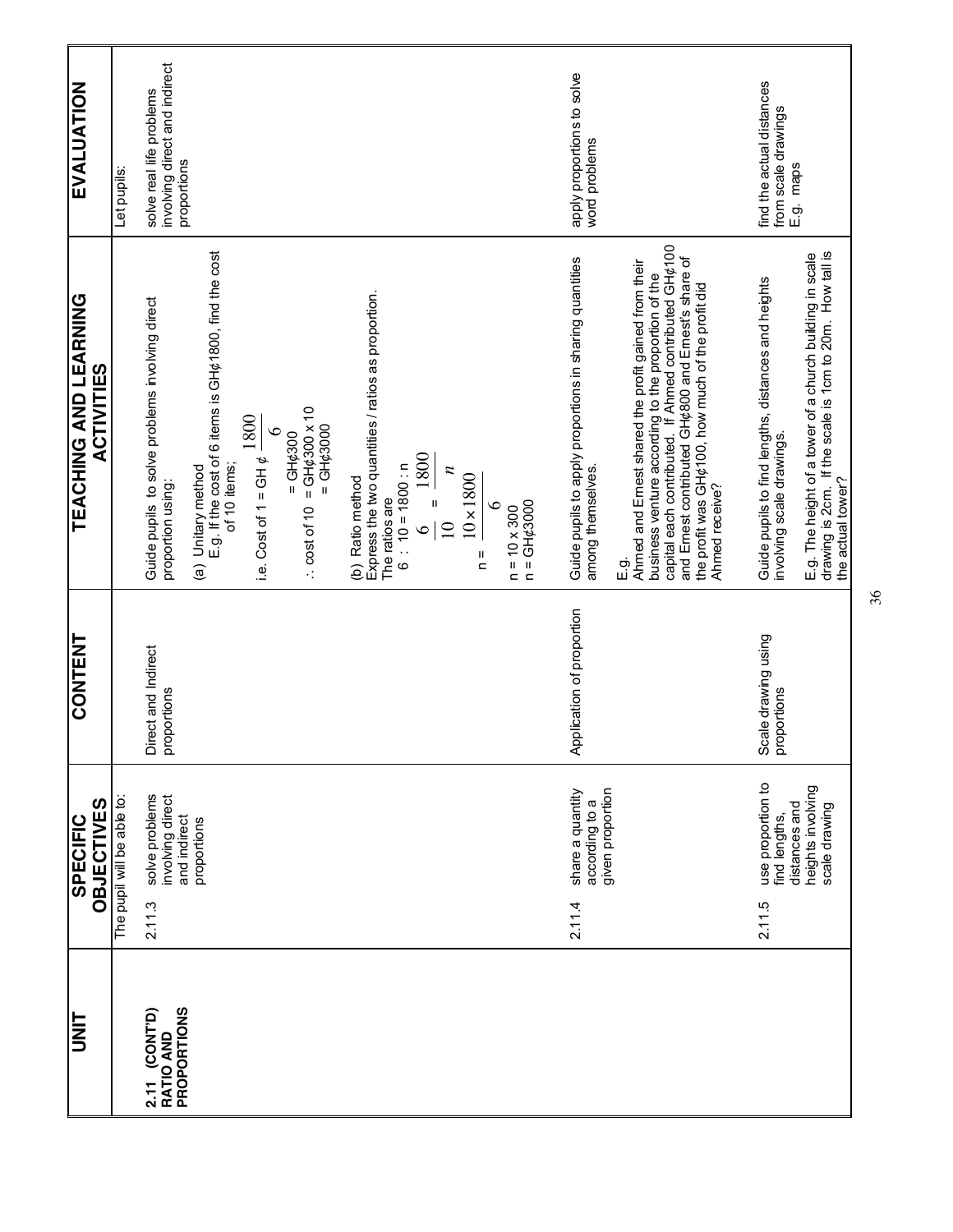| UNIT | SPECIFIC OBJECTIVES | CONTENT | TEACHING AND LEARNING ACTIVITIES | EVALUATION |
|---|---|---|---|---|
| **2.11 (CONT'D) RATIO AND PROPORTIONS** | The pupil will be able to:<br><br>2.11.3 solve problems involving direct and indirect proportions | Direct and Indirect proportions | Guide pupils to solve problems involving direct proportion using:<br><br>(a) Unitary method<br>E.g. If the cost of 6 items is GH¢1800, find the cost of 10 items;<br><br>i.e. Cost of 1 = GH ¢ $\frac{1800}{6}$<br>= GH¢300<br>∴ cost of 10 = GH¢300 x 10<br>= GH¢3000<br><br>(b) Ratio method<br>Express the two quantities / ratios as proportion.<br>The ratios are<br>6 : 10 = 1800 : n<br>$\frac{6}{10} = \frac{1800}{n}$<br>n = $\frac{10 \times 1800}{6}$<br>n = 10 x 300<br>n = GH¢3000 | Let pupils:<br><br>solve real life problems involving direct and indirect proportions |
| | 2.11.4 share a quantity according to a given proportion | Application of proportion | Guide pupils to apply proportions in sharing quantities among themselves.<br><br>E.g.<br>Ahmed and Ernest shared the profit gained from their business venture according to the proportion of the capital each contributed. If Ahmed contributed GH¢100 and Ernest contributed GH¢800 and Ernest's share of the profit was GH¢100, how much of the profit did Ahmed receive? | apply proportions to solve word problems |
| | 2.11.5 use proportion to find lengths, distances and heights involving scale drawing | Scale drawing using proportions | Guide pupils to find lengths, distances and heights involving scale drawings.<br><br>E.g. The height of a tower of a church building in scale drawing is 2cm. If the scale is 1cm to 20m. How tall is the actual tower? | find the actual distances from scale drawings<br>E.g. maps |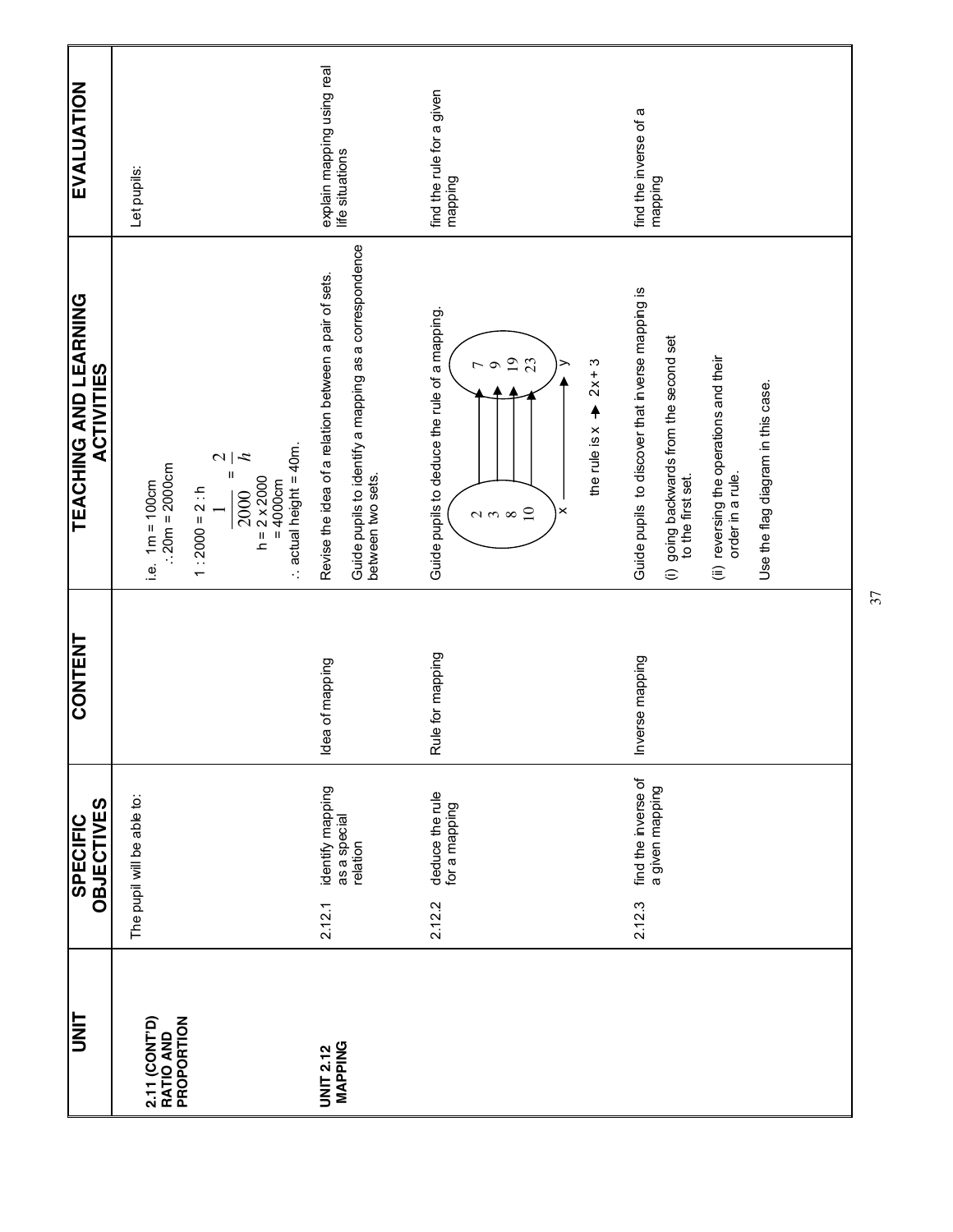| UNIT | SPECIFIC OBJECTIVES | CONTENT | TEACHING AND LEARNING ACTIVITIES | EVALUATION |
|---|---|---|---|---|
| **2.11 (CONT'D) RATIO AND PROPORTION** | The pupil will be able to: | | i.e. 1m = 100cm<br>∴20m = 2000cm<br>1 : 2000 = 2 : h<br>$\frac{1}{2000} = \frac{2}{h}$<br>h = 2 x 2000<br>= 4000cm<br>∴ actual height = 40m. | Let pupils: |
| **UNIT 2.12 MAPPING** | 2.12.1 identify mapping as a special relation | Idea of mapping | Revise the idea of a relation between a pair of sets.<br><br>Guide pupils to identify a mapping as a correspondence between two sets. | explain mapping using real life situations |
| | 2.12.2 deduce the rule for a mapping | Rule for mapping | Guide pupils to deduce the rule of a mapping.<br><br>x: 2, 3, 8, 10 → y: 7, 9, 19, 23<br><br>the rule is x → 2x + 3 | find the rule for a given mapping |
| | 2.12.3 find the inverse of a given mapping | Inverse mapping | Guide pupils to discover that inverse mapping is<br>(i) going backwards from the second set to the first set.<br>(ii) reversing the operations and their order in a rule.<br><br>Use the flag diagram in this case. | find the inverse of a mapping |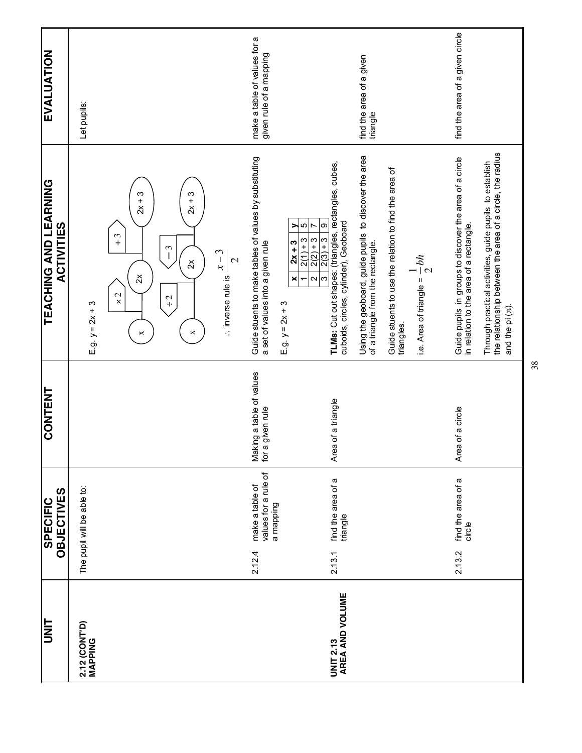| UNIT | SPECIFIC OBJECTIVES | CONTENT | TEACHING AND LEARNING ACTIVITIES | EVALUATION |
|---|---|---|---|---|
| **2.12 (CONT'D) MAPPING** | The pupil will be able to: | | E.g. y = 2x + 3<br>x → [× 2] → 2x → [+ 3] → 2x + 3<br>x ← [÷ 2] ← 2x ← [− 3] ← 2x + 3<br>∴ inverse rule is $\frac{x-3}{2}$ | Let pupils: |
| | 2.12.4 make a table of values for a rule of a mapping | Making a table of values for a given rule | Guide students to make tables of values by substituting a set of values into a given rule<br>E.g. y = 2x + 3<br><br>**x** \| **2x + 3** \| **y**<br>1 \| 2(1) + 3 \| 5<br>2 \| 2(2) + 3 \| 7<br>3 \| 2(3) + 3 \| 9 | make a table of values for a given rule of a mapping |
| **UNIT 2.13 AREA AND VOLUME** | 2.13.1 find the area of a triangle | Area of a triangle | **TLMs:** Cut out shapes: (triangles, rectangles, cubes, cuboids, circles, cylinder), Geoboard<br>Using the geoboard, guide pupils to discover the area of a triangle from the rectangle.<br>Guide students to use the relation to find the area of triangles.<br>i.e. Area of triangle = $\frac{1}{2}bh$ | find the area of a given triangle |
| | 2.13.2 find the area of a circle | Area of a circle | Guide pupils in groups to discover the area of a circle in relation to the area of a rectangle.<br>Through practical activities, guide pupils to establish the relationship between the area of a circle, the radius and the pi ($\pi$). | find the area of a given circle |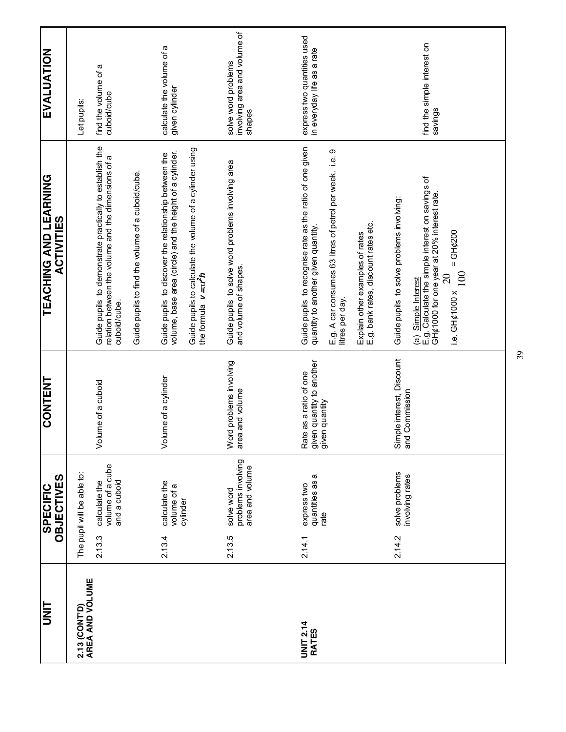| UNIT | SPECIFIC OBJECTIVES | CONTENT | TEACHING AND LEARNING ACTIVITIES | EVALUATION |
|---|---|---|---|---|
| **2.13 (CONT'D) AREA AND VOLUME** | The pupil will be able to: | | | Let pupils: |
| | 2.13.3 calculate the volume of a cube and a cuboid | Volume of a cuboid | Guide pupils to demonstrate practically to establish the relation between the volume and the dimensions of a cuboid/cube.<br><br>Guide pupils to find the volume of a cuboid/cube. | find the volume of a cuboid/cube |
| | 2.13.4 calculate the volume of a cylinder | Volume of a cylinder | Guide pupils to discover the relationship between the volume, base area (circle) and the height of a cylinder.<br><br>Guide pupils to calculate the volume of a cylinder using the formula $v = \pi r^2 h$ | calculate the volume of a given cylinder |
| | 2.13.5 solve word problems involving area and volume | Word problems involving area and volume | Guide pupils to solve word problems involving area and volume of shapes. | solve word problems involving area and volume of shapes |
| **UNIT 2.14 RATES** | 2.14.1 express two quantities as a rate | Rate as a ratio of one given quantity to another given quantity | Guide pupils to recognise rate as the ratio of one given quantity to another given quantity.<br><br>E.g. A car consumes 63 litres of petrol per week. i.e. 9 litres per day.<br><br>Explain other examples of rates<br>E.g. bank rates, discount rates etc. | express two quantities used in everyday life as a rate |
| | 2.14.2 solve problems involving rates | Simple interest, Discount and Commission | Guide pupils to solve problems involving:<br><br>(a) Simple Interest<br>E.g. Calculate the simple interest on savings of GH¢1000 for one year at 20% interest rate.<br><br>i.e. GH¢1000 x $\frac{20}{100}$ = GH¢200 | find the simple interest on savings |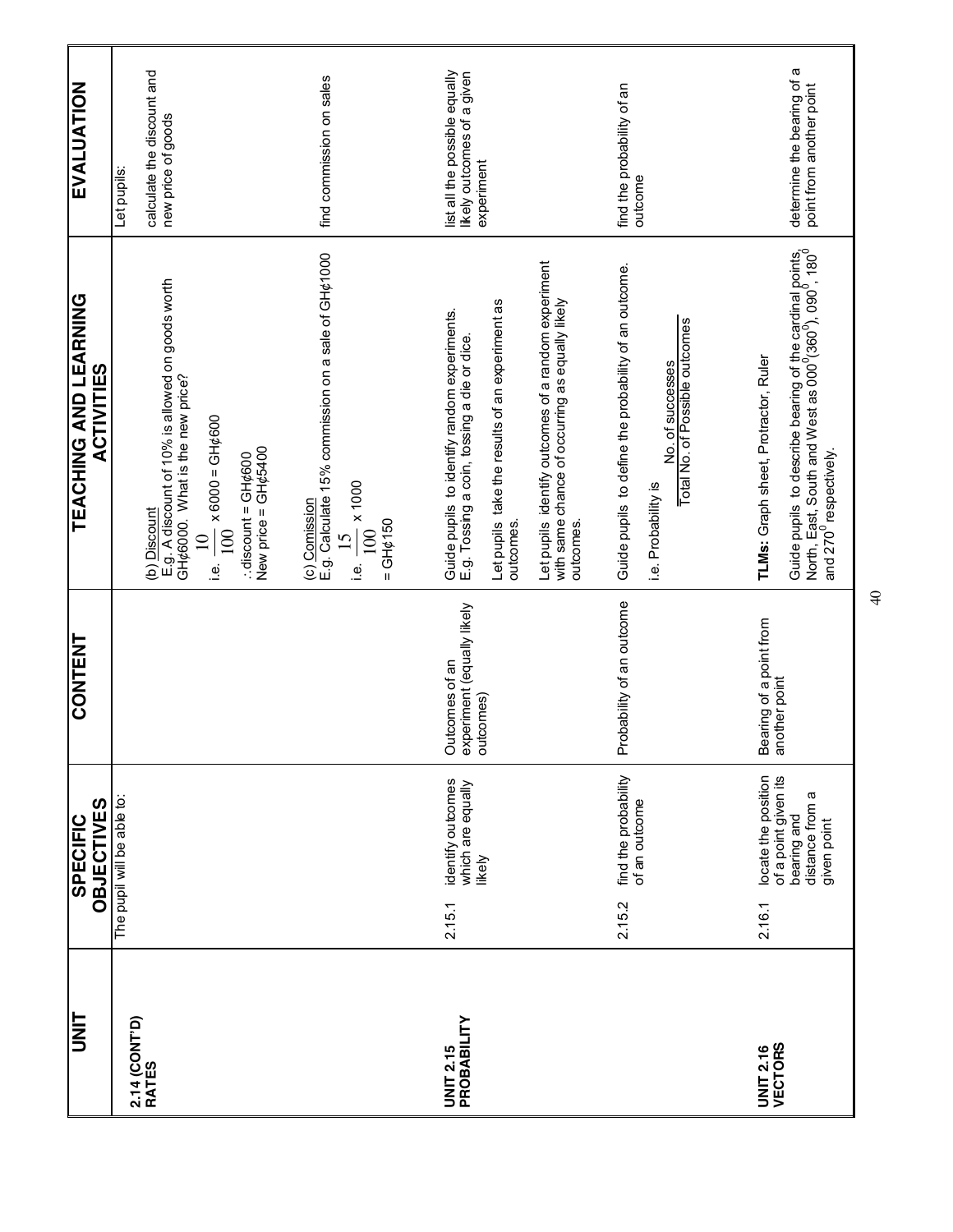| UNIT | SPECIFIC OBJECTIVES | CONTENT | TEACHING AND LEARNING ACTIVITIES | EVALUATION |
|---|---|---|---|---|
| **2.14 (CONT'D) RATES** | The pupil will be able to: | | (b) Discount<br>E.g. A discount of 10% is allowed on goods worth GH¢6000. What is the new price?<br>i.e. $\frac{10}{100} \times 6000$ = GH¢600<br>∴discount = GH¢600<br>New price = GH¢5400 | Let pupils:<br>calculate the discount and new price of goods |
| | | | (c) Comission<br>E.g. Calculate 15% commission on a sale of GH¢1000<br>i.e. $\frac{15}{100} \times 1000$<br>= GH¢150 | find commission on sales |
| **UNIT 2.15 PROBABILITY** | 2.15.1 identify outcomes which are equally likely | Outcomes of an experiment (equally likely outcomes) | Guide pupils to identify random experiments.<br>E.g. Tossing a coin, tossing a die or dice.<br>Let pupils take the results of an experiment as outcomes.<br>Let pupils identify outcomes of a random experiment with same chance of occurring as equally likely outcomes. | list all the possible equally likely outcomes of a given experiment |
| | 2.15.2 find the probability of an outcome | Probability of an outcome | Guide pupils to define the probability of an outcome.<br>i.e. Probability is $\frac{\text{No. of successes}}{\text{Total No. of Possible outcomes}}$ | find the probability of an outcome |
| **UNIT 2.16 VECTORS** | 2.16.1 locate the position of a point given its bearing and distance from a given point | Bearing of a point from another point | **TLMs:** Graph sheet, Protractor, Ruler<br>Guide pupils to describe bearing of the cardinal points, North, East, South and West as $000^0(360^0)$, $090^0$, $180^0$ and $270^0$ respectively. | determine the bearing of a point from another point |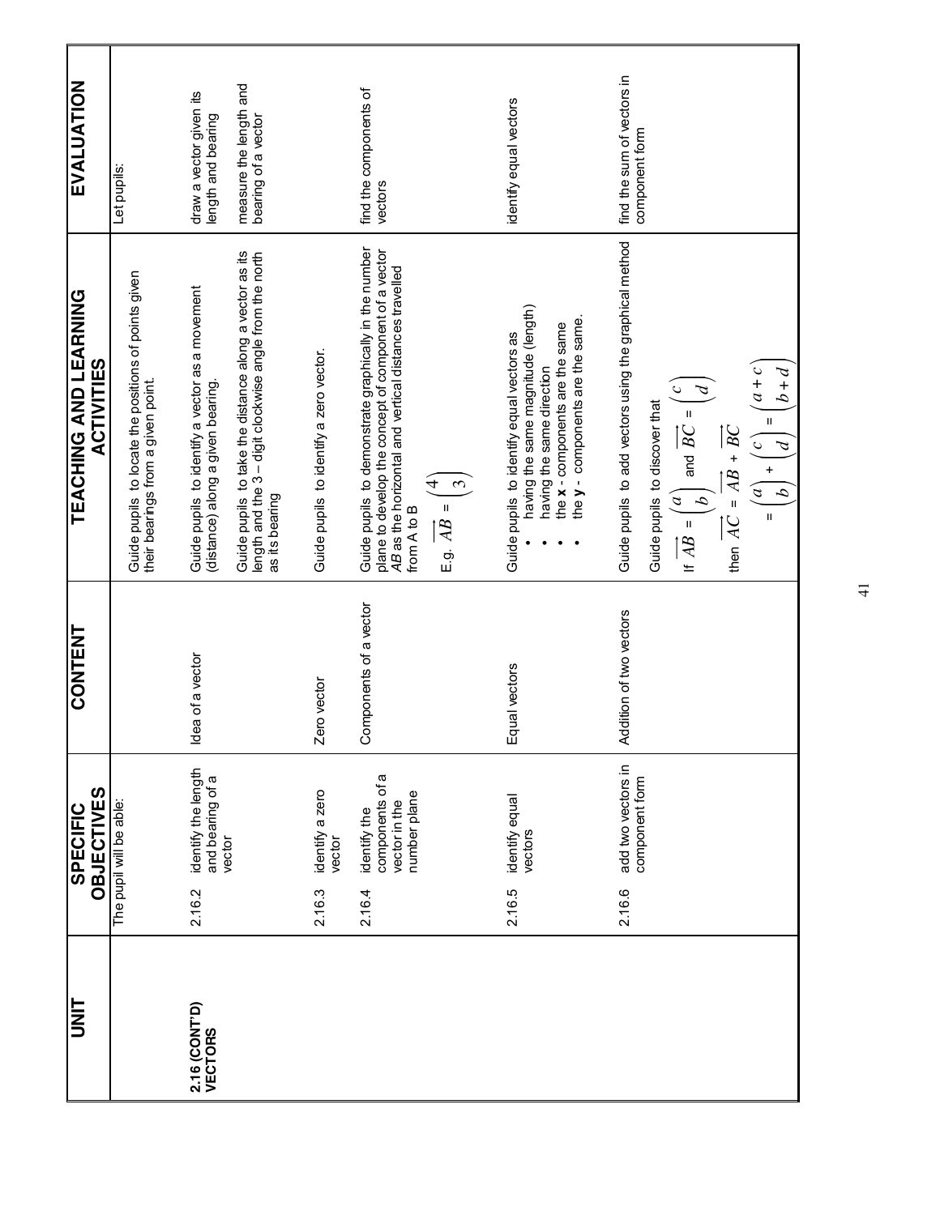| UNIT | SPECIFIC OBJECTIVES | CONTENT | TEACHING AND LEARNING ACTIVITIES | EVALUATION |
|---|---|---|---|---|
| | The pupil will be able: | | Guide pupils to locate the positions of points given their bearings from a given point. | Let pupils: |
| **2.16 (CONT'D) VECTORS** | 2.16.2 identify the length and bearing of a vector | Idea of a vector | Guide pupils to identify a vector as a movement (distance) along a given bearing.<br><br>Guide pupils to take the distance along a vector as its length and the 3 – digit clockwise angle from the north as its bearing | draw a vector given its length and bearing<br><br>measure the length and bearing of a vector |
| | 2.16.3 identify a zero vector | Zero vector | Guide pupils to identify a zero vector. | |
| | 2.16.4 identify the components of a vector in the number plane | Components of a vector | Guide pupils to demonstrate graphically in the number plane to develop the concept of component of a vector *AB* as the horizontal and vertical distances travelled from A to B<br><br>E.g. $\overrightarrow{AB} = \begin{pmatrix} 4 \\ 3 \end{pmatrix}$ | find the components of vectors |
| | 2.16.5 identify equal vectors | Equal vectors | Guide pupils to identify equal vectors as<br>• having the same magnitude (length)<br>• having the same direction<br>• the **x** - components are the same<br>• the **y** - components are the same. | identify equal vectors |
| | 2.16.6 add two vectors in component form | Addition of two vectors | Guide pupils to add vectors using the graphical method<br><br>Guide pupils to discover that<br><br>If $\overrightarrow{AB} = \begin{pmatrix} a \\ b \end{pmatrix}$ and $\overrightarrow{BC} = \begin{pmatrix} c \\ d \end{pmatrix}$<br><br>then $\overrightarrow{AC} = \overrightarrow{AB} + \overrightarrow{BC}$<br><br>$= \begin{pmatrix} a \\ b \end{pmatrix} + \begin{pmatrix} c \\ d \end{pmatrix} = \begin{pmatrix} a+c \\ b+d \end{pmatrix}$ | find the sum of vectors in component form |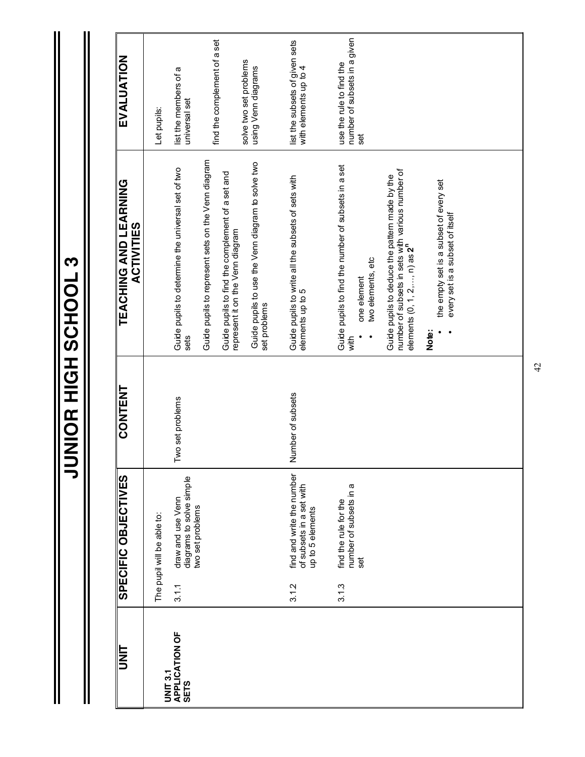# JUNIOR HIGH SCHOOL 3

| UNIT | SPECIFIC OBJECTIVES | CONTENT | TEACHING AND LEARNING ACTIVITIES | EVALUATION |
|---|---|---|---|---|
| **UNIT 3.1 APPLICATION OF SETS** | The pupil will be able to:<br><br>3.1.1 draw and use Venn diagrams to solve simple two set problems | Two set problems | Guide pupils to determine the universal set of two sets<br><br>Guide pupils to represent sets on the Venn diagram<br><br>Guide pupils to find the complement of a set and represent it on the Venn diagram<br><br>Guide pupils to use the Venn diagram to solve two set problems | Let pupils:<br><br>list the members of a universal set<br><br>find the complement of a set<br><br>solve two set problems using Venn diagrams |
| | 3.1.2 find and write the number of subsets in a set with up to 5 elements | Number of subsets | Guide pupils to write all the subsets of sets with elements up to 5 | list the subsets of given sets with elements up to 4 |
| | 3.1.3 find the rule for the number of subsets in a set | | Guide pupils to find the number of subsets in a set with<br>• one element<br>• two elements, etc<br><br>Guide pupils to deduce the pattern made by the number of subsets in sets with various number of elements (0, 1, 2,..., n) as $2^n$<br><br>**Note:**<br>• the empty set is a subset of every set<br>• every set is a subset of itself | use the rule to find the number of subsets in a given set |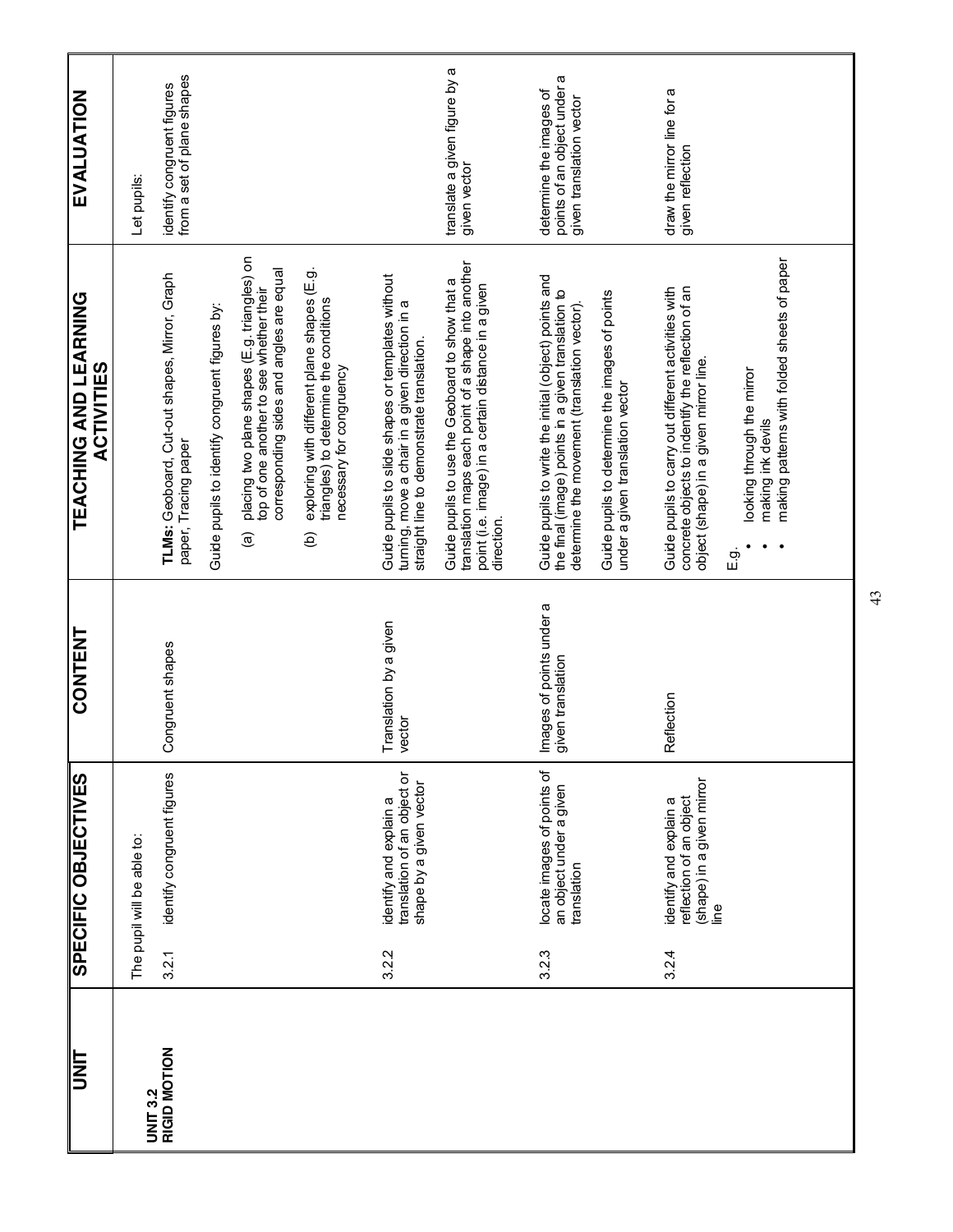| UNIT | SPECIFIC OBJECTIVES | CONTENT | TEACHING AND LEARNING ACTIVITIES | EVALUATION |
|---|---|---|---|---|
| **UNIT 3.2 RIGID MOTION** | The pupil will be able to:<br><br>3.2.1 identify congruent figures | Congruent shapes | **TLMs:** Geoboard, Cut-out shapes, Mirror, Graph paper, Tracing paper<br><br>Guide pupils to identify congruent figures by:<br><br>(a) placing two plane shapes (E.g. triangles) on top of one another to see whether their corresponding sides and angles are equal<br><br>(b) exploring with different plane shapes (E.g. triangles) to determine the conditions necessary for congruency | Let pupils:<br><br>identify congruent figures from a set of plane shapes |
| | 3.2.2 identify and explain a translation of an object or shape by a given vector | Translation by a given vector | Guide pupils to slide shapes or templates without turning, move a chair in a given direction in a straight line to demonstrate translation.<br><br>Guide pupils to use the Geoboard to show that a translation maps each point of a shape into another point (i.e. image) in a certain distance in a given direction. | translate a given figure by a given vector |
| | 3.2.3 locate images of points of an object under a given translation | Images of points under a given translation | Guide pupils to write the initial (object) points and the final (image) points in a given translation to determine the movement (translation vector).<br><br>Guide pupils to determine the images of points under a given translation vector | determine the images of points of an object under a given translation vector |
| | 3.2.4 identify and explain a reflection of an object (shape) in a given mirror line | Reflection | Guide pupils to carry out different activities with concrete objects to indentify the reflection of an object (shape) in a given mirror line.<br><br>E.g.<br>• looking through the mirror<br>• making ink devils<br>• making patterns with folded sheets of paper | draw the mirror line for a given reflection |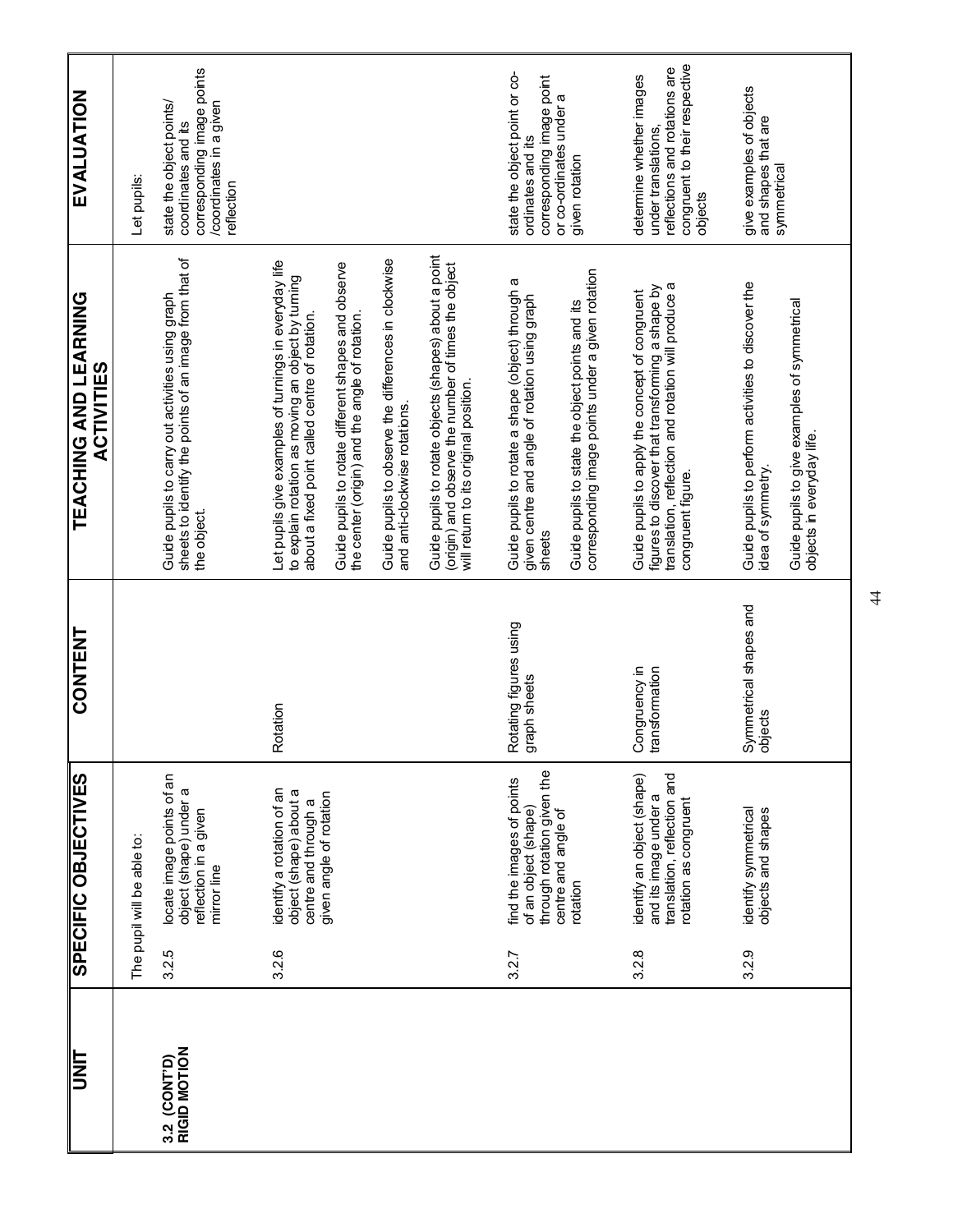| UNIT | SPECIFIC OBJECTIVES | CONTENT | TEACHING AND LEARNING ACTIVITIES | EVALUATION |
|---|---|---|---|---|
| **3.2 (CONT'D) RIGID MOTION** | The pupil will be able to: | | | Let pupils: |
| | 3.2.5 locate image points of an object (shape) under a reflection in a given mirror line | | Guide pupils to carry out activities using graph sheets to identify the points of an image from that of the object. | state the object points/ coordinates and its corresponding image points /coordinates in a given reflection |
| | 3.2.6 identify a rotation of an object (shape) about a centre and through a given angle of rotation | Rotation | Let pupils give examples of turnings in everyday life to explain rotation as moving an object by turning about a fixed point called centre of rotation.<br><br>Guide pupils to rotate different shapes and observe the center (origin) and the angle of rotation.<br><br>Guide pupils to observe the differences in clockwise and anti-clockwise rotations.<br><br>Guide pupils to rotate objects (shapes) about a point (origin) and observe the number of times the object will return to its original position. | |
| | 3.2.7 find the images of points of an object (shape) through rotation given the centre and angle of rotation | Rotating figures using graph sheets | Guide pupils to rotate a shape (object) through a given centre and angle of rotation using graph sheets<br><br>Guide pupils to state the object points and its corresponding image points under a given rotation | state the object point or co-ordinates and its corresponding image point or co-ordinates under a given rotation |
| | 3.2.8 identify an object (shape) and its image under a translation, reflection and rotation as congruent | Congruency in transformation | Guide pupils to apply the concept of congruent figures to discover that transforming a shape by translation, reflection and rotation will produce a congruent figure. | determine whether images under translations, reflections and rotations are congruent to their respective objects |
| | 3.2.9 identify symmetrical objects and shapes | Symmetrical shapes and objects | Guide pupils to perform activities to discover the idea of symmetry.<br><br>Guide pupils to give examples of symmetrical objects in everyday life. | give examples of objects and shapes that are symmetrical |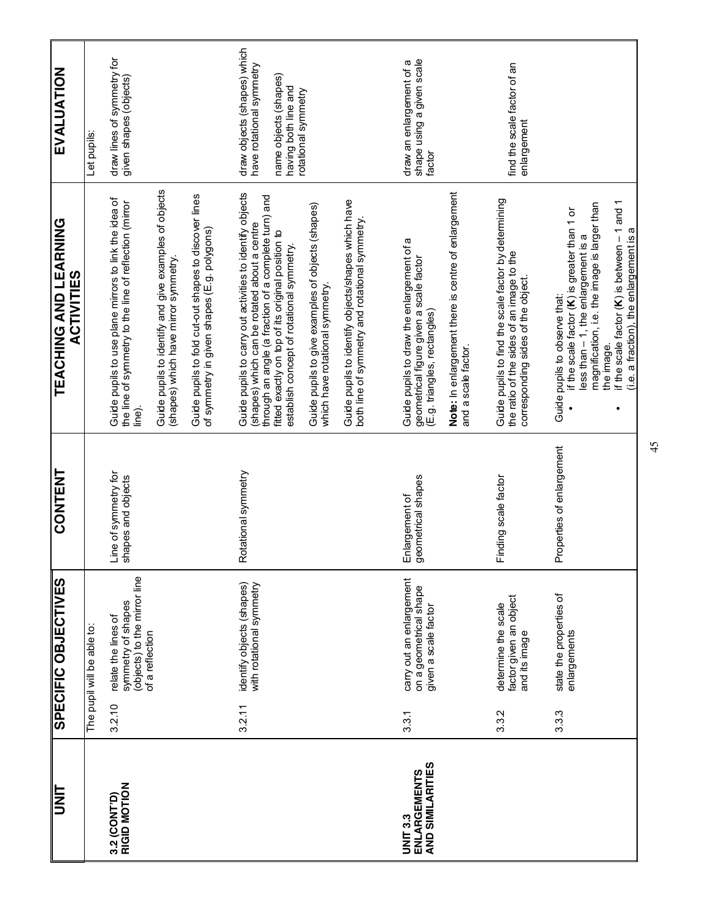| UNIT | SPECIFIC OBJECTIVES | CONTENT | TEACHING AND LEARNING ACTIVITIES | EVALUATION |
|---|---|---|---|---|
| | The pupil will be able to: | | | Let pupils: |
| **3.2 (CONT'D) RIGID MOTION** | 3.2.10 relate the lines of symmetry of shapes (objects) to the mirror line of a reflection | Line of symmetry for shapes and objects | Guide pupils to use plane mirrors to link the idea of the line of symmetry to the line of reflection (mirror line).<br><br>Guide pupils to identify and give examples of objects (shapes) which have mirror symmetry.<br><br>Guide pupils to fold cut-out shapes to discover lines of symmetry in given shapes (E.g. polygons) | draw lines of symmetry for given shapes (objects) |
| | 3.2.11 identify objects (shapes) with rotational symmetry | Rotational symmetry | Guide pupils to carry out activities to identify objects (shapes) which can be rotated about a centre through an angle (a fraction of a complete turn) and fitted exactly on top of its original position to establish concept of rotational symmetry.<br><br>Guide pupils to give examples of objects (shapes) which have rotational symmetry.<br><br>Guide pupils to identify objects/shapes which have both line of symmetry and rotational symmetry. | draw objects (shapes) which have rotational symmetry<br><br>name objects (shapes) having both line and rotational symmetry |
| **UNIT 3.3 ENLARGEMENTS AND SIMILARITIES** | 3.3.1 carry out an enlargement on a geometrical shape given a scale factor | Enlargement of geometrical shapes | Guide pupils to draw the enlargement of a geometrical figure given a scale factor (E.g. triangles, rectangles)<br><br>**Note:** In enlargement there is centre of enlargement and a scale factor. | draw an enlargement of a shape using a given scale factor |
| | 3.3.2 determine the scale factor given an object and its image | Finding scale factor | Guide pupils to find the scale factor by determining the ratio of the sides of an image to the corresponding sides of the object. | find the scale factor of an enlargement |
| | 3.3.3 state the properties of enlargements | Properties of enlargement | Guide pupils to observe that:<br>• if the scale factor (**K**) is greater than 1 or less than – 1, the enlargement is a magnification, i.e. the image is larger than the image.<br>• if the scale factor (**K**) is between – 1 and 1 (i.e. a fraction), the enlargement is a | |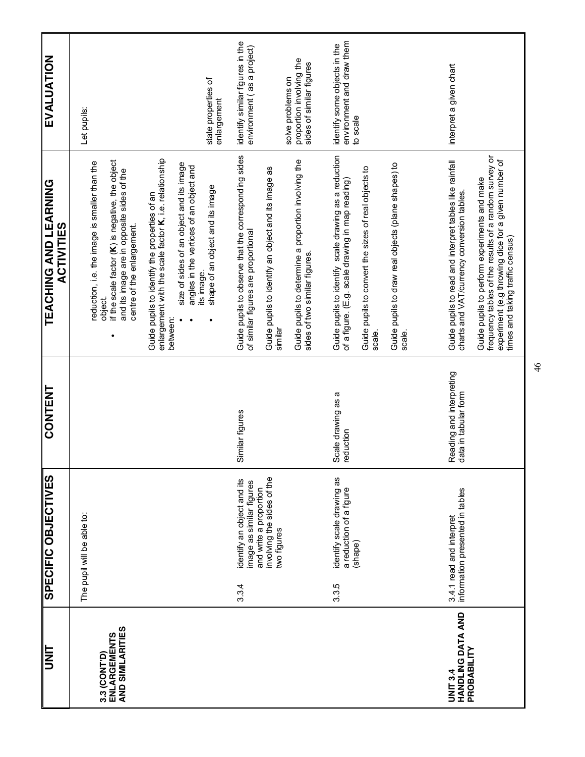| UNIT | SPECIFIC OBJECTIVES | CONTENT | TEACHING AND LEARNING ACTIVITIES | EVALUATION |
|---|---|---|---|---|
| **3.3 (CONT'D) ENLARGEMENTS AND SIMILARITIES** | The pupil will be able to: | | reduction, i.e. the image is smaller than the object.<br>• if the scale factor (**K**) is negative, the object and its image are in opposite sides of the centre of the enlargement. | Let pupils: |
| | | | Guide pupils to identify the properties of an enlargement with the scale factor **K**, i.e. relationship between:<br>• size of sides of an object and its image<br>• angles in the vertices of an object and its image.<br>• shape of an object and its image | state properties of enlargement |
| | 3.3.4 identify an object and its image as similar figures and write a proportion involving the sides of the two figures | Similar figures | Guide pupils to observe that the corresponding sides of similar figures are proportional<br><br>Guide pupils to identify an object and its image as similar<br><br>Guide pupils to determine a proportion involving the sides of two similar figures. | identify similar figures in the environment ( as a project)<br><br>solve problems on proportion involving the sides of similar figures |
| | 3.3.5 identify scale drawing as a reduction of a figure (shape) | Scale drawing as a reduction | Guide pupils to identify scale drawing as a reduction of a figure. (E.g. scale drawing in map reading)<br><br>Guide pupils to convert the sizes of real objects to scale.<br><br>Guide pupils to draw real objects (plane shapes) to scale. | identify some objects in the environment and draw them to scale |
| **UNIT 3.4 HANDLING DATA AND PROBABILITY** | 3.4.1 read and interpret information presented in tables | Reading and interpreting data in tabular form | Guide pupils to read and interpret tables like rainfall charts and VAT/currency conversion tables.<br><br>Guide pupils to perform experiments and make frequency tables of the results of a random survey or experiment (e.g throwing dice for a given number of times and taking traffic census) | interpret a given chart |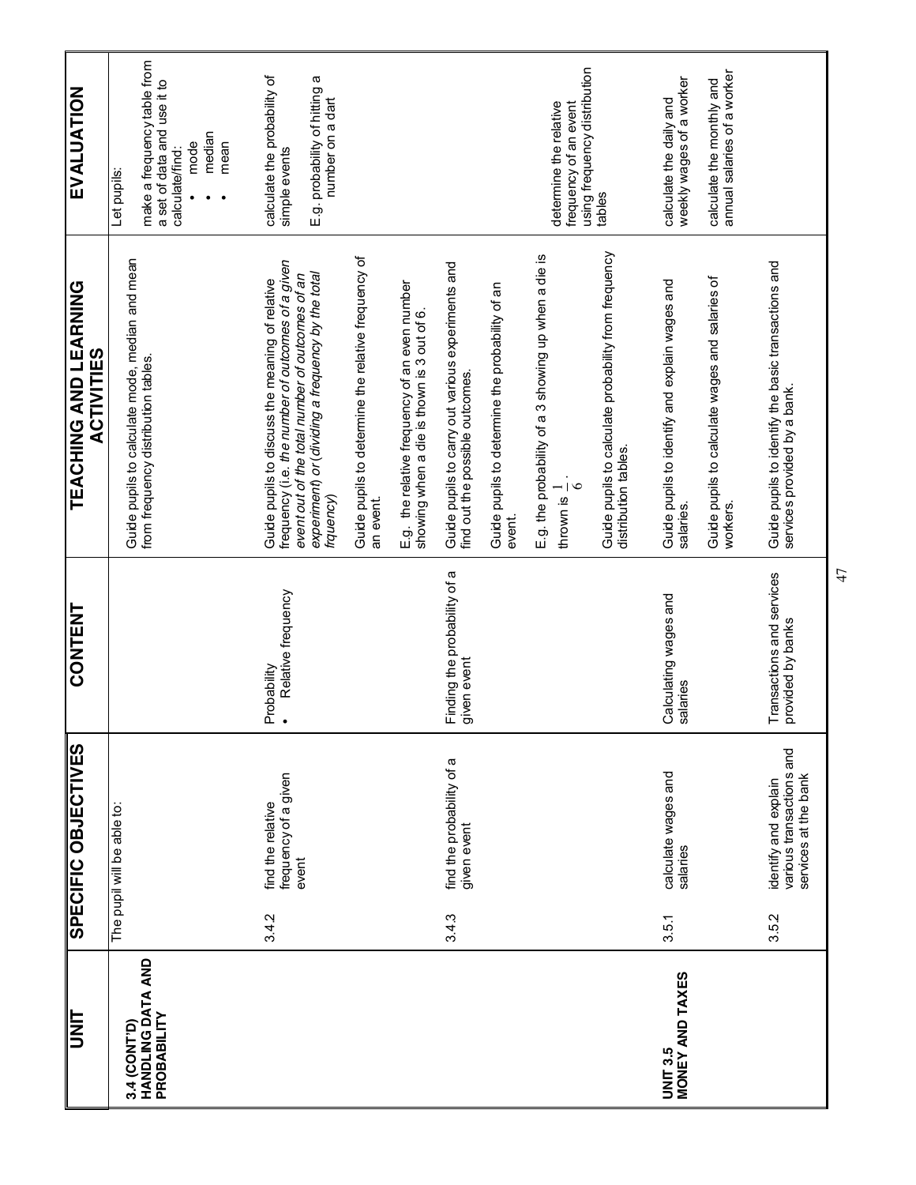| UNIT | SPECIFIC OBJECTIVES | | CONTENT | TEACHING AND LEARNING ACTIVITIES | EVALUATION |
|---|---|---|---|---|---|
| **3.4 (CONT'D) HANDLING DATA AND PROBABILITY** | The pupil will be able to: | | | Guide pupils to calculate mode, median and mean from frequency distribution tables. | Let pupils: make a frequency table from a set of data and use it to calculate/find: • mode • median • mean |
| | 3.4.2 | find the relative frequency of a given event | Probability • Relative frequency | Guide pupils to discuss the meaning of relative frequency (i.e. *the number of outcomes of a given event out of the total number of outcomes of an experiment*) or (*dividing a frequency by the total frquency*) Guide pupils to determine the relative frequency of an event. E.g. the relative frequency of an even number showing when a die is thown is 3 out of 6. | calculate the probability of simple events E.g. probability of hitting a number on a dart |
| | 3.4.3 | find the probability of a given event | Finding the probability of a given event | Guide pupils to carry out various experiments and find out the possible outcomes. Guide pupils to determine the probability of an event. E.g. the probability of a 3 showing up when a die is thrown is $\frac{1}{6}$. Guide pupils to calculate probability from frequency distribution tables. | determine the relative frequency of an event using frequency distribution tables |
| **UNIT 3.5 MONEY AND TAXES** | 3.5.1 | calculate wages and salaries | Calculating wages and salaries | Guide pupils to identify and explain wages and salaries. Guide pupils to calculate wages and salaries of workers. | calculate the daily and weekly wages of a worker calculate the monthly and annual salaries of a worker |
| | 3.5.2 | identify and explain various transactions and services at the bank | Transactions and services provided by banks | Guide pupils to identify the basic transactions and services provided by a bank. | |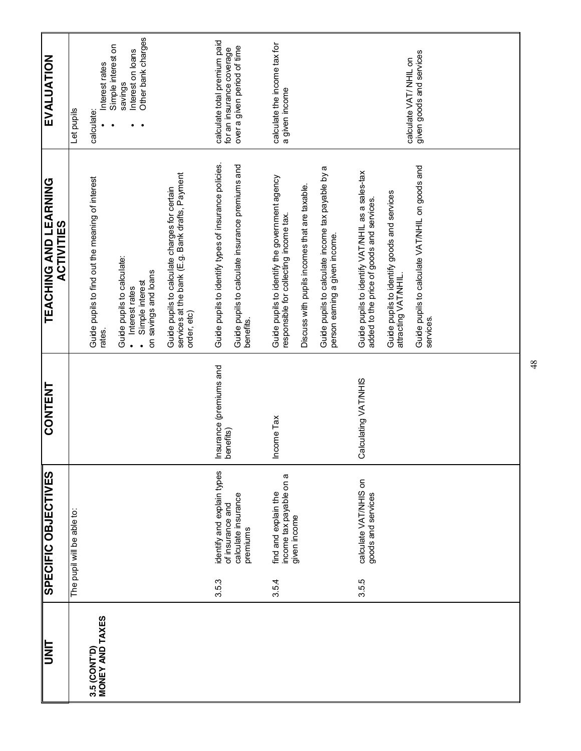| UNIT | SPECIFIC OBJECTIVES | CONTENT | TEACHING AND LEARNING ACTIVITIES | EVALUATION |
|---|---|---|---|---|
| **3.5 (CONT'D) MONEY AND TAXES** | The pupil will be able to: | | Guide pupils to find out the meaning of interest rates.<br><br>Guide pupils to calculate:<br>• Interest rates<br>• Simple interest on savings and loans<br><br>Guide pupils to calculate charges for certain services at the bank (E.g. Bank drafts, Payment order, etc) | Let pupils<br><br>calculate:<br>• Interest rates<br>• Simple interest on savings<br>• Interest on loans<br>• Other bank charges |
| | 3.5.3 identify and explain types of insurance and calculate insurance premiums | Insurance (premiums and benefits) | Guide pupils to identify types of insurance policies.<br><br>Guide pupils to calculate insurance premiums and benefits. | calculate total premium paid for an insurance coverage over a given period of time |
| | 3.5.4 find and explain the income tax payable on a given income | Income Tax | Guide pupils to identify the government agency responsible for collecting income tax.<br><br>Discuss with pupils incomes that are taxable.<br><br>Guide pupils to calculate income tax payable by a person earning a given income. | calculate the income tax for a given income |
| | 3.5.5 calculate VAT/NHIS on goods and services | Calculating VAT/NHIS | Guide pupils to identify VAT/NHIL as a sales-tax added to the price of goods and services.<br><br>Guide pupils to identify goods and services attracting VAT/NHIL.<br><br>Guide pupils to calculate VAT/NHIL on goods and services. | calculate VAT/ NHIL on given goods and services |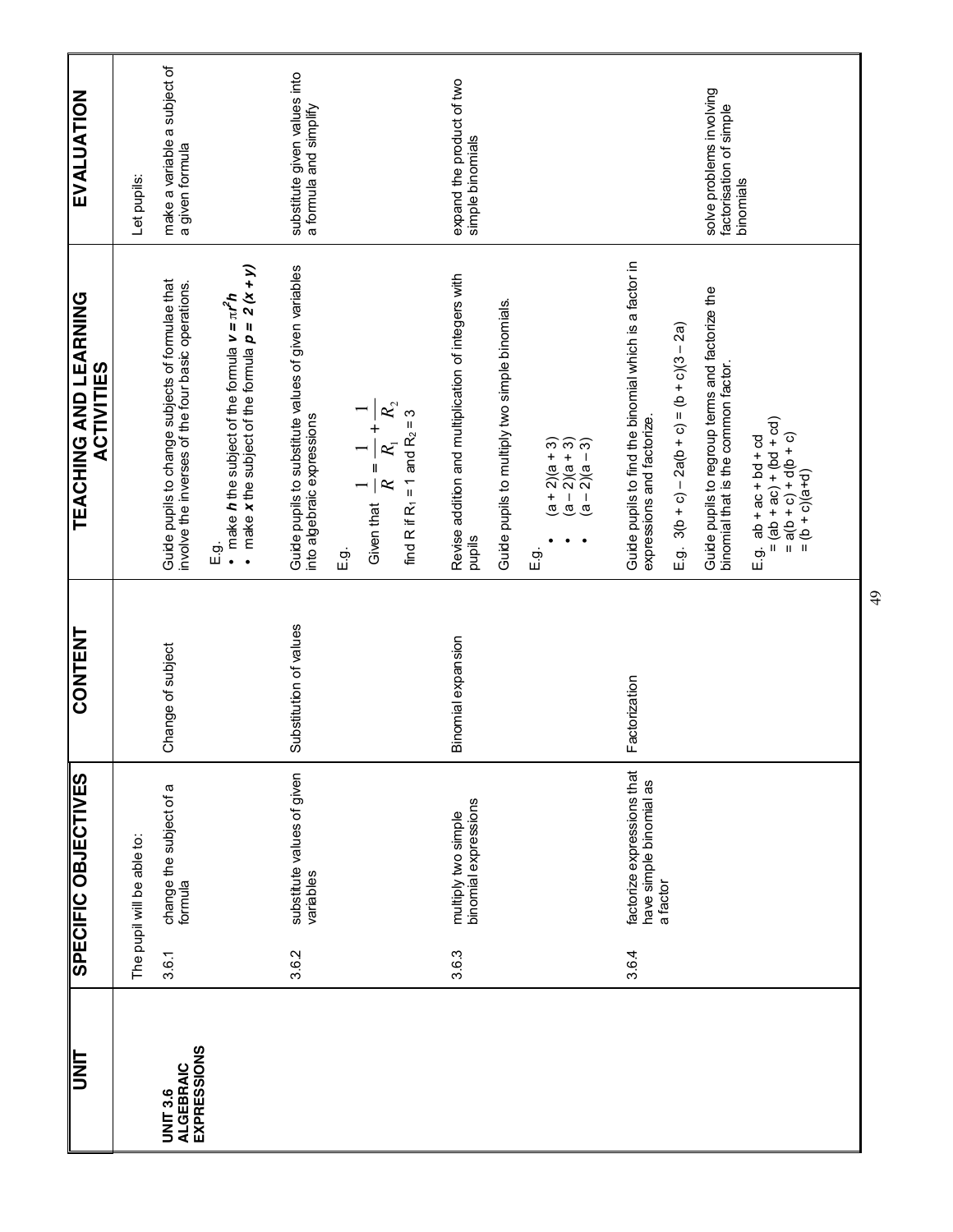| UNIT | SPECIFIC OBJECTIVES | CONTENT | TEACHING AND LEARNING ACTIVITIES | EVALUATION |
|---|---|---|---|---|
| **UNIT 3.6 ALGEBRAIC EXPRESSIONS** | The pupil will be able to: | | | Let pupils: |
| | 3.6.1 change the subject of a formula | Change of subject | Guide pupils to change subjects of formulae that involve the inverses of the four basic operations.<br><br>E.g.<br>• make ***h*** the subject of the formula $v = \pi r^2 h$<br>• make ***x*** the subject of the formula $p = 2(x + y)$ | make a variable a subject of a given formula |
| | 3.6.2 substitute values of given variables | Substitution of values | Guide pupils to substitute values of given variables into algebraic expressions<br><br>E.g.<br>Given that $\frac{1}{R} = \frac{1}{R_1} + \frac{1}{R_2}$<br>find R if $R_1 = 1$ and $R_2 = 3$ | substitute given values into a formula and simplify |
| | 3.6.3 multiply two simple binomial expressions | Binomial expansion | Revise addition and multiplication of integers with pupils<br><br>Guide pupils to multiply two simple binomials.<br><br>E.g.<br>• (a + 2)(a + 3)<br>• (a – 2)(a + 3)<br>• (a – 2)(a – 3) | expand the product of two simple binomials |
| | 3.6.4 factorize expressions that have simple binomial as a factor | Factorization | Guide pupils to find the binomial which is a factor in expressions and factorize.<br><br>E.g. 3(b + c) – 2a(b + c) = (b + c)(3 – 2a)<br><br>Guide pupils to regroup terms and factorize the binomial that is the common factor.<br><br>E.g. ab + ac + bd + cd<br>= (ab + ac) + (bd + cd)<br>= a(b + c) + d(b + c)<br>= (b + c)(a+d) | solve problems involving factorisation of simple binomials |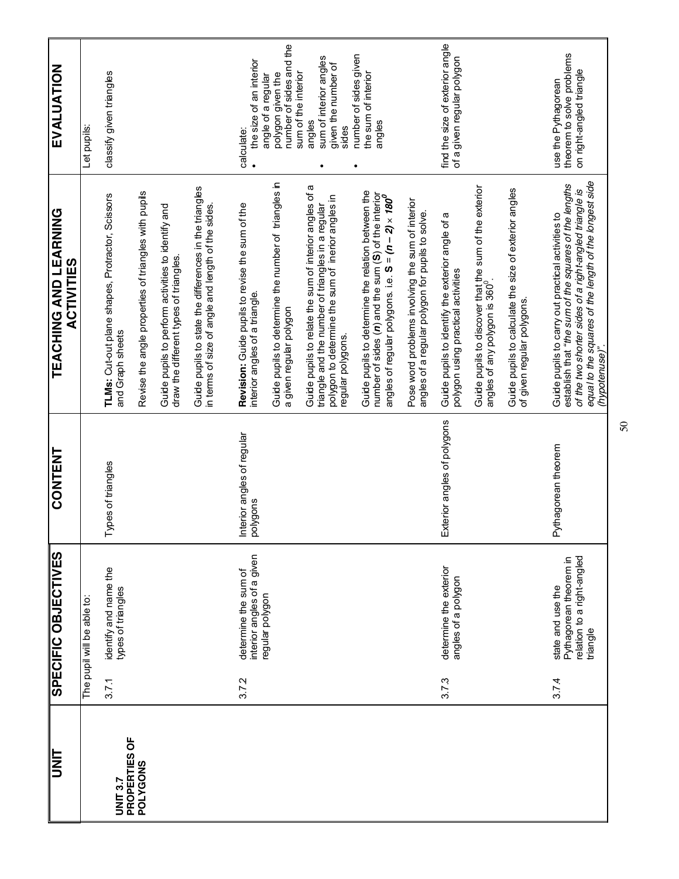| UNIT | SPECIFIC OBJECTIVES | | CONTENT | TEACHING AND LEARNING ACTIVITIES | EVALUATION |
|---|---|---|---|---|---|
| **UNIT 3.7 PROPERTIES OF POLYGONS** | The pupil will be able to: | | | | Let pupils: |
| | 3.7.1 | identify and name the types of triangles | Types of triangles | **TLMs:** Cut-out plane shapes, Protractor, Scissors and Graph sheets<br><br>Revise the angle properties of triangles with pupils<br><br>Guide pupils to perform activities to identify and draw the different types of triangles.<br><br>Guide pupils to state the differences in the triangles in terms of size of angle and length of the sides. | classify given triangles |
| | 3.7.2 | determine the sum of interior angles of a given regular polygon | Interior angles of regular polygons | **Revision:** Guide pupils to revise the sum of the interior angles of a triangle.<br><br>Guide pupils to determine the number of triangles in a given regular polygon<br><br>Guide pupils to relate the sum of interior angles of a triangle and the number of triangles in a regular polygon to determine the sum of inerior angles in regular polygons.<br><br>Guide pupils to determine the relation between the number of sides (*n*) and the sum (**S**) of the interior angles of regular polygons. i.e. **S** = ***(n – 2)*** × ***180$^0$***<br><br>Pose word problems involving the sum of interior angles of a regular polygon for pupils to solve. | calculate:<br>• the size of an interior angle of a regular polygon given the number of sides and the sum of the interior angles<br>• sum of interior angles given the number of sides<br>• number of sides given the sum of interior angles |
| | 3.7.3 | determine the exterior angles of a polygon | Exterior angles of polygons | Guide pupils to identify the exterior angle of a polygon using practical activities<br><br>Guide pupils to discover that the sum of the exterior angles of any polygon is $360^0$.<br><br>Guide pupils to calculate the size of exterior angles of given regular polygons. | find the size of exterior angle of a given regular polygon |
| | 3.7.4 | state and use the Pythagorean theorem in relation to a right-angled triangle | Pythagorean theorem | Guide pupils to carry out practical activities to establish that *"the sum of the squares of the lengths of the two shorter sides of a right-angled triangle is equal to the squares of the length of the longest side (hypotenuse)"*. | use the Pythagorean theorem to solve problems on right-angled triangle |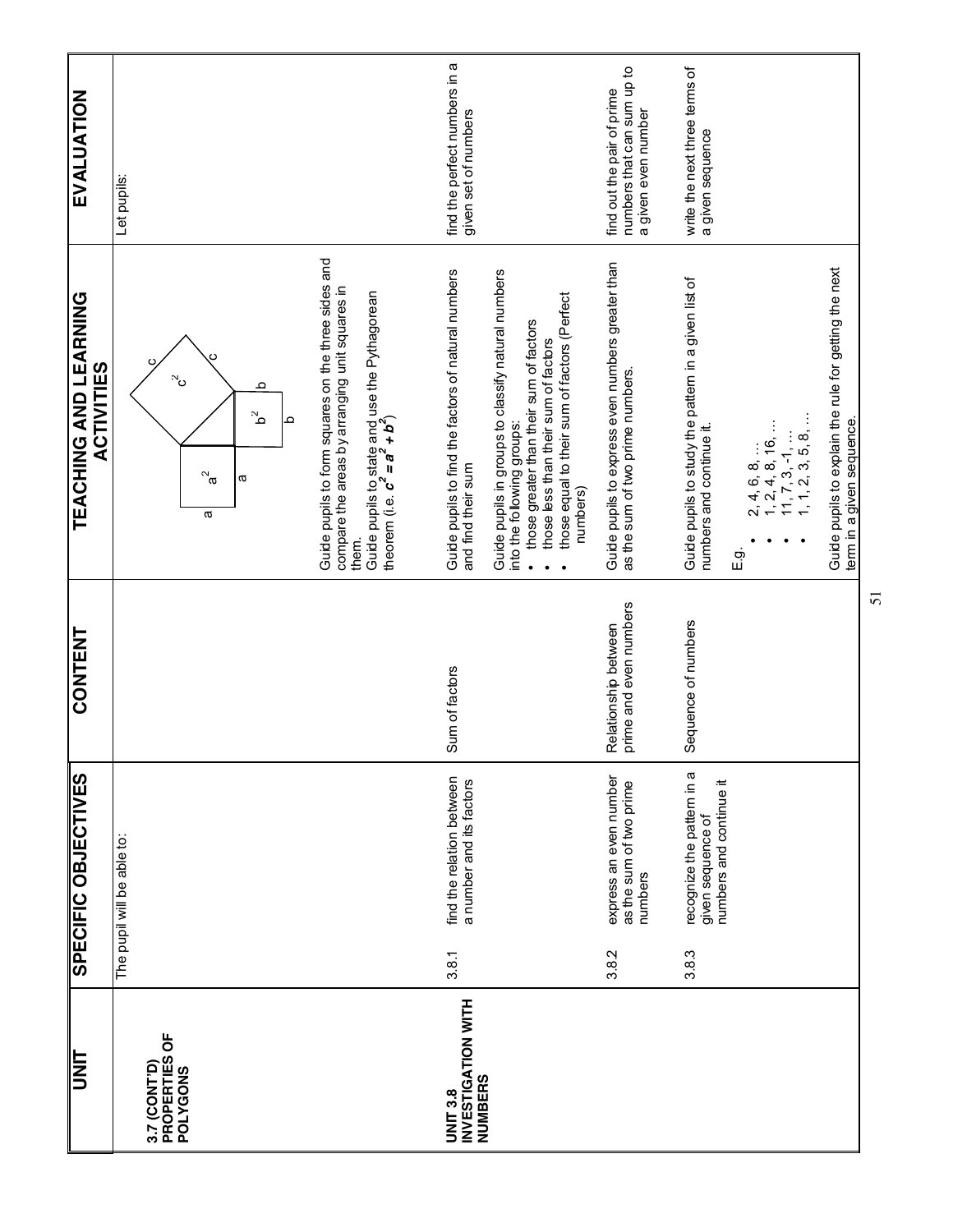| UNIT | SPECIFIC OBJECTIVES | CONTENT | TEACHING AND LEARNING ACTIVITIES | EVALUATION |
|---|---|---|---|---|
| **3.7 (CONT'D) PROPERTIES OF POLYGONS** | The pupil will be able to: | | Guide pupils to form squares on the three sides and compare the areas by arranging unit squares in them.<br>Guide pupils to state and use the Pythagorean theorem (i.e. $c^2 = a^2 + b^2$) | Let pupils: |
| **UNIT 3.8 INVESTIGATION WITH NUMBERS** | 3.8.1 find the relation between a number and its factors | Sum of factors | Guide pupils to find the factors of natural numbers and find their sum<br><br>Guide pupils in groups to classify natural numbers into the following groups:<br>• those greater than their sum of factors<br>• those less than their sum of factors<br>• those equal to their sum of factors (Perfect numbers) | find the perfect numbers in a given set of numbers |
| | 3.8.2 express an even number as the sum of two prime numbers | Relationship between prime and even numbers | Guide pupils to express even numbers greater than as the sum of two prime numbers. | find out the pair of prime numbers that can sum up to a given even number |
| | 3.8.3 recognize the pattern in a given sequence of numbers and continue it | Sequence of numbers | Guide pupils to study the pattern in a given list of numbers and continue it.<br><br>E.g.<br>• 2, 4, 6, 8, …<br>• 1, 2, 4, 8, 16, …<br>• 11, 7, 3, -1, …<br>• 1, 1, 2, 3, 5, 8, …<br><br>Guide pupils to explain the rule for getting the next term in a given sequence. | write the next three terms of a given sequence |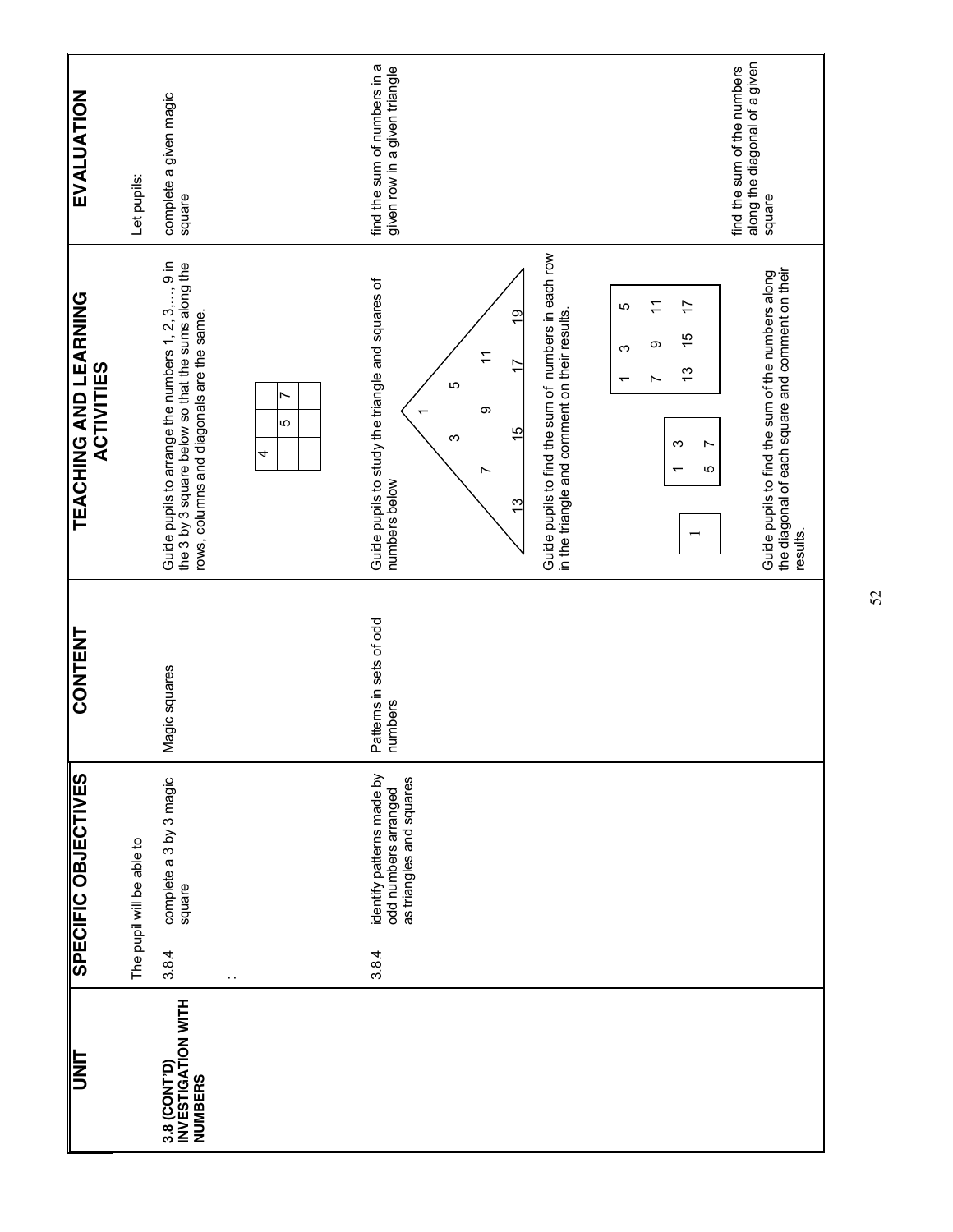| UNIT | SPECIFIC OBJECTIVES | CONTENT | TEACHING AND LEARNING ACTIVITIES | EVALUATION |
|---|---|---|---|---|
| **3.8 (CONT'D) INVESTIGATION WITH NUMBERS** | The pupil will be able to<br><br>3.8.4 complete a 3 by 3 magic square | Magic squares | Guide pupils to arrange the numbers 1, 2, 3,…, 9 in the 3 by 3 square below so that the sums along the rows, columns and diagonals are the same.<br><br>[4 \| \| ]<br>[ \| 5 \| ]<br>[7 \| \| ] | Let pupils:<br><br>complete a given magic square |
| | 3.8.4 identify patterns made by odd numbers arranged as triangles and squares | Patterns in sets of odd numbers | Guide pupils to study the triangle and squares of numbers below<br><br>1<br>3 5<br>7 9 11<br>13 15 17 19<br><br>Guide pupils to find the sum of numbers in each row in the triangle and comment on their results.<br><br>[1]<br><br>[1 3]<br>[5 7]<br><br>[1 3 5]<br>[7 9 11]<br>[13 15 17]<br><br>Guide pupils to find the sum of the numbers along the diagonal of each square and comment on their results. | find the sum of numbers in a given row in a given triangle<br><br>find the sum of the numbers along the diagonal of a given square |